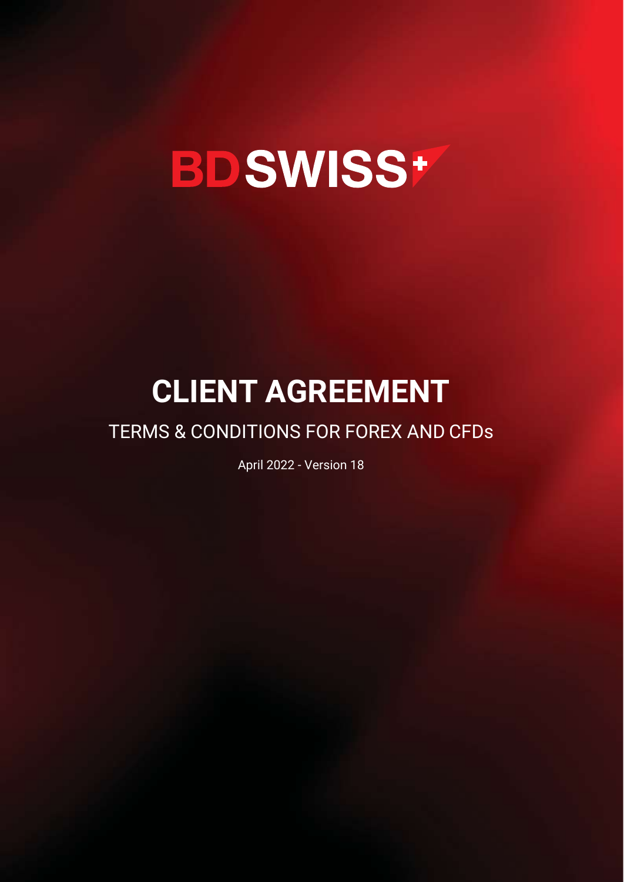# BDSWISS

# CLIENT AGREEMENT

## TERMS & CONDITIONS FOR FOREX AND CFDs

April 2022 - Version 18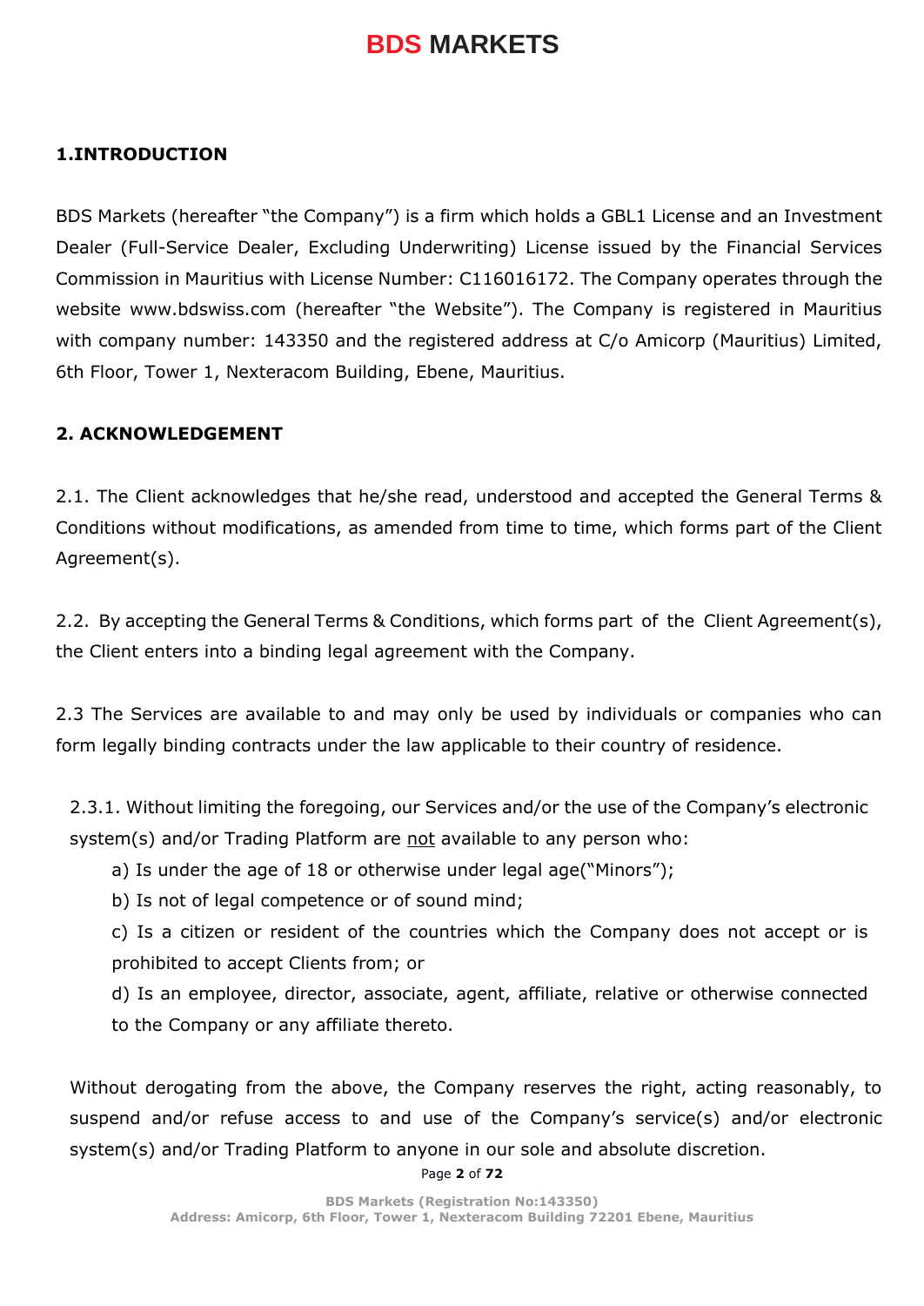## 1.INTRODUCTION

BDS Markets (hereafter "the Company") is a firm which holds a GBL1 License and an Investment Dealer (Full-Service Dealer, Excluding Underwriting) License issued by the Financial Services Commission in Mauritius with License Number: C116016172. The Company operates through the website www.bdswiss.com (hereafter "the Website"). The Company is registered in Mauritius with company number: 143350 and the registered address at C/o Amicorp (Mauritius) Limited, 6th Floor, Tower 1, Nexteracom Building, Ebene, Mauritius.

## 2. ACKNOWLEDGEMENT

2.1. The Client acknowledges that he/she read, understood and accepted the General Terms & Conditions without modifications, as amended from time to time, which forms part of the Client Agreement(s).

2.2. By accepting the General Terms & Conditions, which forms part of the Client Agreement(s), the Client enters into a binding legal agreement with the Company.

2.3 The Services are available to and may only be used by individuals or companies who can form legally binding contracts under the law applicable to their country of residence.

2.3.1. Without limiting the foregoing, our Services and/or the use of the Company's electronic system(s) and/or Trading Platform are <u>not</u> available to any person who:

a) Is under the age of 18 or otherwise under legal age("Minors");

b) Is not of legal competence or of sound mind;

c) Is a citizen or resident of the countries which the Company does not accept or is prohibited to accept Clients from; or

d) Is an employee, director, associate, agent, affiliate, relative or otherwise connected to the Company or any affiliate thereto.

Without derogating from the above, the Company reserves the right, acting reasonably, to suspend and/or refuse access to and use of the Company's service(s) and/or electronic system(s) and/or Trading Platform to anyone in our sole and absolute discretion.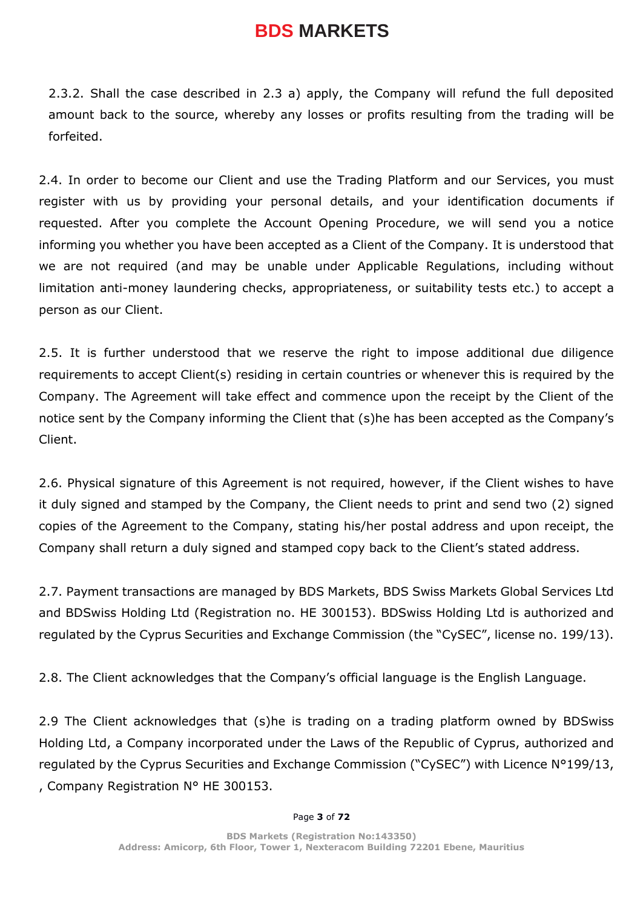2.3.2. Shall the case described in 2.3 a) apply, the Company will refund the full deposited amount back to the source, whereby any losses or profits resulting from the trading will be forfeited.

2.4. In order to become our Client and use the Trading Platform and our Services, you must register with us by providing your personal details, and your identification documents if requested. After you complete the Account Opening Procedure, we will send you a notice informing you whether you have been accepted as a Client of the Company. It is understood that we are not required (and may be unable under Applicable Regulations, including without limitation anti-money laundering checks, appropriateness, or suitability tests etc.) to accept a person as our Client.

2.5. It is further understood that we reserve the right to impose additional due diligence requirements to accept Client(s) residing in certain countries or whenever this is required by the Company. The Agreement will take effect and commence upon the receipt by the Client of the notice sent by the Company informing the Client that (s)he has been accepted as the Company's Client.

2.6. Physical signature of this Agreement is not required, however, if the Client wishes to have it duly signed and stamped by the Company, the Client needs to print and send two (2) signed copies of the Agreement to the Company, stating his/her postal address and upon receipt, the Company shall return a duly signed and stamped copy back to the Client's stated address.

2.7. Payment transactions are managed by BDS Markets, BDS Swiss Markets Global Services Ltd and BDSwiss Holding Ltd (Registration no. HE 300153). BDSwiss Holding Ltd is authorized and regulated by the Cyprus Securities and Exchange Commission (the "CySEC", license no. 199/13).

2.8. The Client acknowledges that the Company's official language is the English Language.

2.9 The Client acknowledges that (s)he is trading on a trading platform owned by BDSwiss Holding Ltd, a Company incorporated under the Laws of the Republic of Cyprus, authorized and regulated by the Cyprus Securities and Exchange Commission ("CySEC") with Licence N°199/13, , Company Registration N° HE 300153.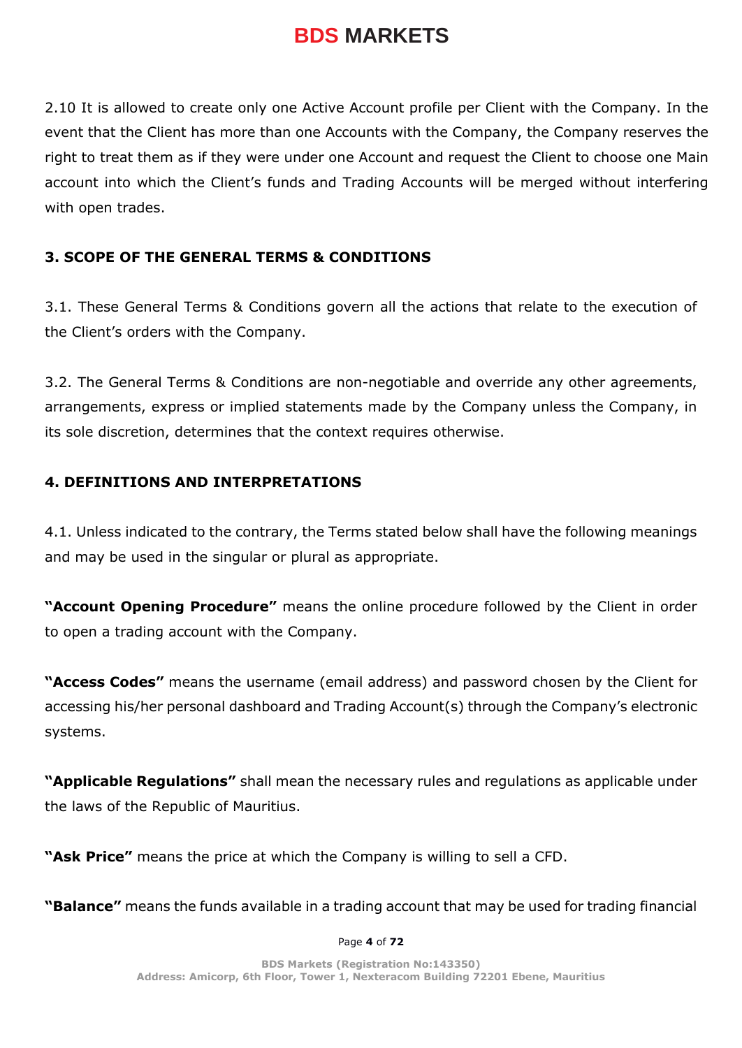2.10 It is allowed to create only one Active Account profile per Client with the Company. In the event that the Client has more than one Accounts with the Company, the Company reserves the right to treat them as if they were under one Account and request the Client to choose one Main account into which the Client's funds and Trading Accounts will be merged without interfering with open trades.

## 3. SCOPE OF THE GENERAL TERMS & CONDITIONS

3.1. These General Terms & Conditions govern all the actions that relate to the execution of the Client's orders with the Company.

3.2. The General Terms & Conditions are non-negotiable and override any other agreements, arrangements, express or implied statements made by the Company unless the Company, in its sole discretion, determines that the context requires otherwise.

## 4. DEFINITIONS AND INTERPRETATIONS

4.1. Unless indicated to the contrary, the Terms stated below shall have the following meanings and may be used in the singular or plural as appropriate.

**"Account Opening Procedure"** means the online procedure followed by the Client in order to open a trading account with the Company.

**"Access Codes"** means the username (email address) and password chosen by the Client for accessing his/her personal dashboard and Trading Account(s) through the Company's electronic systems.

**"Applicable Regulations"** shall mean the necessary rules and regulations as applicable under the laws of the Republic of Mauritius.

**"Ask Price"** means the price at which the Company is willing to sell a CFD.

**"Balance"** means the funds available in a trading account that may be used for trading financial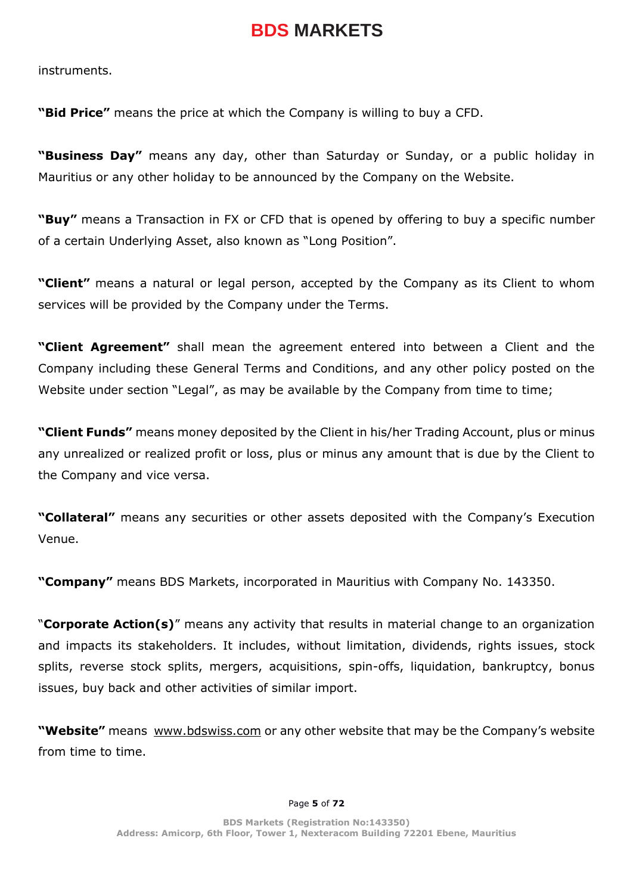instruments.

**"Bid Price"** means the price at which the Company is willing to buy a CFD.

**"Business Day"** means any day, other than Saturday or Sunday, or a public holiday in Mauritius or any other holiday to be announced by the Company on the Website.

**"Buy"** means a Transaction in FX or CFD that is opened by offering to buy a specific number of a certain Underlying Asset, also known as "Long Position".

**"Client"** means a natural or legal person, accepted by the Company as its Client to whom services will be provided by the Company under the Terms.

**"Client Agreement"** shall mean the agreement entered into between a Client and the Company including these General Terms and Conditions, and any other policy posted on the Website under section "Legal", as may be available by the Company from time to time;

**"Client Funds"** means money deposited by the Client in his/her Trading Account, plus or minus any unrealized or realized profit or loss, plus or minus any amount that is due by the Client to the Company and vice versa.

**"Collateral"** means any securities or other assets deposited with the Company's Execution Venue.

**"Company"** means BDS Markets, incorporated in Mauritius with Company No. 143350.

"**Corporate Action(s)**" means any activity that results in material change to an organization and impacts its stakeholders. It includes, without limitation, dividends, rights issues, stock splits, reverse stock splits, mergers, acquisitions, spin-offs, liquidation, bankruptcy, bonus issues, buy back and other activities of similar import.

**"Website"** means www.bdswiss.com or any other website that may be the Company's website from time to time.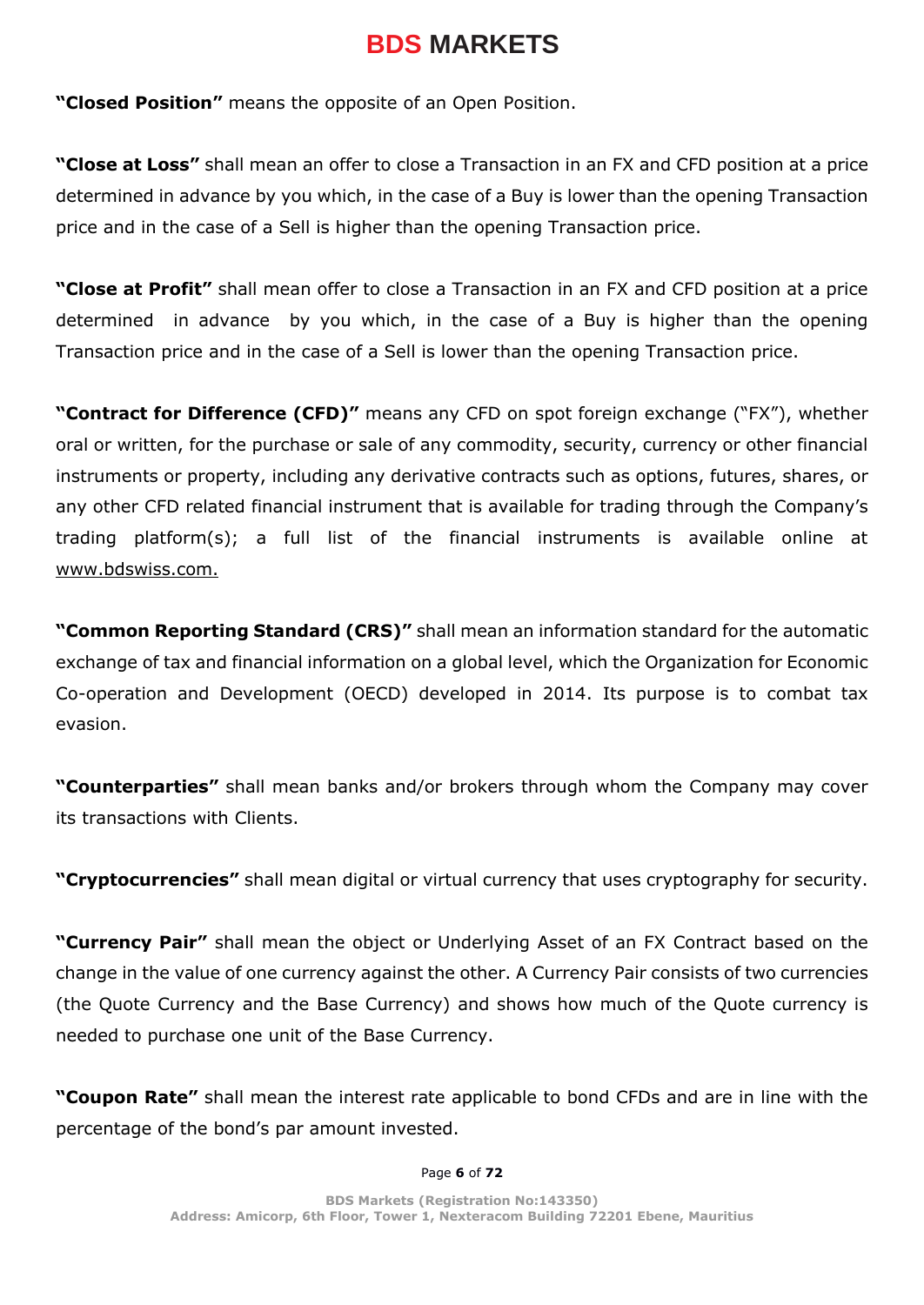**"Closed Position"** means the opposite of an Open Position.

**"Close at Loss"** shall mean an offer to close a Transaction in an FX and CFD position at a price determined in advance by you which, in the case of a Buy is lower than the opening Transaction price and in the case of a Sell is higher than the opening Transaction price.

**"Close at Profit"** shall mean offer to close a Transaction in an FX and CFD position at a price determined in advance by you which, in the case of a Buy is higher than the opening Transaction price and in the case of a Sell is lower than the opening Transaction price.

**"Contract for Difference (CFD)"** means any CFD on spot foreign exchange ("FX"), whether oral or written, for the purchase or sale of any commodity, security, currency or other financial instruments or property, including any derivative contracts such as options, futures, shares, or any other CFD related financial instrument that is available for trading through the Company's trading platform(s); a full list of the financial instruments is available online at www.bdswiss.com.

**"Common Reporting Standard (CRS)"** shall mean an information standard for the automatic exchange of tax and financial information on a global level, which the Organization for Economic Co-operation and Development (OECD) developed in 2014. Its purpose is to combat tax evasion.

**"Counterparties"** shall mean banks and/or brokers through whom the Company may cover its transactions with Clients.

**"Cryptocurrencies"** shall mean digital or virtual currency that uses cryptography for security.

**"Currency Pair"** shall mean the object or Underlying Asset of an FX Contract based on the change in the value of one currency against the other. A Currency Pair consists of two currencies (the Quote Currency and the Base Currency) and shows how much of the Quote currency is needed to purchase one unit of the Base Currency.

**"Coupon Rate"** shall mean the interest rate applicable to bond CFDs and are in line with the percentage of the bond's par amount invested.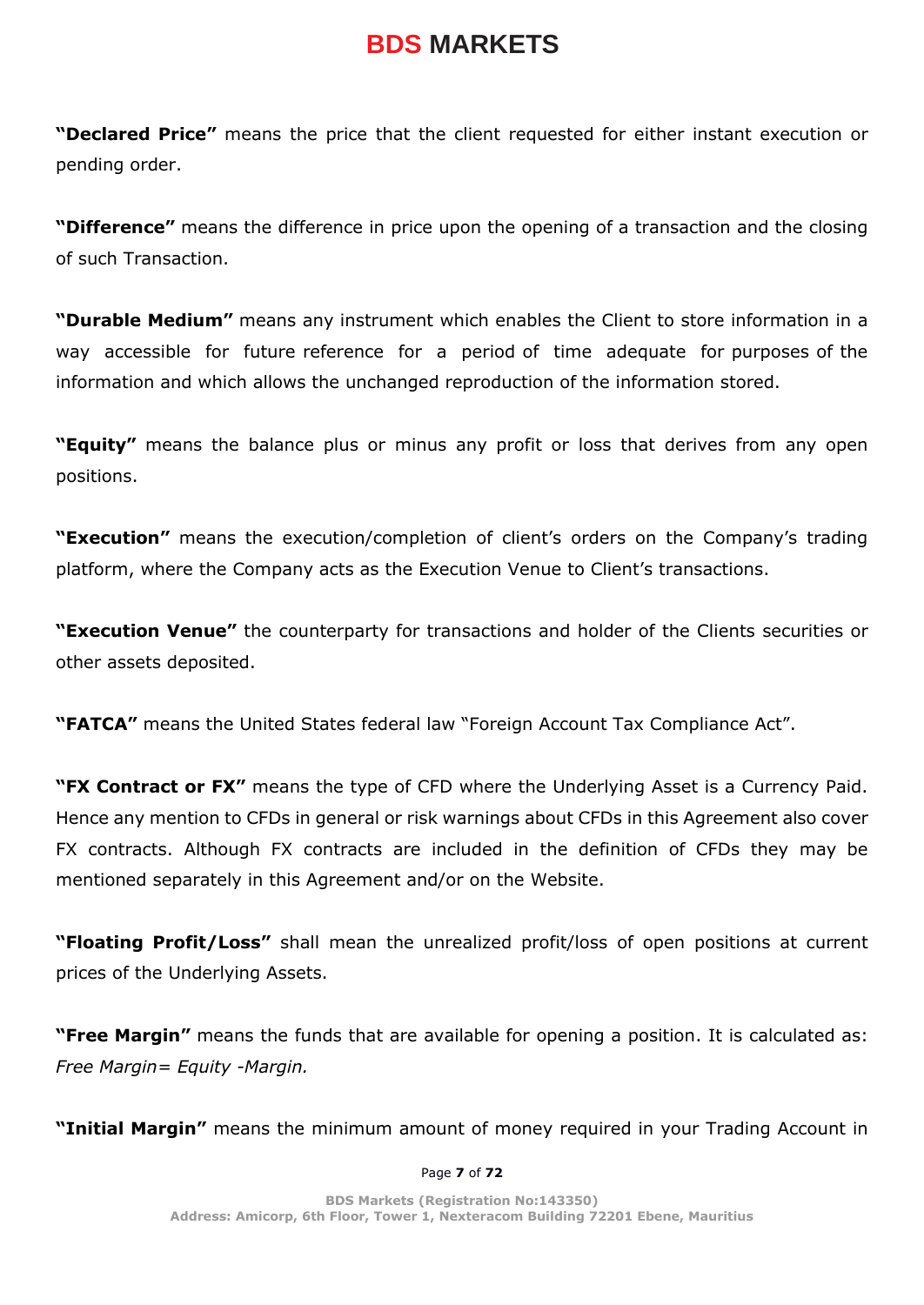**"Declared Price"** means the price that the client requested for either instant execution or pending order.

**"Difference"** means the difference in price upon the opening of a transaction and the closing of such Transaction.

**"Durable Medium"** means any instrument which enables the Client to store information in a way accessible for future reference for a period of time adequate for purposes of the information and which allows the unchanged reproduction of the information stored.

**"Equity"** means the balance plus or minus any profit or loss that derives from any open positions.

**"Execution"** means the execution/completion of client's orders on the Company's trading platform, where the Company acts as the Execution Venue to Client's transactions.

**"Execution Venue"** the counterparty for transactions and holder of the Clients securities or other assets deposited.

**"FATCA"** means the United States federal law "Foreign Account Tax Compliance Act".

**"FX Contract or FX"** means the type of CFD where the Underlying Asset is a Currency Paid. Hence any mention to CFDs in general or risk warnings about CFDs in this Agreement also cover FX contracts. Although FX contracts are included in the definition of CFDs they may be mentioned separately in this Agreement and/or on the Website.

**"Floating Profit/Loss"** shall mean the unrealized profit/loss of open positions at current prices of the Underlying Assets.

**"Free Margin"** means the funds that are available for opening a position. It is calculated as: *Free Margin= Equity -Margin.*

**"Initial Margin"** means the minimum amount of money required in your Trading Account in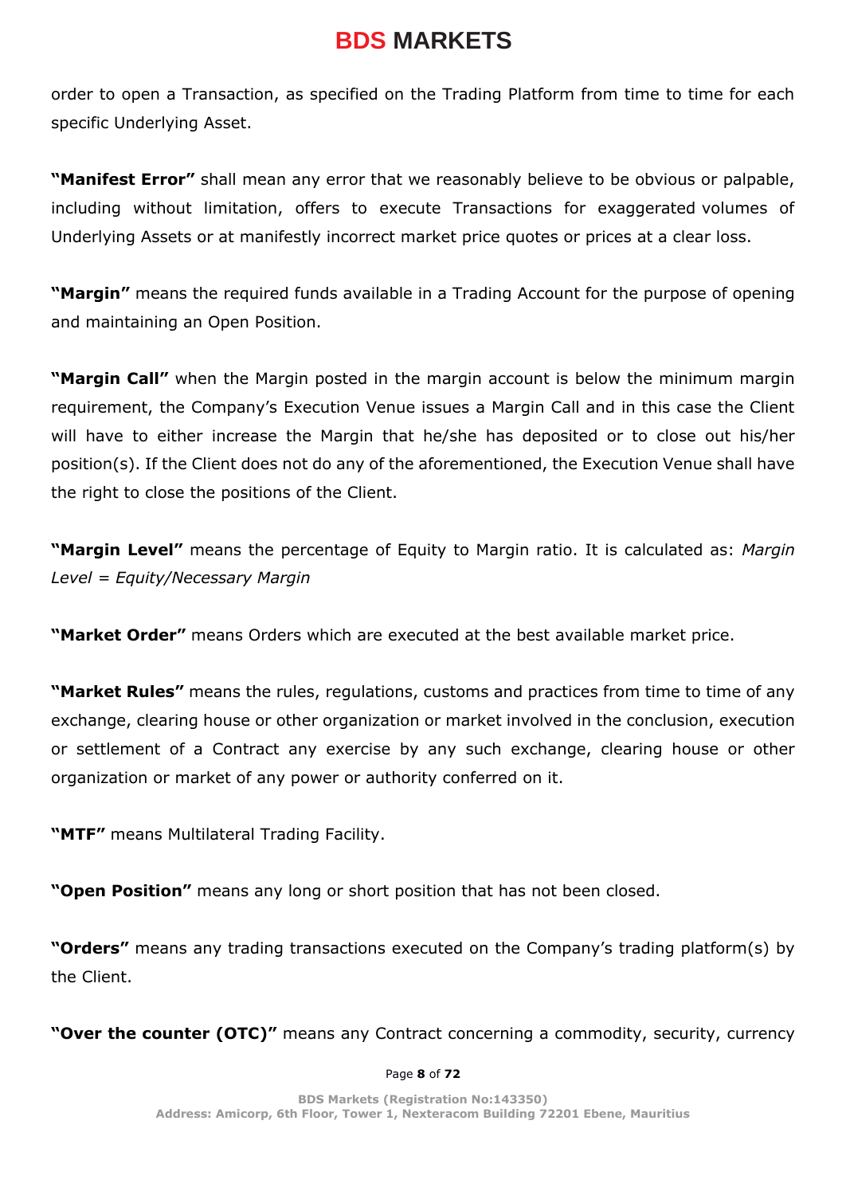order to open a Transaction, as specified on the Trading Platform from time to time for each specific Underlying Asset.

**"Manifest Error"** shall mean any error that we reasonably believe to be obvious or palpable, including without limitation, offers to execute Transactions for exaggerated volumes of Underlying Assets or at manifestly incorrect market price quotes or prices at a clear loss.

**"Margin"** means the required funds available in a Trading Account for the purpose of opening and maintaining an Open Position.

**"Margin Call"** when the Margin posted in the margin account is below the minimum margin requirement, the Company's Execution Venue issues a Margin Call and in this case the Client will have to either increase the Margin that he/she has deposited or to close out his/her position(s). If the Client does not do any of the aforementioned, the Execution Venue shall have the right to close the positions of the Client.

**"Margin Level"** means the percentage of Equity to Margin ratio. It is calculated as: *Margin Level = Equity/Necessary Margin*

**"Market Order"** means Orders which are executed at the best available market price.

**"Market Rules"** means the rules, regulations, customs and practices from time to time of any exchange, clearing house or other organization or market involved in the conclusion, execution or settlement of a Contract any exercise by any such exchange, clearing house or other organization or market of any power or authority conferred on it.

**"MTF"** means Multilateral Trading Facility.

**"Open Position"** means any long or short position that has not been closed.

**"Orders"** means any trading transactions executed on the Company's trading platform(s) by the Client.

**"Over the counter (OTC)"** means any Contract concerning a commodity, security, currency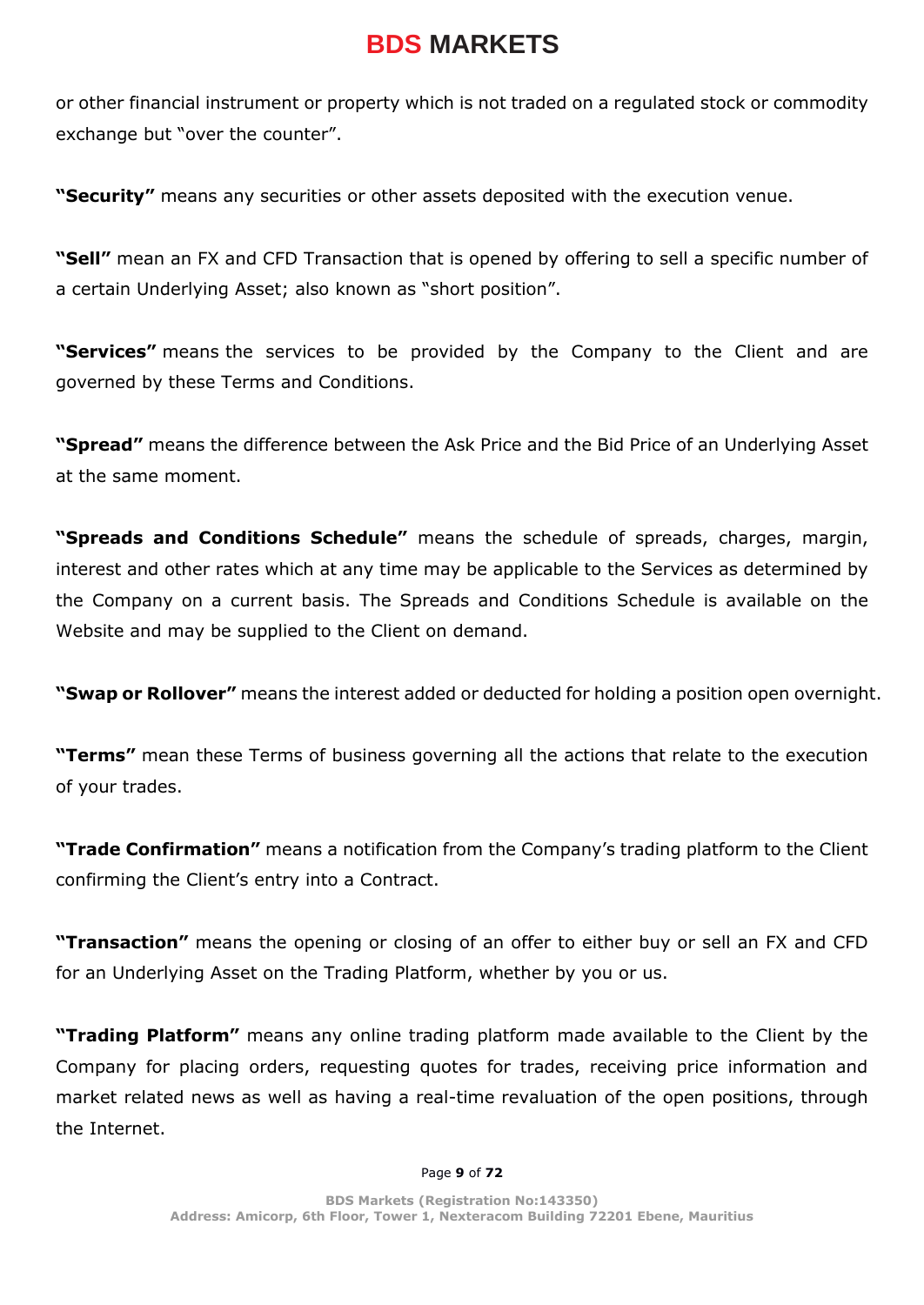or other financial instrument or property which is not traded on a regulated stock or commodity exchange but "over the counter".

**"Security"** means any securities or other assets deposited with the execution venue.

**"Sell"** mean an FX and CFD Transaction that is opened by offering to sell a specific number of a certain Underlying Asset; also known as "short position".

**"Services"** means the services to be provided by the Company to the Client and are governed by these Terms and Conditions.

**"Spread"** means the difference between the Ask Price and the Bid Price of an Underlying Asset at the same moment.

**"Spreads and Conditions Schedule"** means the schedule of spreads, charges, margin, interest and other rates which at any time may be applicable to the Services as determined by the Company on a current basis. The Spreads and Conditions Schedule is available on the Website and may be supplied to the Client on demand.

**"Swap or Rollover"** means the interest added or deducted for holding a position open overnight.

**"Terms"** mean these Terms of business governing all the actions that relate to the execution of your trades.

**"Trade Confirmation"** means a notification from the Company's trading platform to the Client confirming the Client's entry into a Contract.

**"Transaction"** means the opening or closing of an offer to either buy or sell an FX and CFD for an Underlying Asset on the Trading Platform, whether by you or us.

**"Trading Platform"** means any online trading platform made available to the Client by the Company for placing orders, requesting quotes for trades, receiving price information and market related news as well as having a real-time revaluation of the open positions, through the Internet.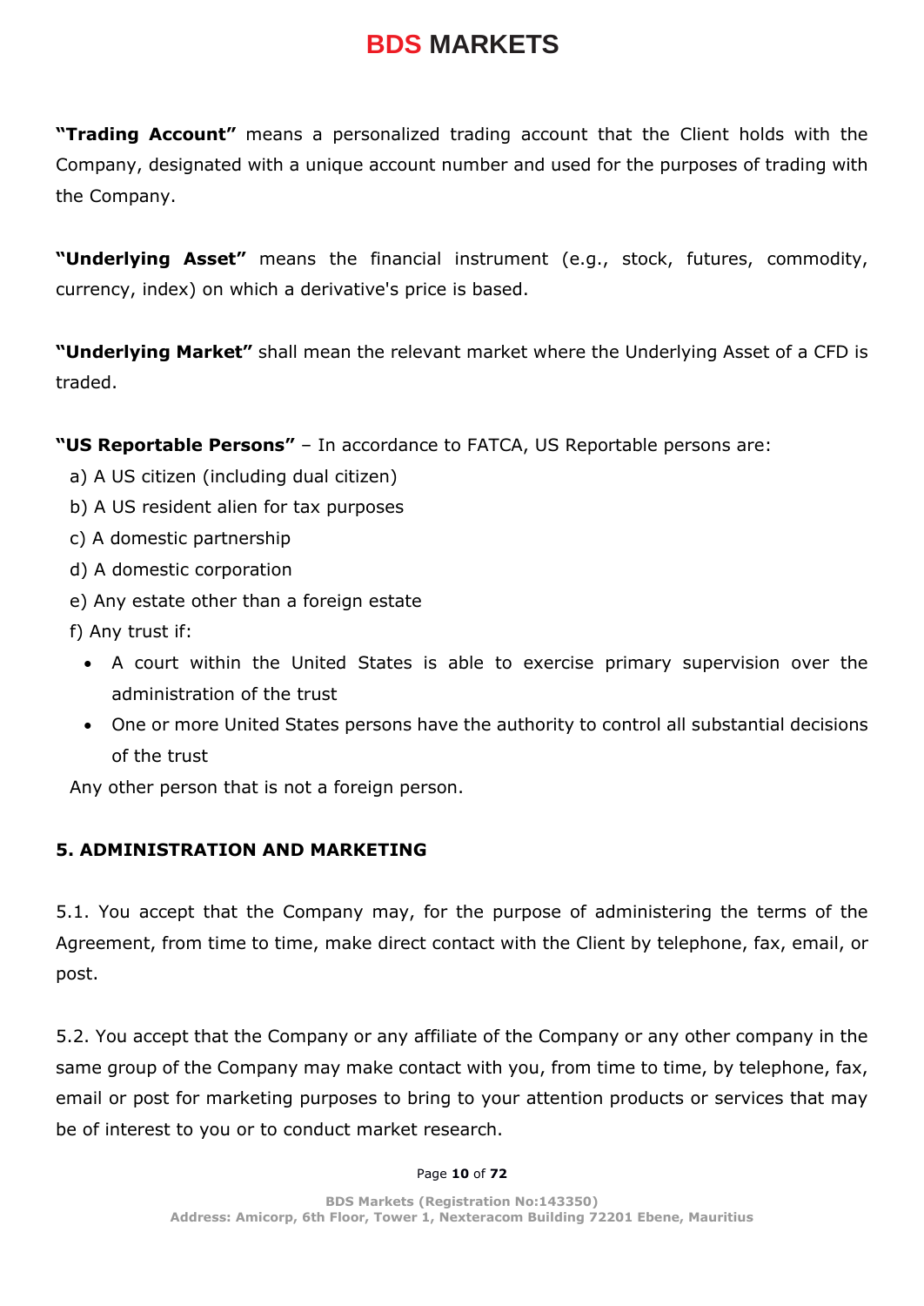**"Trading Account"** means a personalized trading account that the Client holds with the Company, designated with a unique account number and used for the purposes of trading with the Company.

**"Underlying Asset"** means the financial instrument (e.g., stock, futures, commodity, currency, index) on which a derivative's price is based.

**"Underlying Market"** shall mean the relevant market where the Underlying Asset of a CFD is traded.

**"US Reportable Persons"** – In accordance to FATCA, US Reportable persons are:

a) A US citizen (including dual citizen)
b) A US resident alien for tax purposes
c) A domestic partnership
d) A domestic corporation
e) Any estate other than a foreign estate
f) Any trust if:
- A court within the United States is able to exercise primary supervision over the administration of the trust
- One or more United States persons have the authority to control all substantial decisions of the trust

Any other person that is not a foreign person.

## 5. ADMINISTRATION AND MARKETING

5.1. You accept that the Company may, for the purpose of administering the terms of the Agreement, from time to time, make direct contact with the Client by telephone, fax, email, or post.

5.2. You accept that the Company or any affiliate of the Company or any other company in the same group of the Company may make contact with you, from time to time, by telephone, fax, email or post for marketing purposes to bring to your attention products or services that may be of interest to you or to conduct market research.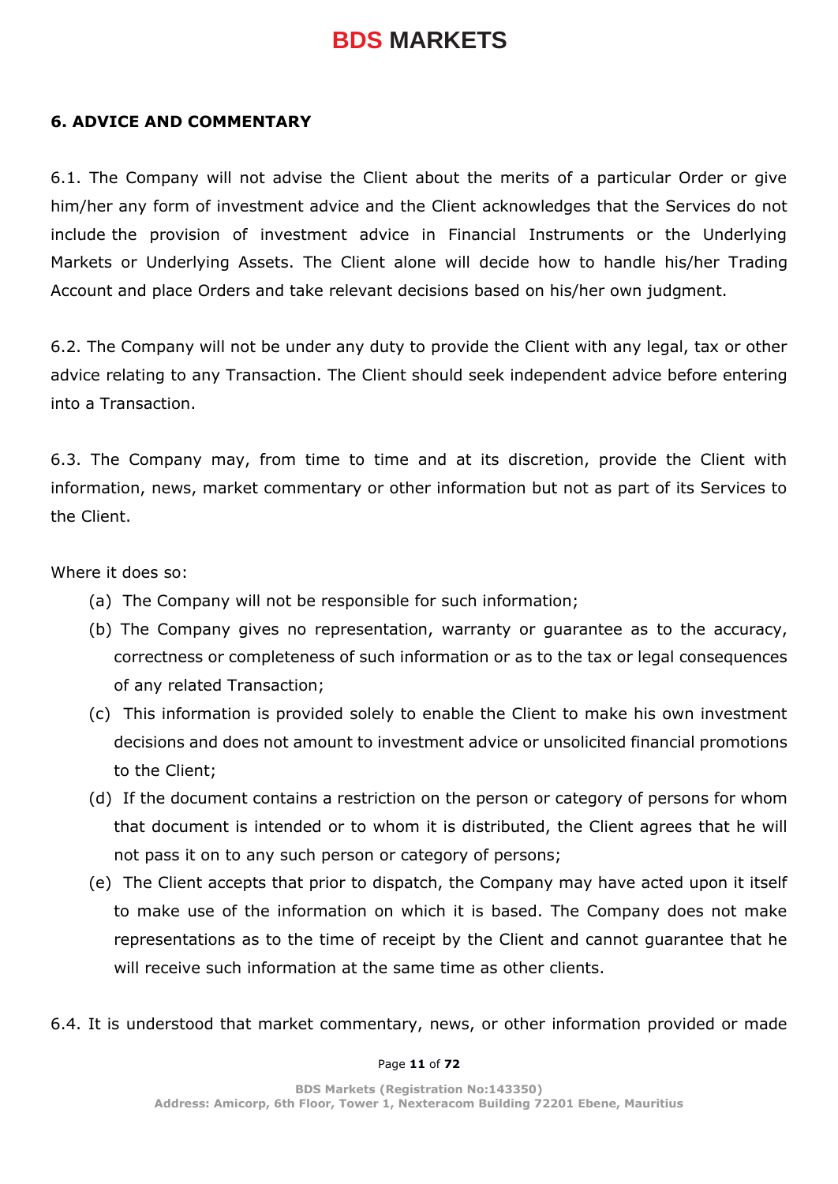## 6. ADVICE AND COMMENTARY

6.1. The Company will not advise the Client about the merits of a particular Order or give him/her any form of investment advice and the Client acknowledges that the Services do not include the provision of investment advice in Financial Instruments or the Underlying Markets or Underlying Assets. The Client alone will decide how to handle his/her Trading Account and place Orders and take relevant decisions based on his/her own judgment.

6.2. The Company will not be under any duty to provide the Client with any legal, tax or other advice relating to any Transaction. The Client should seek independent advice before entering into a Transaction.

6.3. The Company may, from time to time and at its discretion, provide the Client with information, news, market commentary or other information but not as part of its Services to the Client.

Where it does so:

(a) The Company will not be responsible for such information;

(b) The Company gives no representation, warranty or guarantee as to the accuracy, correctness or completeness of such information or as to the tax or legal consequences of any related Transaction;

(c) This information is provided solely to enable the Client to make his own investment decisions and does not amount to investment advice or unsolicited financial promotions to the Client;

(d) If the document contains a restriction on the person or category of persons for whom that document is intended or to whom it is distributed, the Client agrees that he will not pass it on to any such person or category of persons;

(e) The Client accepts that prior to dispatch, the Company may have acted upon it itself to make use of the information on which it is based. The Company does not make representations as to the time of receipt by the Client and cannot guarantee that he will receive such information at the same time as other clients.

6.4. It is understood that market commentary, news, or other information provided or made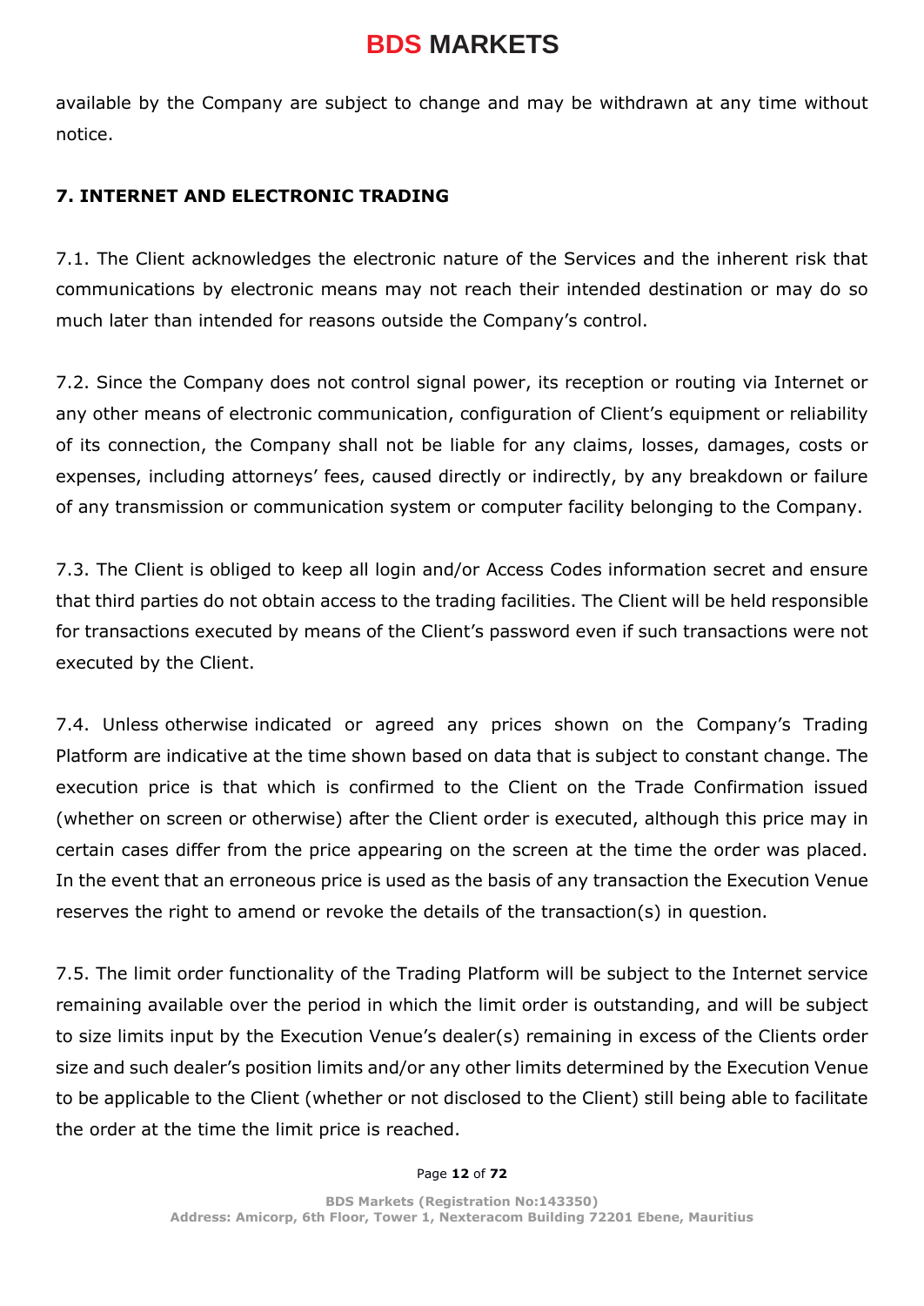available by the Company are subject to change and may be withdrawn at any time without notice.

**7. INTERNET AND ELECTRONIC TRADING**

7.1. The Client acknowledges the electronic nature of the Services and the inherent risk that communications by electronic means may not reach their intended destination or may do so much later than intended for reasons outside the Company's control.

7.2. Since the Company does not control signal power, its reception or routing via Internet or any other means of electronic communication, configuration of Client's equipment or reliability of its connection, the Company shall not be liable for any claims, losses, damages, costs or expenses, including attorneys' fees, caused directly or indirectly, by any breakdown or failure of any transmission or communication system or computer facility belonging to the Company.

7.3. The Client is obliged to keep all login and/or Access Codes information secret and ensure that third parties do not obtain access to the trading facilities. The Client will be held responsible for transactions executed by means of the Client's password even if such transactions were not executed by the Client.

7.4. Unless otherwise indicated or agreed any prices shown on the Company's Trading Platform are indicative at the time shown based on data that is subject to constant change. The execution price is that which is confirmed to the Client on the Trade Confirmation issued (whether on screen or otherwise) after the Client order is executed, although this price may in certain cases differ from the price appearing on the screen at the time the order was placed. In the event that an erroneous price is used as the basis of any transaction the Execution Venue reserves the right to amend or revoke the details of the transaction(s) in question.

7.5. The limit order functionality of the Trading Platform will be subject to the Internet service remaining available over the period in which the limit order is outstanding, and will be subject to size limits input by the Execution Venue's dealer(s) remaining in excess of the Clients order size and such dealer's position limits and/or any other limits determined by the Execution Venue to be applicable to the Client (whether or not disclosed to the Client) still being able to facilitate the order at the time the limit price is reached.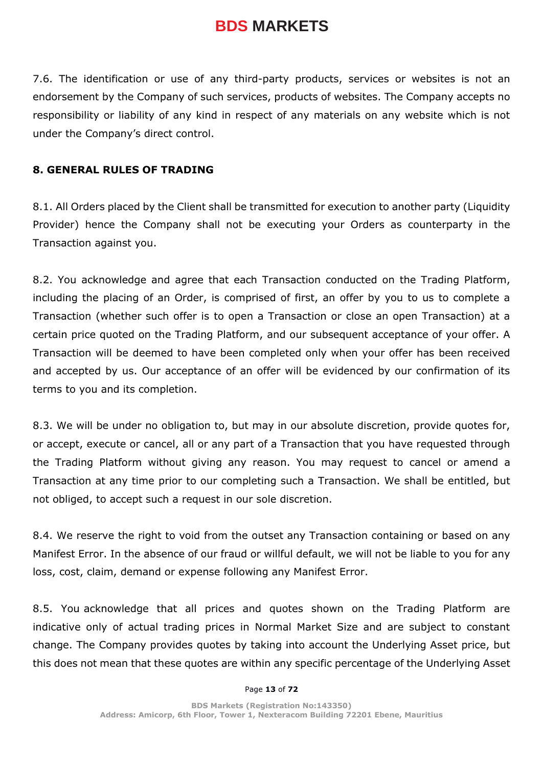7.6. The identification or use of any third-party products, services or websites is not an endorsement by the Company of such services, products of websites. The Company accepts no responsibility or liability of any kind in respect of any materials on any website which is not under the Company's direct control.

## 8. GENERAL RULES OF TRADING

8.1. All Orders placed by the Client shall be transmitted for execution to another party (Liquidity Provider) hence the Company shall not be executing your Orders as counterparty in the Transaction against you.

8.2. You acknowledge and agree that each Transaction conducted on the Trading Platform, including the placing of an Order, is comprised of first, an offer by you to us to complete a Transaction (whether such offer is to open a Transaction or close an open Transaction) at a certain price quoted on the Trading Platform, and our subsequent acceptance of your offer. A Transaction will be deemed to have been completed only when your offer has been received and accepted by us. Our acceptance of an offer will be evidenced by our confirmation of its terms to you and its completion.

8.3. We will be under no obligation to, but may in our absolute discretion, provide quotes for, or accept, execute or cancel, all or any part of a Transaction that you have requested through the Trading Platform without giving any reason. You may request to cancel or amend a Transaction at any time prior to our completing such a Transaction. We shall be entitled, but not obliged, to accept such a request in our sole discretion.

8.4. We reserve the right to void from the outset any Transaction containing or based on any Manifest Error. In the absence of our fraud or willful default, we will not be liable to you for any loss, cost, claim, demand or expense following any Manifest Error.

8.5. You acknowledge that all prices and quotes shown on the Trading Platform are indicative only of actual trading prices in Normal Market Size and are subject to constant change. The Company provides quotes by taking into account the Underlying Asset price, but this does not mean that these quotes are within any specific percentage of the Underlying Asset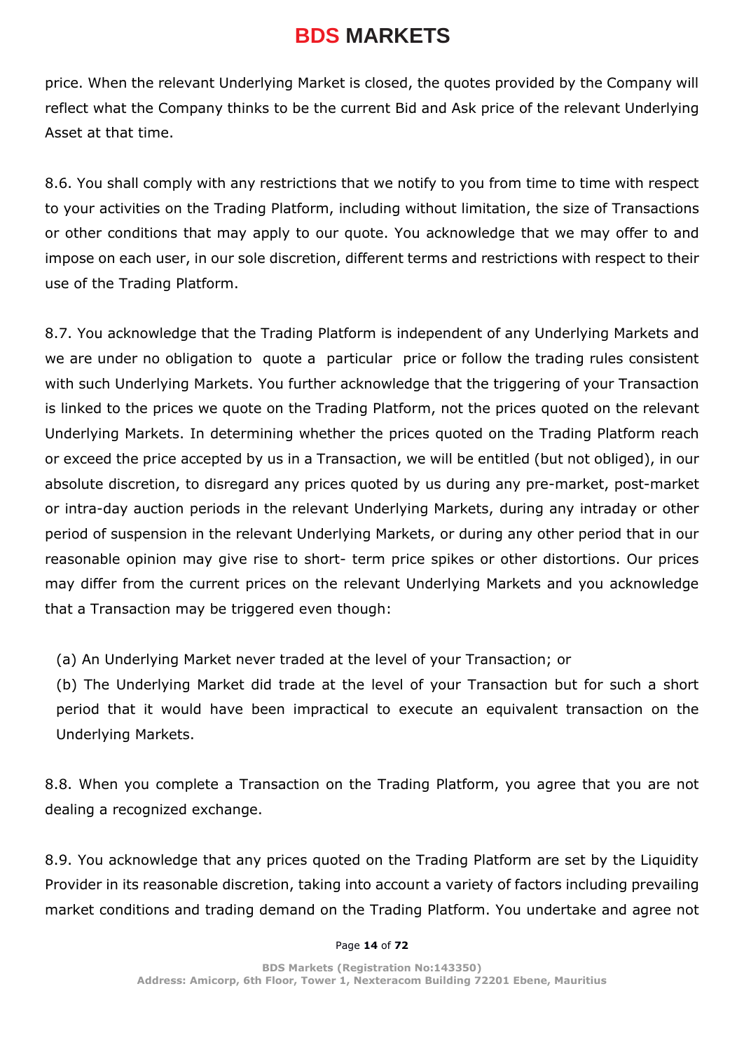price. When the relevant Underlying Market is closed, the quotes provided by the Company will reflect what the Company thinks to be the current Bid and Ask price of the relevant Underlying Asset at that time.

8.6. You shall comply with any restrictions that we notify to you from time to time with respect to your activities on the Trading Platform, including without limitation, the size of Transactions or other conditions that may apply to our quote. You acknowledge that we may offer to and impose on each user, in our sole discretion, different terms and restrictions with respect to their use of the Trading Platform.

8.7. You acknowledge that the Trading Platform is independent of any Underlying Markets and we are under no obligation to quote a particular price or follow the trading rules consistent with such Underlying Markets. You further acknowledge that the triggering of your Transaction is linked to the prices we quote on the Trading Platform, not the prices quoted on the relevant Underlying Markets. In determining whether the prices quoted on the Trading Platform reach or exceed the price accepted by us in a Transaction, we will be entitled (but not obliged), in our absolute discretion, to disregard any prices quoted by us during any pre-market, post-market or intra-day auction periods in the relevant Underlying Markets, during any intraday or other period of suspension in the relevant Underlying Markets, or during any other period that in our reasonable opinion may give rise to short- term price spikes or other distortions. Our prices may differ from the current prices on the relevant Underlying Markets and you acknowledge that a Transaction may be triggered even though:

(a) An Underlying Market never traded at the level of your Transaction; or

(b) The Underlying Market did trade at the level of your Transaction but for such a short period that it would have been impractical to execute an equivalent transaction on the Underlying Markets.

8.8. When you complete a Transaction on the Trading Platform, you agree that you are not dealing a recognized exchange.

8.9. You acknowledge that any prices quoted on the Trading Platform are set by the Liquidity Provider in its reasonable discretion, taking into account a variety of factors including prevailing market conditions and trading demand on the Trading Platform. You undertake and agree not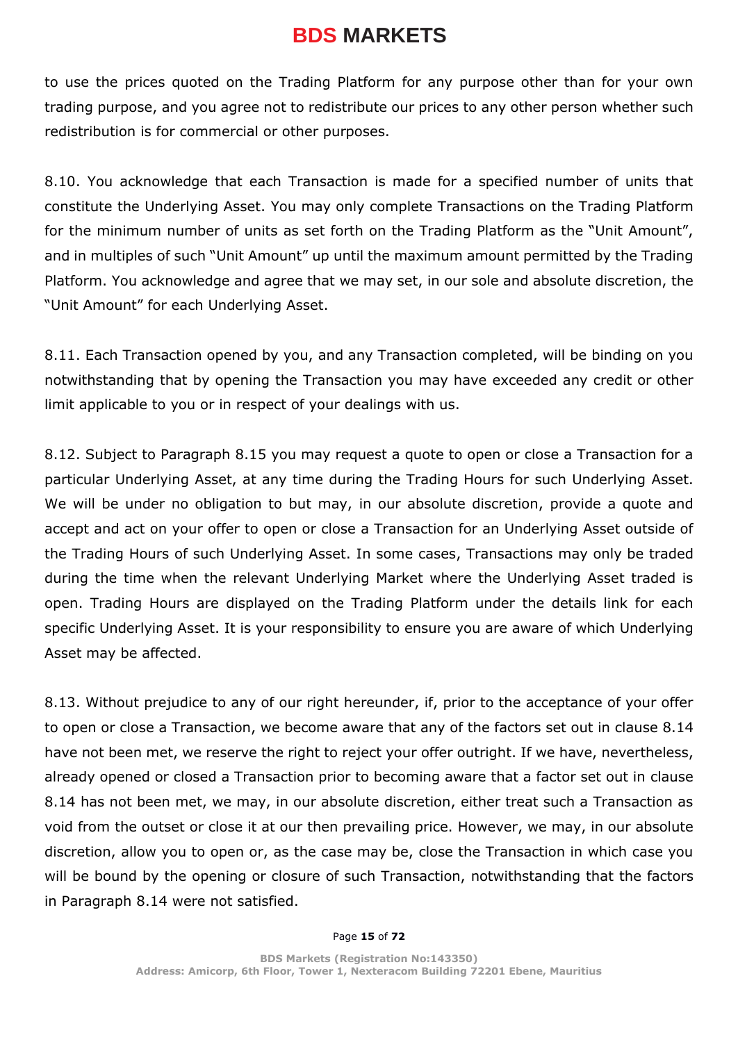to use the prices quoted on the Trading Platform for any purpose other than for your own trading purpose, and you agree not to redistribute our prices to any other person whether such redistribution is for commercial or other purposes.

8.10. You acknowledge that each Transaction is made for a specified number of units that constitute the Underlying Asset. You may only complete Transactions on the Trading Platform for the minimum number of units as set forth on the Trading Platform as the "Unit Amount", and in multiples of such "Unit Amount" up until the maximum amount permitted by the Trading Platform. You acknowledge and agree that we may set, in our sole and absolute discretion, the "Unit Amount" for each Underlying Asset.

8.11. Each Transaction opened by you, and any Transaction completed, will be binding on you notwithstanding that by opening the Transaction you may have exceeded any credit or other limit applicable to you or in respect of your dealings with us.

8.12. Subject to Paragraph 8.15 you may request a quote to open or close a Transaction for a particular Underlying Asset, at any time during the Trading Hours for such Underlying Asset. We will be under no obligation to but may, in our absolute discretion, provide a quote and accept and act on your offer to open or close a Transaction for an Underlying Asset outside of the Trading Hours of such Underlying Asset. In some cases, Transactions may only be traded during the time when the relevant Underlying Market where the Underlying Asset traded is open. Trading Hours are displayed on the Trading Platform under the details link for each specific Underlying Asset. It is your responsibility to ensure you are aware of which Underlying Asset may be affected.

8.13. Without prejudice to any of our right hereunder, if, prior to the acceptance of your offer to open or close a Transaction, we become aware that any of the factors set out in clause 8.14 have not been met, we reserve the right to reject your offer outright. If we have, nevertheless, already opened or closed a Transaction prior to becoming aware that a factor set out in clause 8.14 has not been met, we may, in our absolute discretion, either treat such a Transaction as void from the outset or close it at our then prevailing price. However, we may, in our absolute discretion, allow you to open or, as the case may be, close the Transaction in which case you will be bound by the opening or closure of such Transaction, notwithstanding that the factors in Paragraph 8.14 were not satisfied.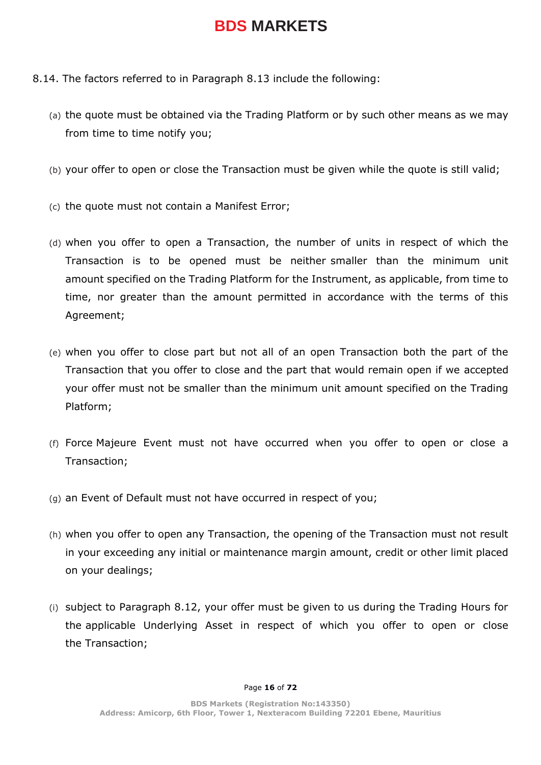8.14. The factors referred to in Paragraph 8.13 include the following:

(a) the quote must be obtained via the Trading Platform or by such other means as we may from time to time notify you;

(b) your offer to open or close the Transaction must be given while the quote is still valid;

(c) the quote must not contain a Manifest Error;

(d) when you offer to open a Transaction, the number of units in respect of which the Transaction is to be opened must be neither smaller than the minimum unit amount specified on the Trading Platform for the Instrument, as applicable, from time to time, nor greater than the amount permitted in accordance with the terms of this Agreement;

(e) when you offer to close part but not all of an open Transaction both the part of the Transaction that you offer to close and the part that would remain open if we accepted your offer must not be smaller than the minimum unit amount specified on the Trading Platform;

(f) Force Majeure Event must not have occurred when you offer to open or close a Transaction;

(g) an Event of Default must not have occurred in respect of you;

(h) when you offer to open any Transaction, the opening of the Transaction must not result in your exceeding any initial or maintenance margin amount, credit or other limit placed on your dealings;

(i) subject to Paragraph 8.12, your offer must be given to us during the Trading Hours for the applicable Underlying Asset in respect of which you offer to open or close the Transaction;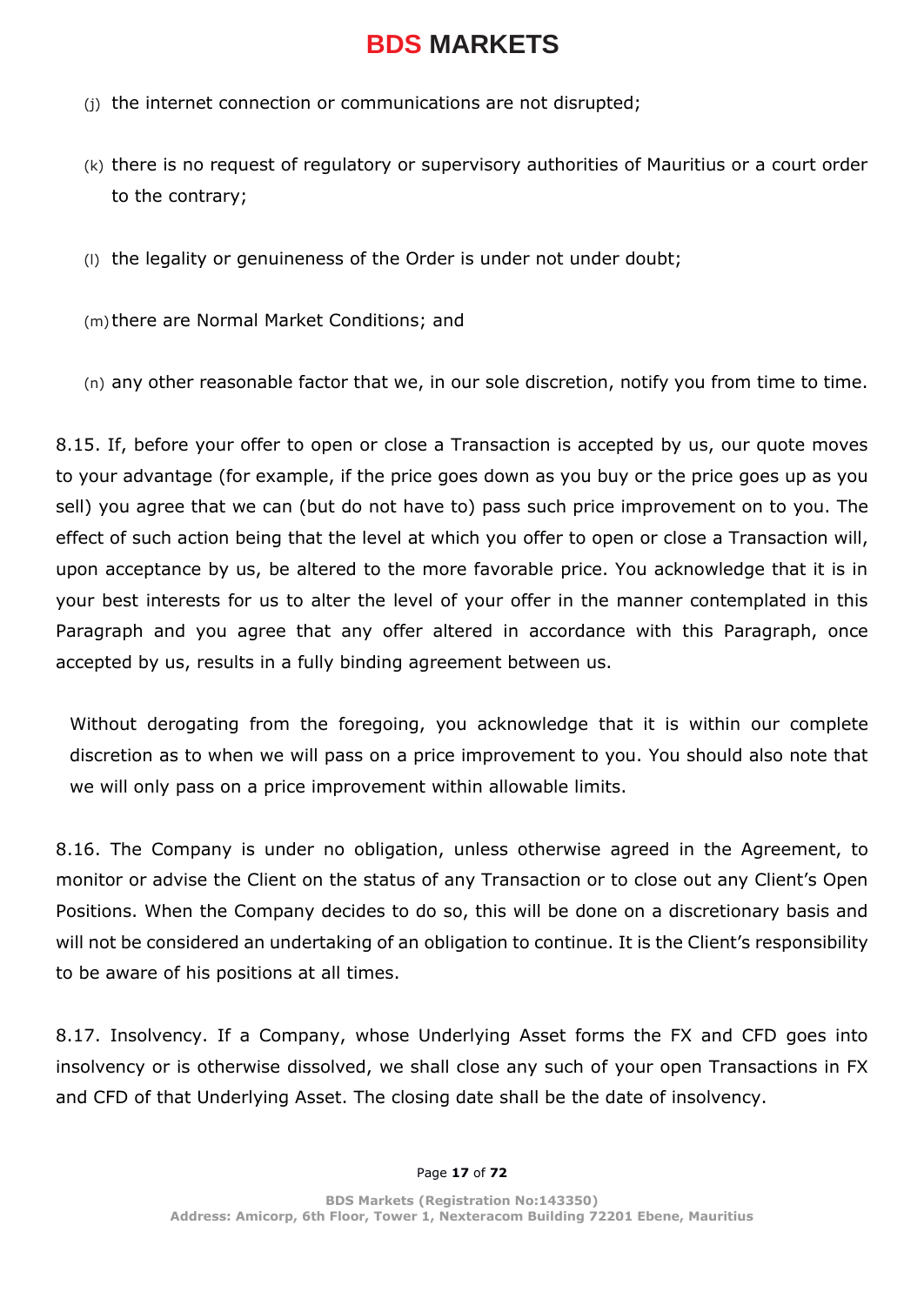(j) the internet connection or communications are not disrupted;

(k) there is no request of regulatory or supervisory authorities of Mauritius or a court order to the contrary;

(l) the legality or genuineness of the Order is under not under doubt;

(m) there are Normal Market Conditions; and

(n) any other reasonable factor that we, in our sole discretion, notify you from time to time.

8.15. If, before your offer to open or close a Transaction is accepted by us, our quote moves to your advantage (for example, if the price goes down as you buy or the price goes up as you sell) you agree that we can (but do not have to) pass such price improvement on to you. The effect of such action being that the level at which you offer to open or close a Transaction will, upon acceptance by us, be altered to the more favorable price. You acknowledge that it is in your best interests for us to alter the level of your offer in the manner contemplated in this Paragraph and you agree that any offer altered in accordance with this Paragraph, once accepted by us, results in a fully binding agreement between us.

Without derogating from the foregoing, you acknowledge that it is within our complete discretion as to when we will pass on a price improvement to you. You should also note that we will only pass on a price improvement within allowable limits.

8.16. The Company is under no obligation, unless otherwise agreed in the Agreement, to monitor or advise the Client on the status of any Transaction or to close out any Client's Open Positions. When the Company decides to do so, this will be done on a discretionary basis and will not be considered an undertaking of an obligation to continue. It is the Client's responsibility to be aware of his positions at all times.

8.17. Insolvency. If a Company, whose Underlying Asset forms the FX and CFD goes into insolvency or is otherwise dissolved, we shall close any such of your open Transactions in FX and CFD of that Underlying Asset. The closing date shall be the date of insolvency.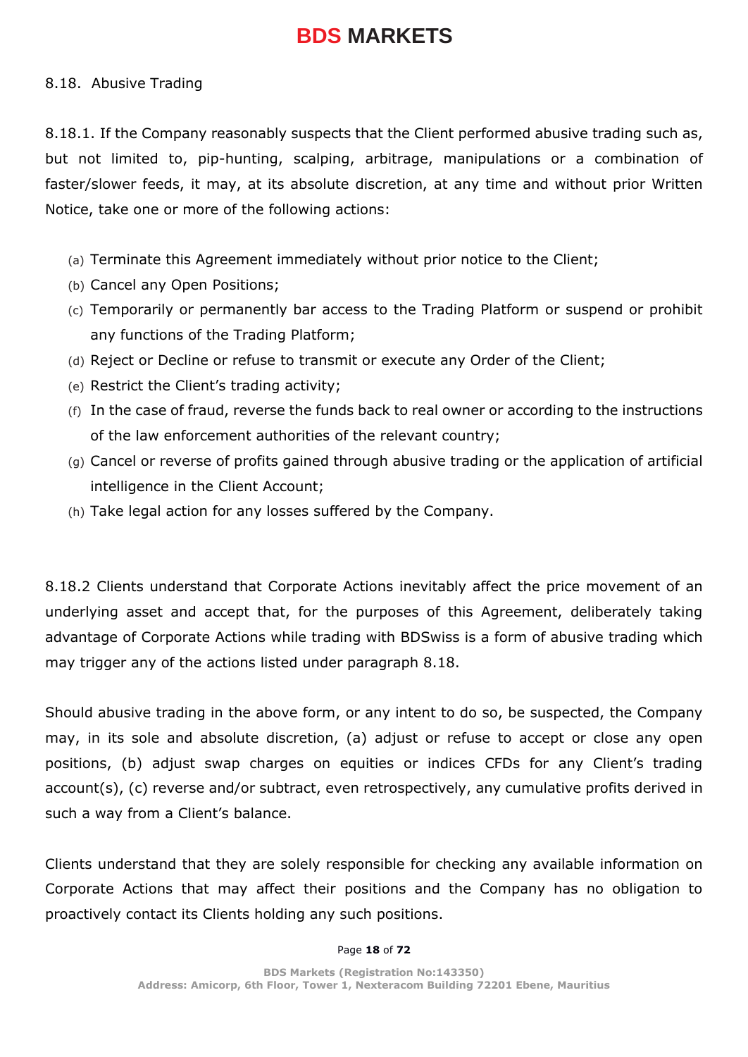8.18. Abusive Trading

8.18.1. If the Company reasonably suspects that the Client performed abusive trading such as, but not limited to, pip-hunting, scalping, arbitrage, manipulations or a combination of faster/slower feeds, it may, at its absolute discretion, at any time and without prior Written Notice, take one or more of the following actions:

(a) Terminate this Agreement immediately without prior notice to the Client;
(b) Cancel any Open Positions;
(c) Temporarily or permanently bar access to the Trading Platform or suspend or prohibit any functions of the Trading Platform;
(d) Reject or Decline or refuse to transmit or execute any Order of the Client;
(e) Restrict the Client's trading activity;
(f) In the case of fraud, reverse the funds back to real owner or according to the instructions of the law enforcement authorities of the relevant country;
(g) Cancel or reverse of profits gained through abusive trading or the application of artificial intelligence in the Client Account;
(h) Take legal action for any losses suffered by the Company.

8.18.2 Clients understand that Corporate Actions inevitably affect the price movement of an underlying asset and accept that, for the purposes of this Agreement, deliberately taking advantage of Corporate Actions while trading with BDSwiss is a form of abusive trading which may trigger any of the actions listed under paragraph 8.18.

Should abusive trading in the above form, or any intent to do so, be suspected, the Company may, in its sole and absolute discretion, (a) adjust or refuse to accept or close any open positions, (b) adjust swap charges on equities or indices CFDs for any Client's trading account(s), (c) reverse and/or subtract, even retrospectively, any cumulative profits derived in such a way from a Client's balance.

Clients understand that they are solely responsible for checking any available information on Corporate Actions that may affect their positions and the Company has no obligation to proactively contact its Clients holding any such positions.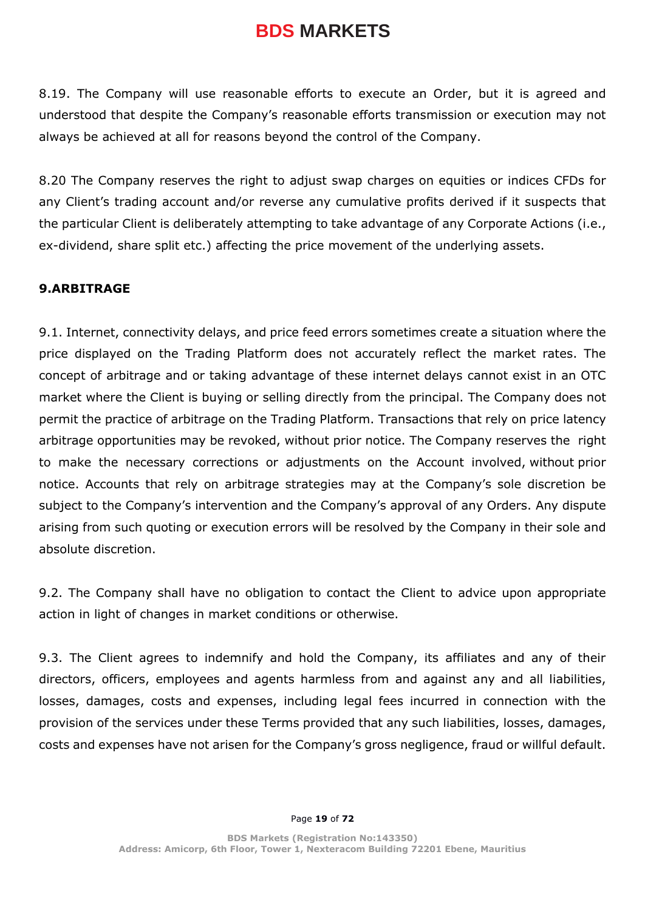8.19. The Company will use reasonable efforts to execute an Order, but it is agreed and understood that despite the Company's reasonable efforts transmission or execution may not always be achieved at all for reasons beyond the control of the Company.

8.20 The Company reserves the right to adjust swap charges on equities or indices CFDs for any Client's trading account and/or reverse any cumulative profits derived if it suspects that the particular Client is deliberately attempting to take advantage of any Corporate Actions (i.e., ex-dividend, share split etc.) affecting the price movement of the underlying assets.

## 9.ARBITRAGE

9.1. Internet, connectivity delays, and price feed errors sometimes create a situation where the price displayed on the Trading Platform does not accurately reflect the market rates. The concept of arbitrage and or taking advantage of these internet delays cannot exist in an OTC market where the Client is buying or selling directly from the principal. The Company does not permit the practice of arbitrage on the Trading Platform. Transactions that rely on price latency arbitrage opportunities may be revoked, without prior notice. The Company reserves the right to make the necessary corrections or adjustments on the Account involved, without prior notice. Accounts that rely on arbitrage strategies may at the Company's sole discretion be subject to the Company's intervention and the Company's approval of any Orders. Any dispute arising from such quoting or execution errors will be resolved by the Company in their sole and absolute discretion.

9.2. The Company shall have no obligation to contact the Client to advice upon appropriate action in light of changes in market conditions or otherwise.

9.3. The Client agrees to indemnify and hold the Company, its affiliates and any of their directors, officers, employees and agents harmless from and against any and all liabilities, losses, damages, costs and expenses, including legal fees incurred in connection with the provision of the services under these Terms provided that any such liabilities, losses, damages, costs and expenses have not arisen for the Company's gross negligence, fraud or willful default.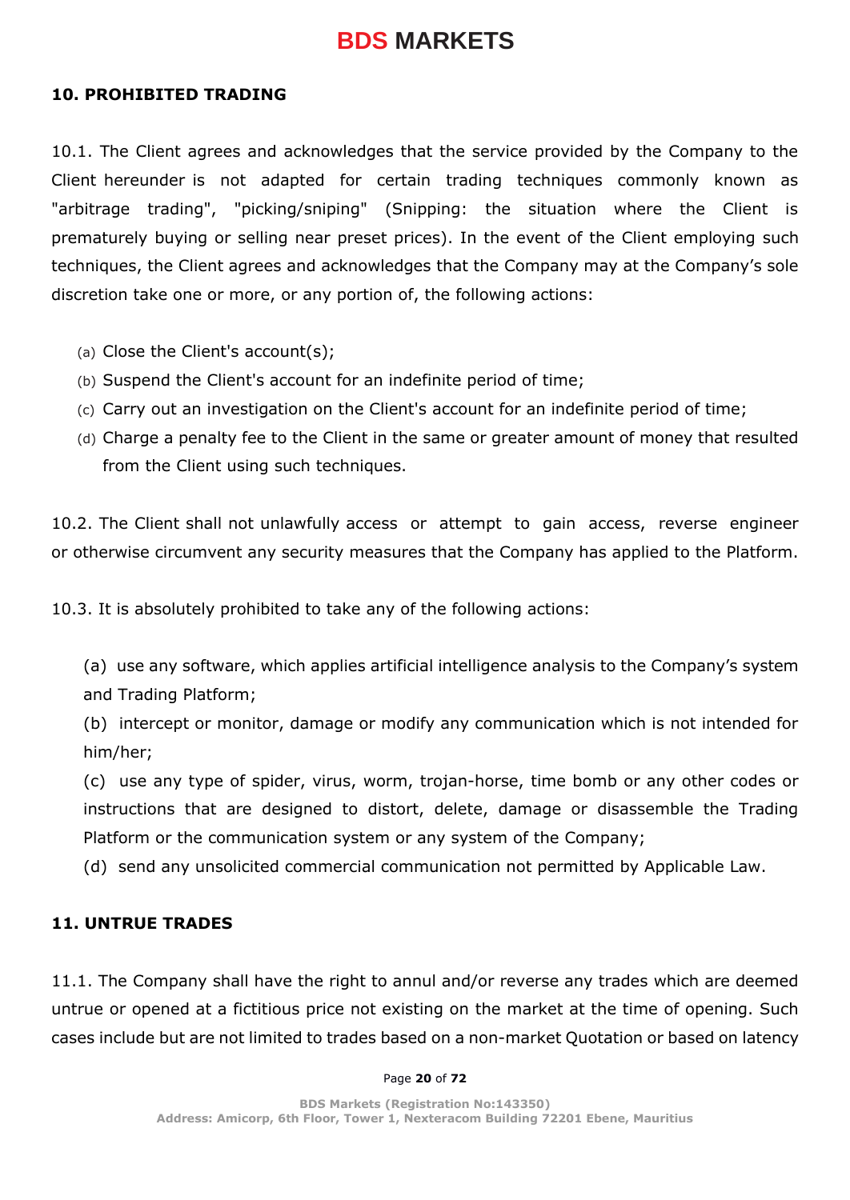## 10. PROHIBITED TRADING

10.1. The Client agrees and acknowledges that the service provided by the Company to the Client hereunder is not adapted for certain trading techniques commonly known as "arbitrage trading", "picking/sniping" (Snipping: the situation where the Client is prematurely buying or selling near preset prices). In the event of the Client employing such techniques, the Client agrees and acknowledges that the Company may at the Company's sole discretion take one or more, or any portion of, the following actions:

(a) Close the Client's account(s);
(b) Suspend the Client's account for an indefinite period of time;
(c) Carry out an investigation on the Client's account for an indefinite period of time;
(d) Charge a penalty fee to the Client in the same or greater amount of money that resulted from the Client using such techniques.

10.2. The Client shall not unlawfully access or attempt to gain access, reverse engineer or otherwise circumvent any security measures that the Company has applied to the Platform.

10.3. It is absolutely prohibited to take any of the following actions:

(a) use any software, which applies artificial intelligence analysis to the Company's system and Trading Platform;
(b) intercept or monitor, damage or modify any communication which is not intended for him/her;
(c) use any type of spider, virus, worm, trojan-horse, time bomb or any other codes or instructions that are designed to distort, delete, damage or disassemble the Trading Platform or the communication system or any system of the Company;
(d) send any unsolicited commercial communication not permitted by Applicable Law.

## 11. UNTRUE TRADES

11.1. The Company shall have the right to annul and/or reverse any trades which are deemed untrue or opened at a fictitious price not existing on the market at the time of opening. Such cases include but are not limited to trades based on a non-market Quotation or based on latency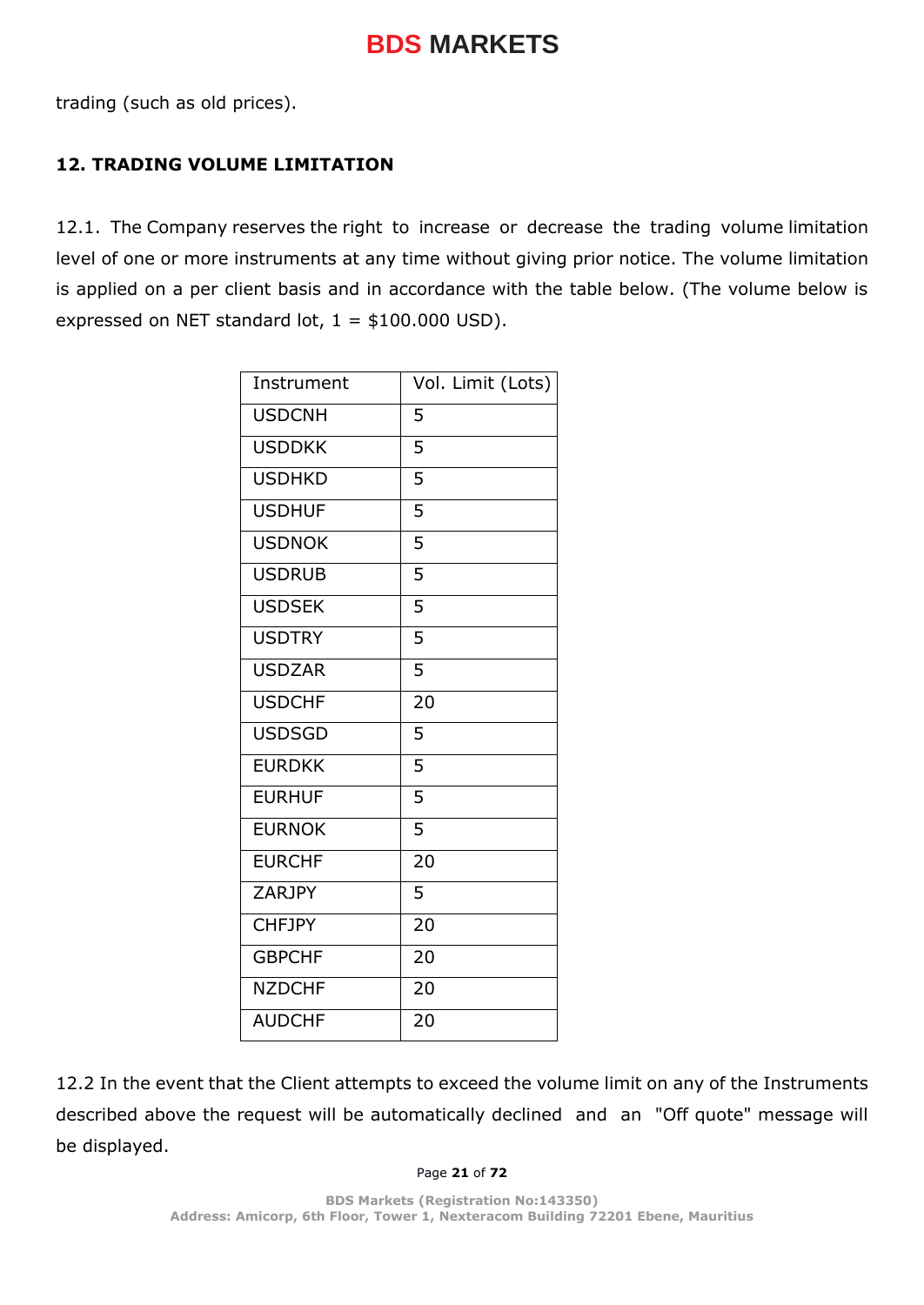trading (such as old prices).

## 12. TRADING VOLUME LIMITATION

12.1. The Company reserves the right to increase or decrease the trading volume limitation level of one or more instruments at any time without giving prior notice. The volume limitation is applied on a per client basis and in accordance with the table below. (The volume below is expressed on NET standard lot, 1 = $100.000 USD).

| Instrument | Vol. Limit (Lots) |
|---|---|
| USDCNH | 5 |
| USDDKK | 5 |
| USDHKD | 5 |
| USDHUF | 5 |
| USDNOK | 5 |
| USDRUB | 5 |
| USDSEK | 5 |
| USDTRY | 5 |
| USDZAR | 5 |
| USDCHF | 20 |
| USDSGD | 5 |
| EURDKK | 5 |
| EURHUF | 5 |
| EURNOK | 5 |
| EURCHF | 20 |
| ZARJPY | 5 |
| CHFJPY | 20 |
| GBPCHF | 20 |
| NZDCHF | 20 |
| AUDCHF | 20 |

12.2 In the event that the Client attempts to exceed the volume limit on any of the Instruments described above the request will be automatically declined and an "Off quote" message will be displayed.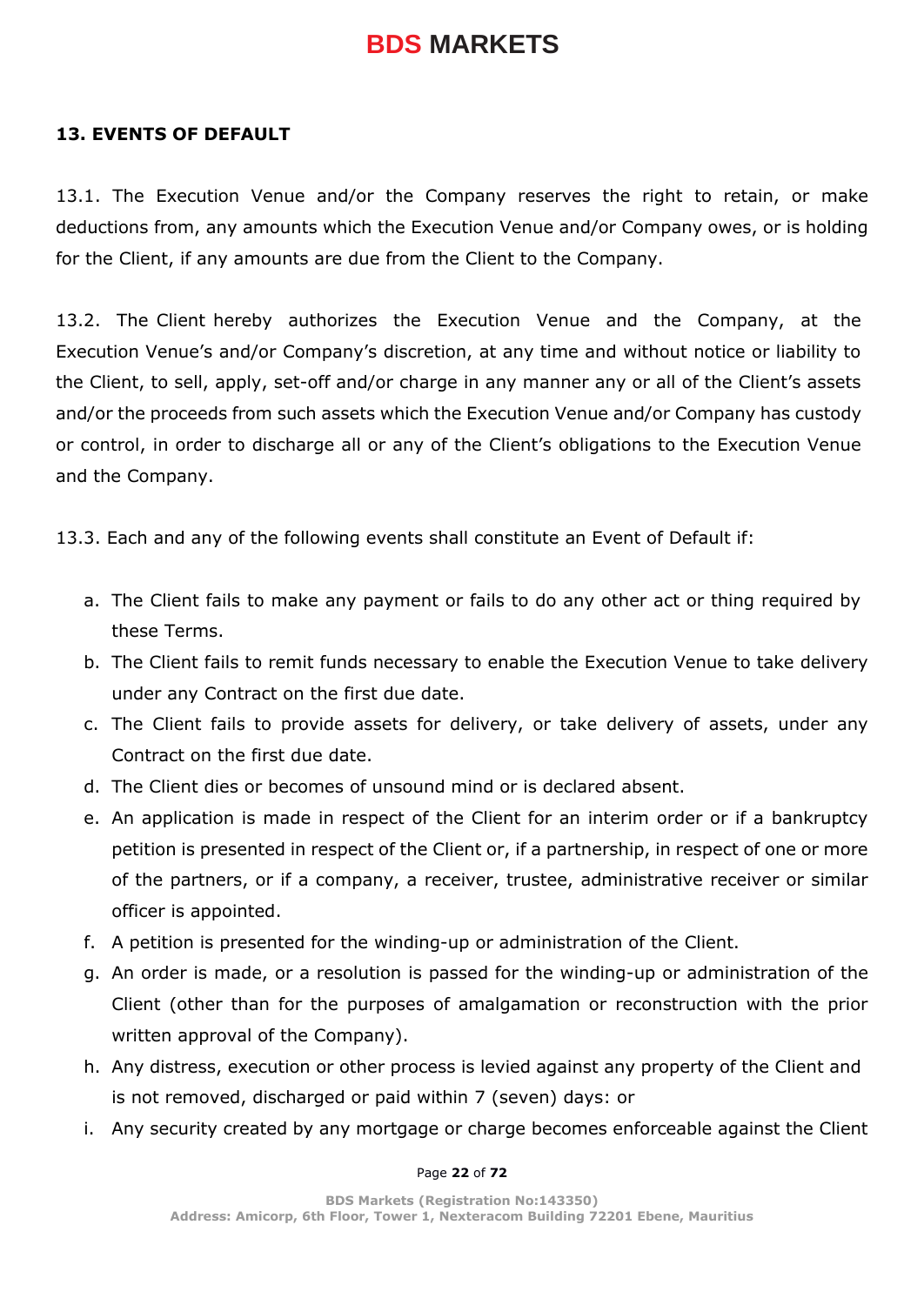## 13. EVENTS OF DEFAULT

13.1. The Execution Venue and/or the Company reserves the right to retain, or make deductions from, any amounts which the Execution Venue and/or Company owes, or is holding for the Client, if any amounts are due from the Client to the Company.

13.2. The Client hereby authorizes the Execution Venue and the Company, at the Execution Venue's and/or Company's discretion, at any time and without notice or liability to the Client, to sell, apply, set-off and/or charge in any manner any or all of the Client's assets and/or the proceeds from such assets which the Execution Venue and/or Company has custody or control, in order to discharge all or any of the Client's obligations to the Execution Venue and the Company.

13.3. Each and any of the following events shall constitute an Event of Default if:

a. The Client fails to make any payment or fails to do any other act or thing required by these Terms.
b. The Client fails to remit funds necessary to enable the Execution Venue to take delivery under any Contract on the first due date.
c. The Client fails to provide assets for delivery, or take delivery of assets, under any Contract on the first due date.
d. The Client dies or becomes of unsound mind or is declared absent.
e. An application is made in respect of the Client for an interim order or if a bankruptcy petition is presented in respect of the Client or, if a partnership, in respect of one or more of the partners, or if a company, a receiver, trustee, administrative receiver or similar officer is appointed.
f. A petition is presented for the winding-up or administration of the Client.
g. An order is made, or a resolution is passed for the winding-up or administration of the Client (other than for the purposes of amalgamation or reconstruction with the prior written approval of the Company).
h. Any distress, execution or other process is levied against any property of the Client and is not removed, discharged or paid within 7 (seven) days: or
i. Any security created by any mortgage or charge becomes enforceable against the Client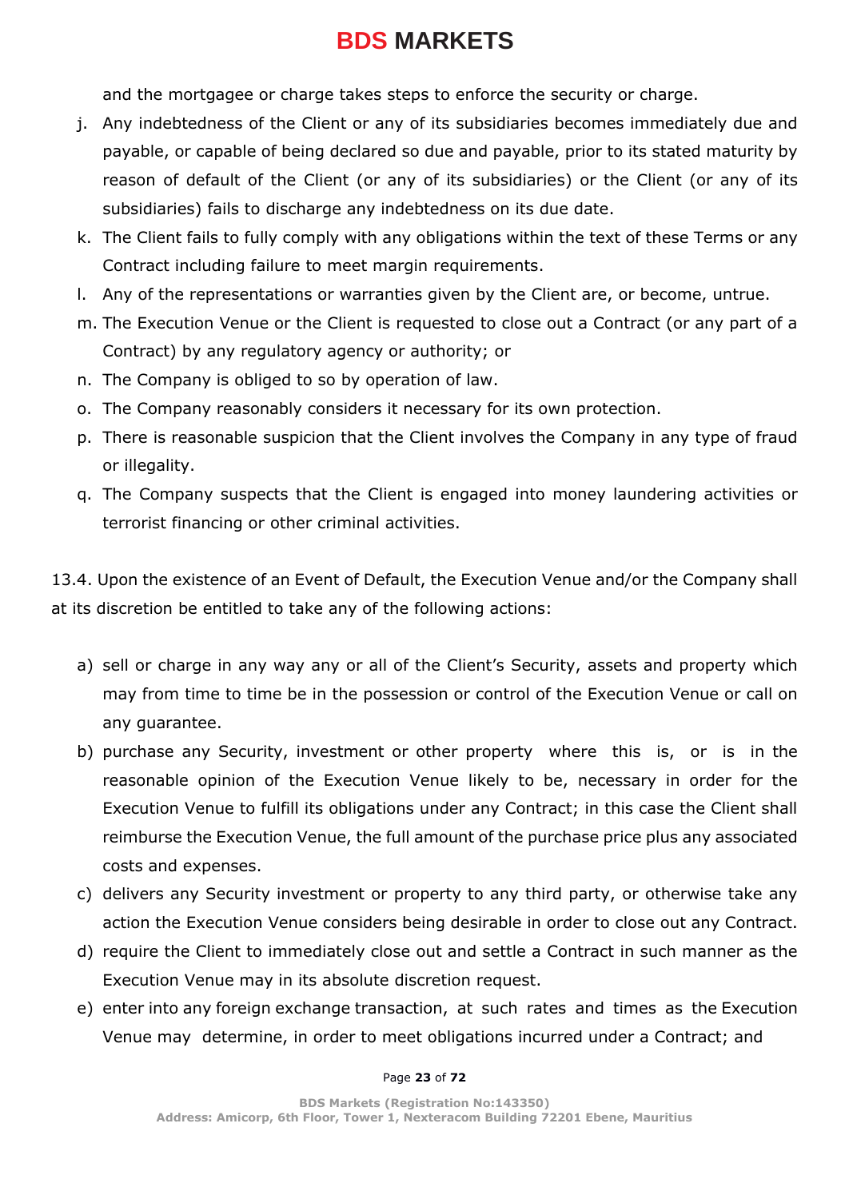and the mortgagee or charge takes steps to enforce the security or charge.

j. Any indebtedness of the Client or any of its subsidiaries becomes immediately due and payable, or capable of being declared so due and payable, prior to its stated maturity by reason of default of the Client (or any of its subsidiaries) or the Client (or any of its subsidiaries) fails to discharge any indebtedness on its due date.
k. The Client fails to fully comply with any obligations within the text of these Terms or any Contract including failure to meet margin requirements.
l. Any of the representations or warranties given by the Client are, or become, untrue.
m. The Execution Venue or the Client is requested to close out a Contract (or any part of a Contract) by any regulatory agency or authority; or
n. The Company is obliged to so by operation of law.
o. The Company reasonably considers it necessary for its own protection.
p. There is reasonable suspicion that the Client involves the Company in any type of fraud or illegality.
q. The Company suspects that the Client is engaged into money laundering activities or terrorist financing or other criminal activities.

13.4. Upon the existence of an Event of Default, the Execution Venue and/or the Company shall at its discretion be entitled to take any of the following actions:

a) sell or charge in any way any or all of the Client's Security, assets and property which may from time to time be in the possession or control of the Execution Venue or call on any guarantee.
b) purchase any Security, investment or other property where this is, or is in the reasonable opinion of the Execution Venue likely to be, necessary in order for the Execution Venue to fulfill its obligations under any Contract; in this case the Client shall reimburse the Execution Venue, the full amount of the purchase price plus any associated costs and expenses.
c) delivers any Security investment or property to any third party, or otherwise take any action the Execution Venue considers being desirable in order to close out any Contract.
d) require the Client to immediately close out and settle a Contract in such manner as the Execution Venue may in its absolute discretion request.
e) enter into any foreign exchange transaction, at such rates and times as the Execution Venue may determine, in order to meet obligations incurred under a Contract; and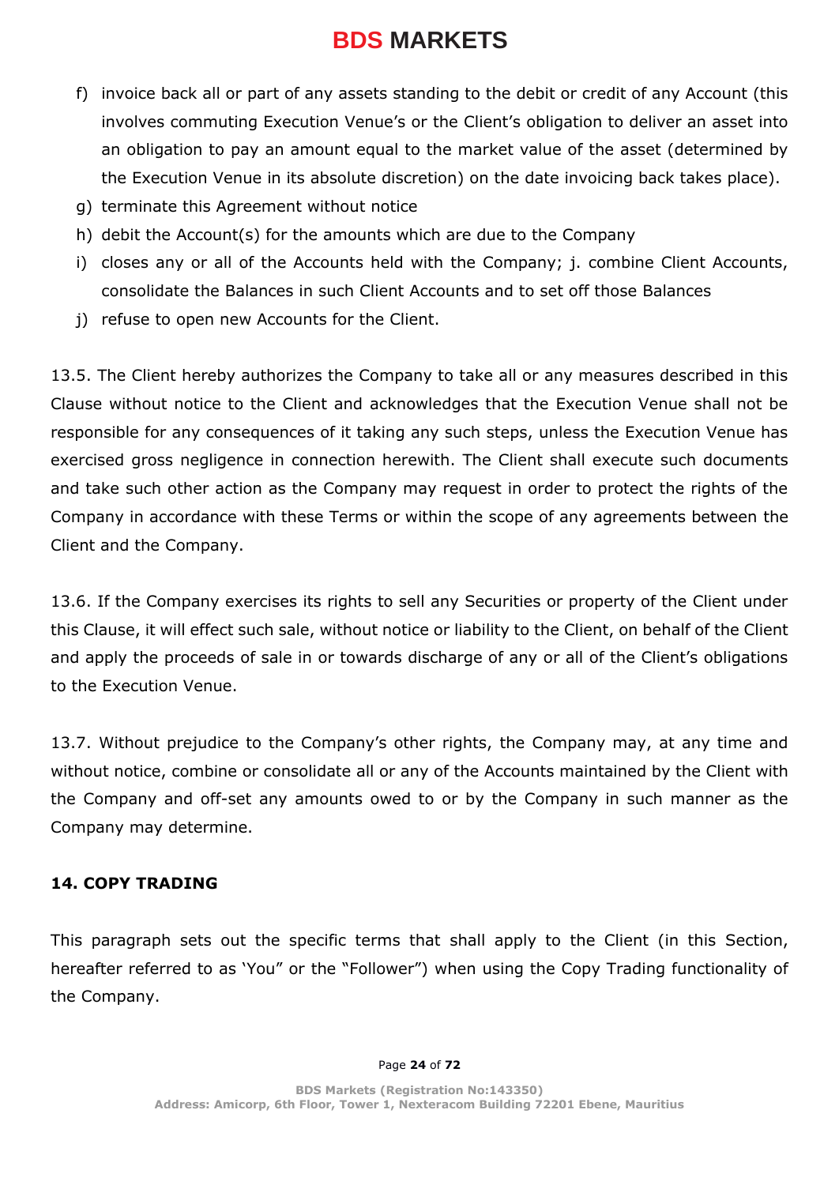f) invoice back all or part of any assets standing to the debit or credit of any Account (this involves commuting Execution Venue's or the Client's obligation to deliver an asset into an obligation to pay an amount equal to the market value of the asset (determined by the Execution Venue in its absolute discretion) on the date invoicing back takes place).
g) terminate this Agreement without notice
h) debit the Account(s) for the amounts which are due to the Company
i) closes any or all of the Accounts held with the Company; j. combine Client Accounts, consolidate the Balances in such Client Accounts and to set off those Balances
j) refuse to open new Accounts for the Client.

13.5. The Client hereby authorizes the Company to take all or any measures described in this Clause without notice to the Client and acknowledges that the Execution Venue shall not be responsible for any consequences of it taking any such steps, unless the Execution Venue has exercised gross negligence in connection herewith. The Client shall execute such documents and take such other action as the Company may request in order to protect the rights of the Company in accordance with these Terms or within the scope of any agreements between the Client and the Company.

13.6. If the Company exercises its rights to sell any Securities or property of the Client under this Clause, it will effect such sale, without notice or liability to the Client, on behalf of the Client and apply the proceeds of sale in or towards discharge of any or all of the Client's obligations to the Execution Venue.

13.7. Without prejudice to the Company's other rights, the Company may, at any time and without notice, combine or consolidate all or any of the Accounts maintained by the Client with the Company and off-set any amounts owed to or by the Company in such manner as the Company may determine.

## 14. COPY TRADING

This paragraph sets out the specific terms that shall apply to the Client (in this Section, hereafter referred to as 'You" or the "Follower") when using the Copy Trading functionality of the Company.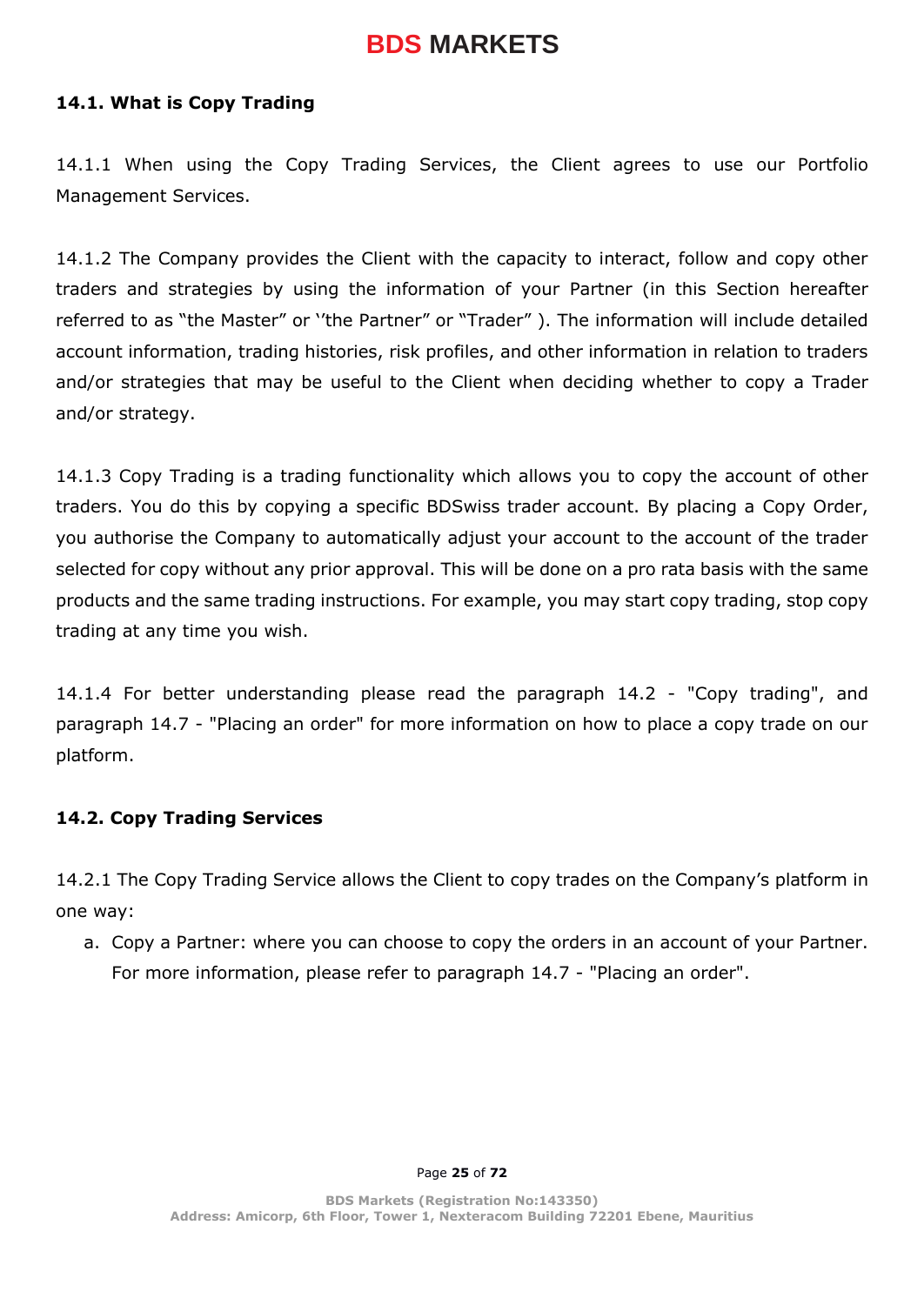### 14.1. What is Copy Trading

14.1.1 When using the Copy Trading Services, the Client agrees to use our Portfolio Management Services.

14.1.2 The Company provides the Client with the capacity to interact, follow and copy other traders and strategies by using the information of your Partner (in this Section hereafter referred to as "the Master" or ''the Partner" or "Trader" ). The information will include detailed account information, trading histories, risk profiles, and other information in relation to traders and/or strategies that may be useful to the Client when deciding whether to copy a Trader and/or strategy.

14.1.3 Copy Trading is a trading functionality which allows you to copy the account of other traders. You do this by copying a specific BDSwiss trader account. By placing a Copy Order, you authorise the Company to automatically adjust your account to the account of the trader selected for copy without any prior approval. This will be done on a pro rata basis with the same products and the same trading instructions. For example, you may start copy trading, stop copy trading at any time you wish.

14.1.4 For better understanding please read the paragraph 14.2 - "Copy trading", and paragraph 14.7 - "Placing an order" for more information on how to place a copy trade on our platform.

### 14.2. Copy Trading Services

14.2.1 The Copy Trading Service allows the Client to copy trades on the Company's platform in one way:

a. Copy a Partner: where you can choose to copy the orders in an account of your Partner. For more information, please refer to paragraph 14.7 - "Placing an order".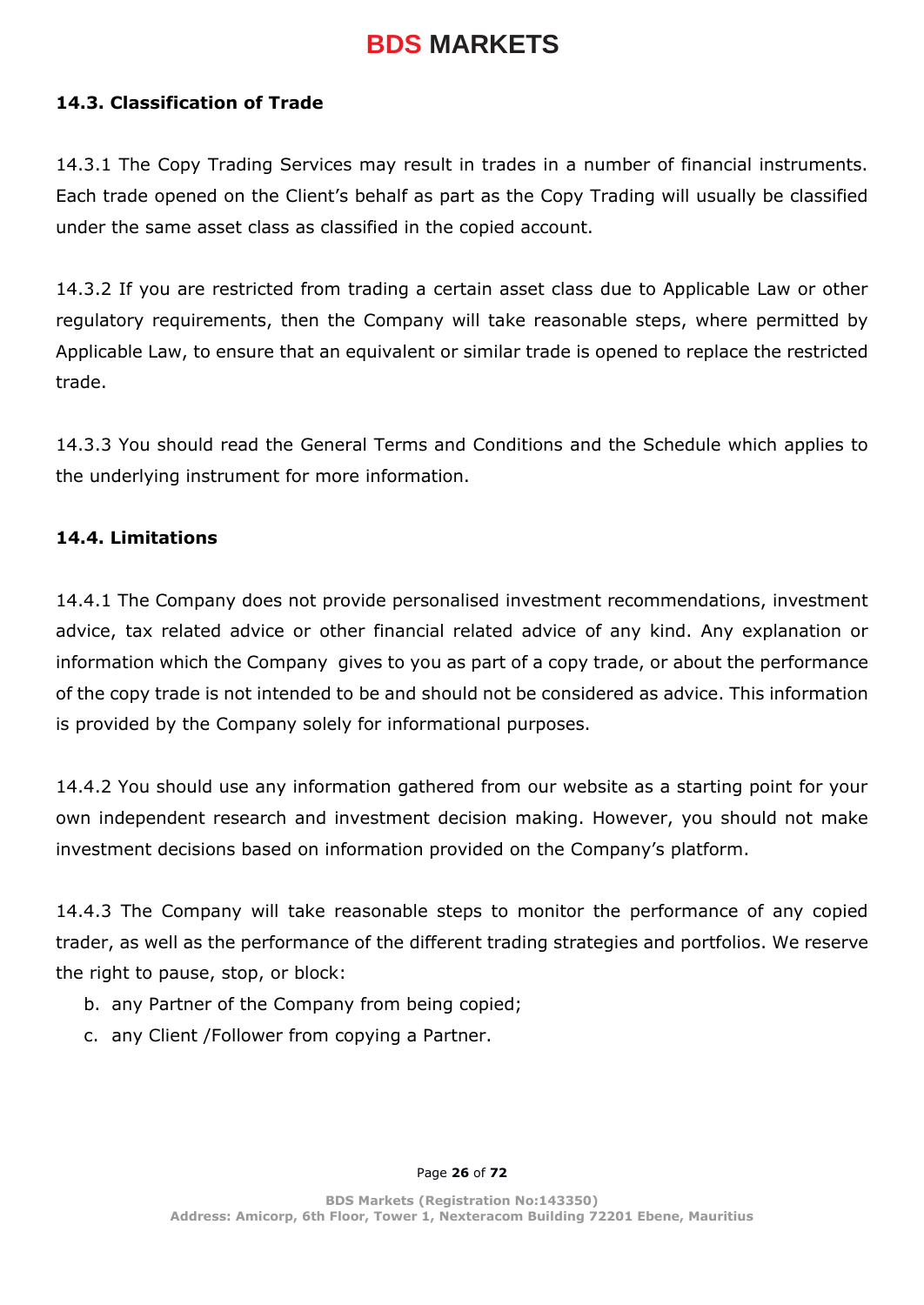### 14.3. Classification of Trade

14.3.1 The Copy Trading Services may result in trades in a number of financial instruments. Each trade opened on the Client's behalf as part as the Copy Trading will usually be classified under the same asset class as classified in the copied account.

14.3.2 If you are restricted from trading a certain asset class due to Applicable Law or other regulatory requirements, then the Company will take reasonable steps, where permitted by Applicable Law, to ensure that an equivalent or similar trade is opened to replace the restricted trade.

14.3.3 You should read the General Terms and Conditions and the Schedule which applies to the underlying instrument for more information.

### 14.4. Limitations

14.4.1 The Company does not provide personalised investment recommendations, investment advice, tax related advice or other financial related advice of any kind. Any explanation or information which the Company gives to you as part of a copy trade, or about the performance of the copy trade is not intended to be and should not be considered as advice. This information is provided by the Company solely for informational purposes.

14.4.2 You should use any information gathered from our website as a starting point for your own independent research and investment decision making. However, you should not make investment decisions based on information provided on the Company's platform.

14.4.3 The Company will take reasonable steps to monitor the performance of any copied trader, as well as the performance of the different trading strategies and portfolios. We reserve the right to pause, stop, or block:

b. any Partner of the Company from being copied;
c. any Client /Follower from copying a Partner.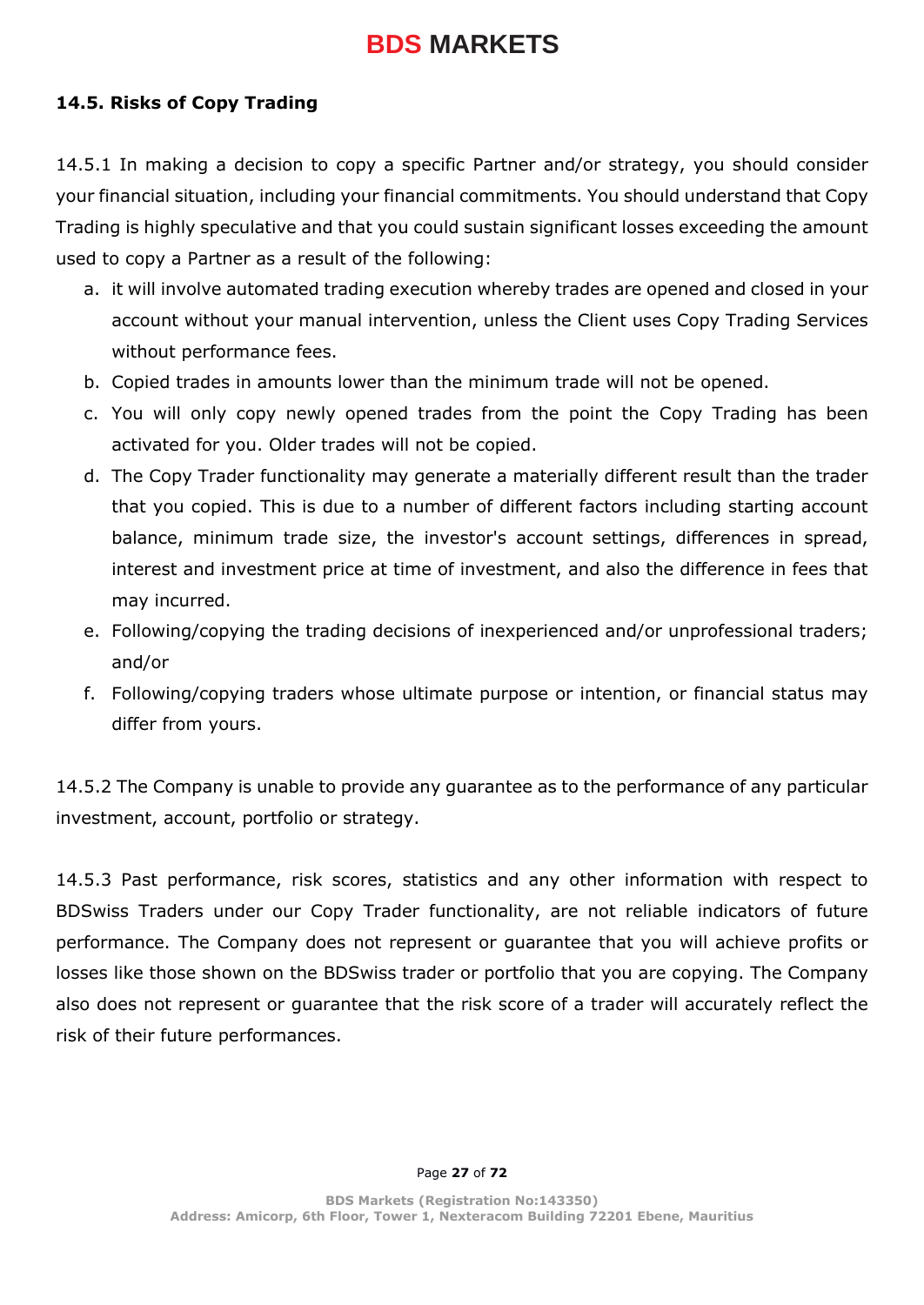### 14.5. Risks of Copy Trading

14.5.1 In making a decision to copy a specific Partner and/or strategy, you should consider your financial situation, including your financial commitments. You should understand that Copy Trading is highly speculative and that you could sustain significant losses exceeding the amount used to copy a Partner as a result of the following:

a. it will involve automated trading execution whereby trades are opened and closed in your account without your manual intervention, unless the Client uses Copy Trading Services without performance fees.
b. Copied trades in amounts lower than the minimum trade will not be opened.
c. You will only copy newly opened trades from the point the Copy Trading has been activated for you. Older trades will not be copied.
d. The Copy Trader functionality may generate a materially different result than the trader that you copied. This is due to a number of different factors including starting account balance, minimum trade size, the investor's account settings, differences in spread, interest and investment price at time of investment, and also the difference in fees that may incurred.
e. Following/copying the trading decisions of inexperienced and/or unprofessional traders; and/or
f. Following/copying traders whose ultimate purpose or intention, or financial status may differ from yours.

14.5.2 The Company is unable to provide any guarantee as to the performance of any particular investment, account, portfolio or strategy.

14.5.3 Past performance, risk scores, statistics and any other information with respect to BDSwiss Traders under our Copy Trader functionality, are not reliable indicators of future performance. The Company does not represent or guarantee that you will achieve profits or losses like those shown on the BDSwiss trader or portfolio that you are copying. The Company also does not represent or guarantee that the risk score of a trader will accurately reflect the risk of their future performances.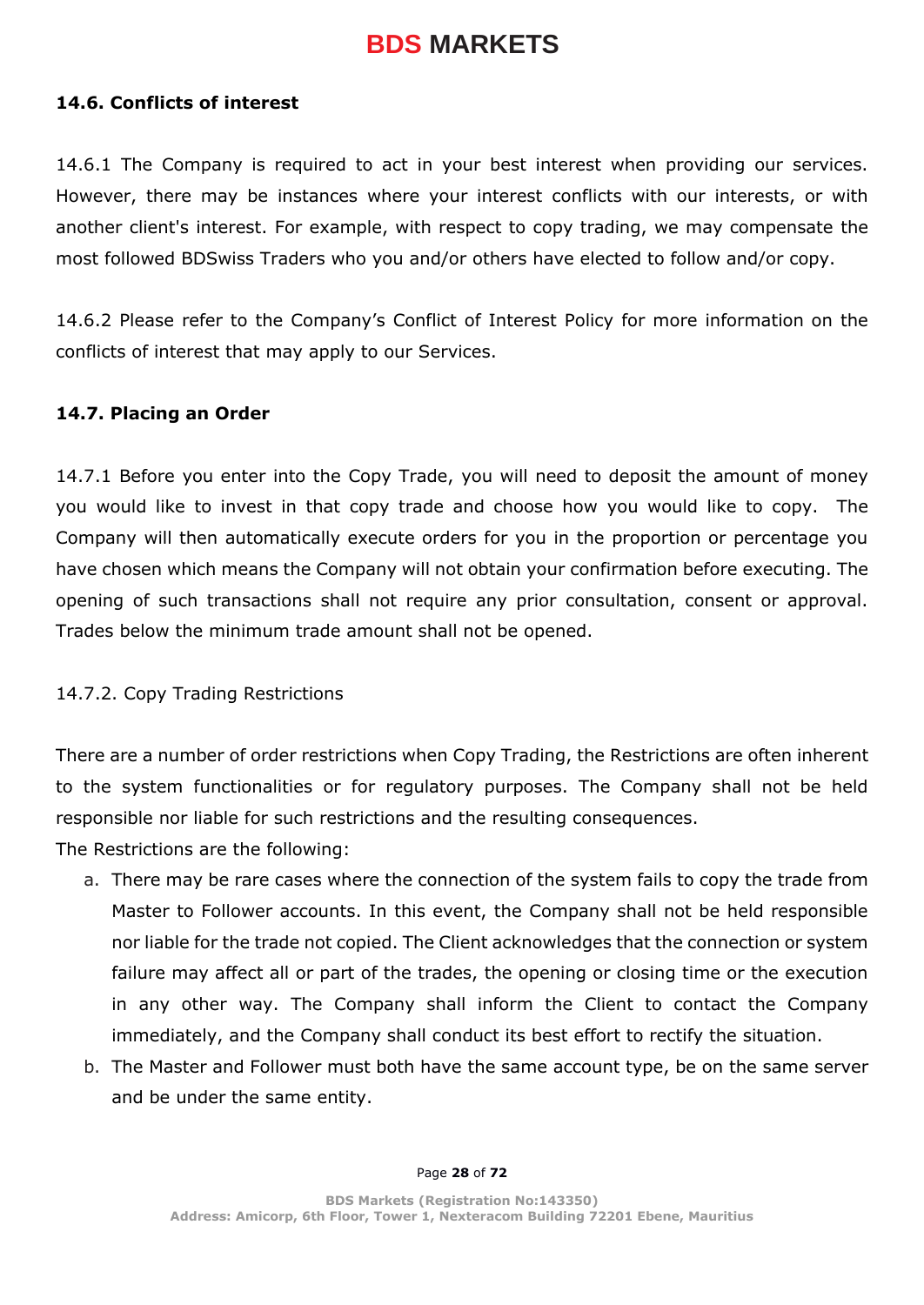### 14.6. Conflicts of interest

14.6.1 The Company is required to act in your best interest when providing our services. However, there may be instances where your interest conflicts with our interests, or with another client's interest. For example, with respect to copy trading, we may compensate the most followed BDSwiss Traders who you and/or others have elected to follow and/or copy.

14.6.2 Please refer to the Company's Conflict of Interest Policy for more information on the conflicts of interest that may apply to our Services.

### 14.7. Placing an Order

14.7.1 Before you enter into the Copy Trade, you will need to deposit the amount of money you would like to invest in that copy trade and choose how you would like to copy. The Company will then automatically execute orders for you in the proportion or percentage you have chosen which means the Company will not obtain your confirmation before executing. The opening of such transactions shall not require any prior consultation, consent or approval. Trades below the minimum trade amount shall not be opened.

14.7.2. Copy Trading Restrictions

There are a number of order restrictions when Copy Trading, the Restrictions are often inherent to the system functionalities or for regulatory purposes. The Company shall not be held responsible nor liable for such restrictions and the resulting consequences.
The Restrictions are the following:

a. There may be rare cases where the connection of the system fails to copy the trade from Master to Follower accounts. In this event, the Company shall not be held responsible nor liable for the trade not copied. The Client acknowledges that the connection or system failure may affect all or part of the trades, the opening or closing time or the execution in any other way. The Company shall inform the Client to contact the Company immediately, and the Company shall conduct its best effort to rectify the situation.
b. The Master and Follower must both have the same account type, be on the same server and be under the same entity.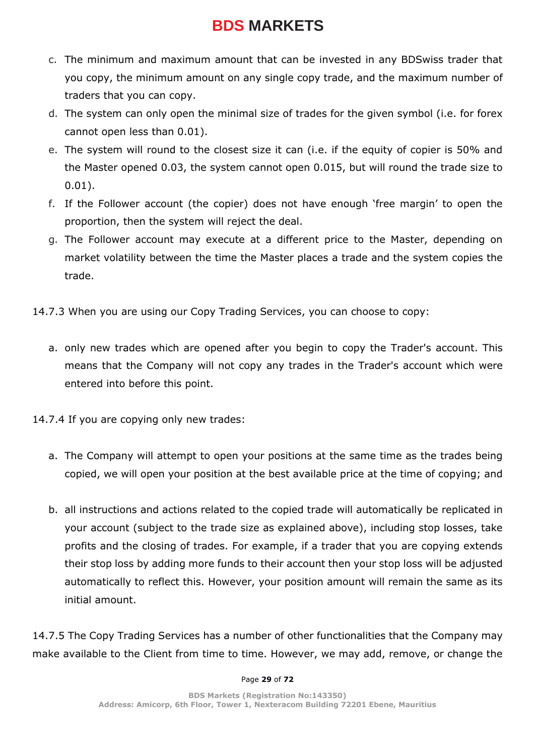c. The minimum and maximum amount that can be invested in any BDSwiss trader that you copy, the minimum amount on any single copy trade, and the maximum number of traders that you can copy.

d. The system can only open the minimal size of trades for the given symbol (i.e. for forex cannot open less than 0.01).

e. The system will round to the closest size it can (i.e. if the equity of copier is 50% and the Master opened 0.03, the system cannot open 0.015, but will round the trade size to 0.01).

f. If the Follower account (the copier) does not have enough 'free margin' to open the proportion, then the system will reject the deal.

g. The Follower account may execute at a different price to the Master, depending on market volatility between the time the Master places a trade and the system copies the trade.

14.7.3 When you are using our Copy Trading Services, you can choose to copy:

a. only new trades which are opened after you begin to copy the Trader's account. This means that the Company will not copy any trades in the Trader's account which were entered into before this point.

14.7.4 If you are copying only new trades:

a. The Company will attempt to open your positions at the same time as the trades being copied, we will open your position at the best available price at the time of copying; and

b. all instructions and actions related to the copied trade will automatically be replicated in your account (subject to the trade size as explained above), including stop losses, take profits and the closing of trades. For example, if a trader that you are copying extends their stop loss by adding more funds to their account then your stop loss will be adjusted automatically to reflect this. However, your position amount will remain the same as its initial amount.

14.7.5 The Copy Trading Services has a number of other functionalities that the Company may make available to the Client from time to time. However, we may add, remove, or change the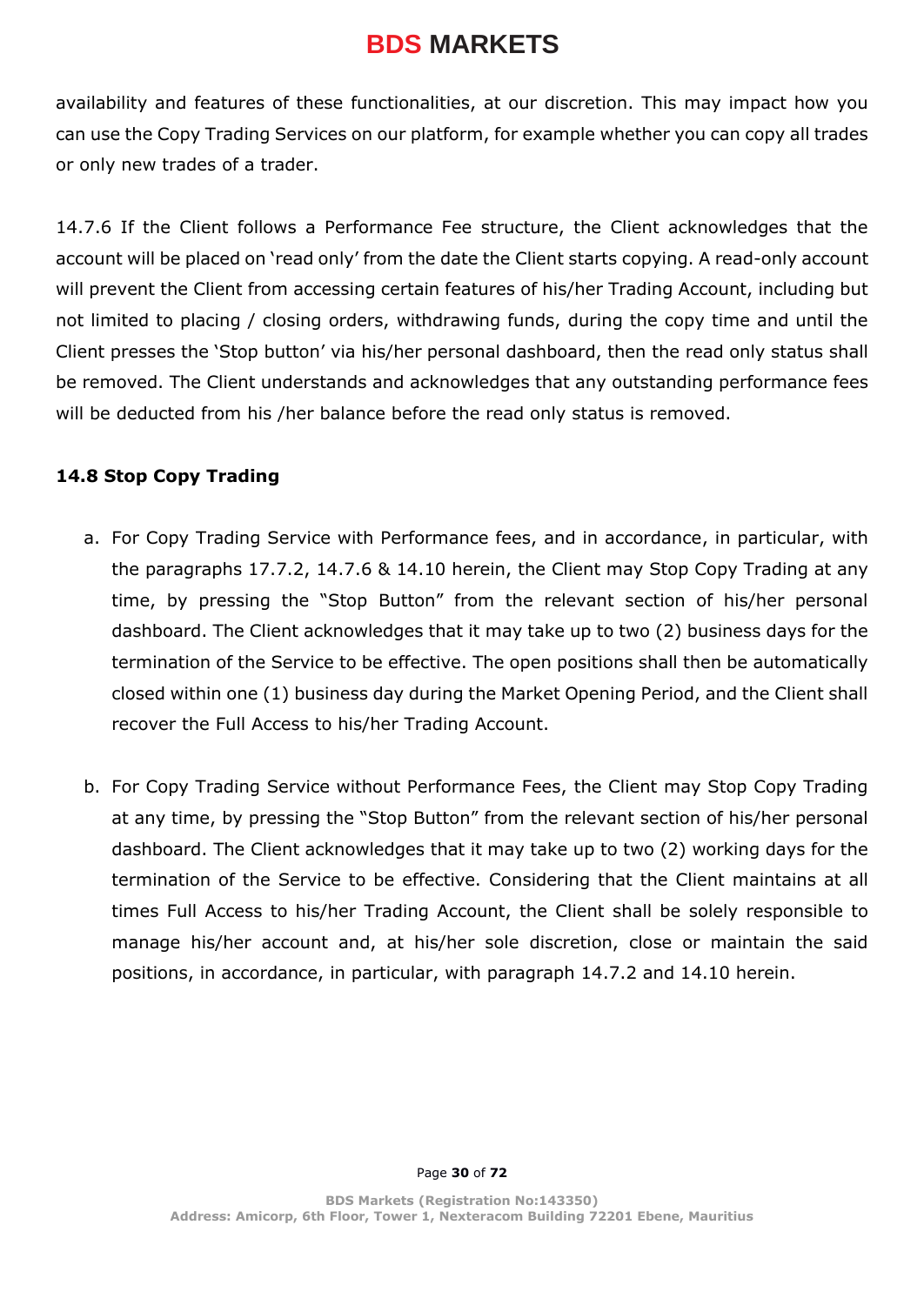availability and features of these functionalities, at our discretion. This may impact how you can use the Copy Trading Services on our platform, for example whether you can copy all trades or only new trades of a trader.

14.7.6 If the Client follows a Performance Fee structure, the Client acknowledges that the account will be placed on 'read only' from the date the Client starts copying. A read-only account will prevent the Client from accessing certain features of his/her Trading Account, including but not limited to placing / closing orders, withdrawing funds, during the copy time and until the Client presses the 'Stop button' via his/her personal dashboard, then the read only status shall be removed. The Client understands and acknowledges that any outstanding performance fees will be deducted from his /her balance before the read only status is removed.

### 14.8 Stop Copy Trading

a. For Copy Trading Service with Performance fees, and in accordance, in particular, with the paragraphs 17.7.2, 14.7.6 & 14.10 herein, the Client may Stop Copy Trading at any time, by pressing the "Stop Button" from the relevant section of his/her personal dashboard. The Client acknowledges that it may take up to two (2) business days for the termination of the Service to be effective. The open positions shall then be automatically closed within one (1) business day during the Market Opening Period, and the Client shall recover the Full Access to his/her Trading Account.

b. For Copy Trading Service without Performance Fees, the Client may Stop Copy Trading at any time, by pressing the "Stop Button" from the relevant section of his/her personal dashboard. The Client acknowledges that it may take up to two (2) working days for the termination of the Service to be effective. Considering that the Client maintains at all times Full Access to his/her Trading Account, the Client shall be solely responsible to manage his/her account and, at his/her sole discretion, close or maintain the said positions, in accordance, in particular, with paragraph 14.7.2 and 14.10 herein.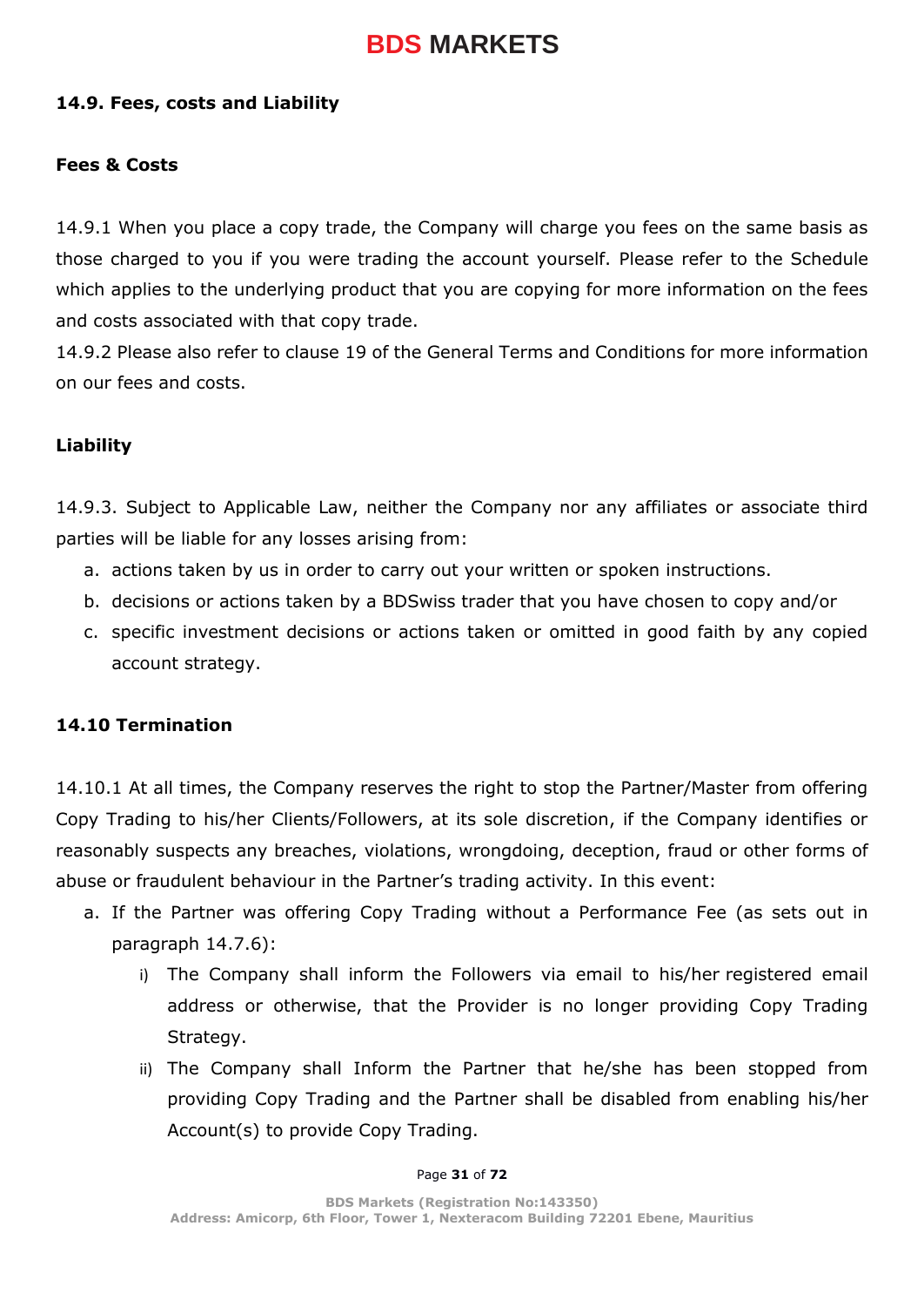### 14.9. Fees, costs and Liability

**Fees & Costs**

14.9.1 When you place a copy trade, the Company will charge you fees on the same basis as those charged to you if you were trading the account yourself. Please refer to the Schedule which applies to the underlying product that you are copying for more information on the fees and costs associated with that copy trade.

14.9.2 Please also refer to clause 19 of the General Terms and Conditions for more information on our fees and costs.

**Liability**

14.9.3. Subject to Applicable Law, neither the Company nor any affiliates or associate third parties will be liable for any losses arising from:

a. actions taken by us in order to carry out your written or spoken instructions.
b. decisions or actions taken by a BDSwiss trader that you have chosen to copy and/or
c. specific investment decisions or actions taken or omitted in good faith by any copied account strategy.

### 14.10 Termination

14.10.1 At all times, the Company reserves the right to stop the Partner/Master from offering Copy Trading to his/her Clients/Followers, at its sole discretion, if the Company identifies or reasonably suspects any breaches, violations, wrongdoing, deception, fraud or other forms of abuse or fraudulent behaviour in the Partner's trading activity. In this event:

a. If the Partner was offering Copy Trading without a Performance Fee (as sets out in paragraph 14.7.6):
   i) The Company shall inform the Followers via email to his/her registered email address or otherwise, that the Provider is no longer providing Copy Trading Strategy.
   ii) The Company shall Inform the Partner that he/she has been stopped from providing Copy Trading and the Partner shall be disabled from enabling his/her Account(s) to provide Copy Trading.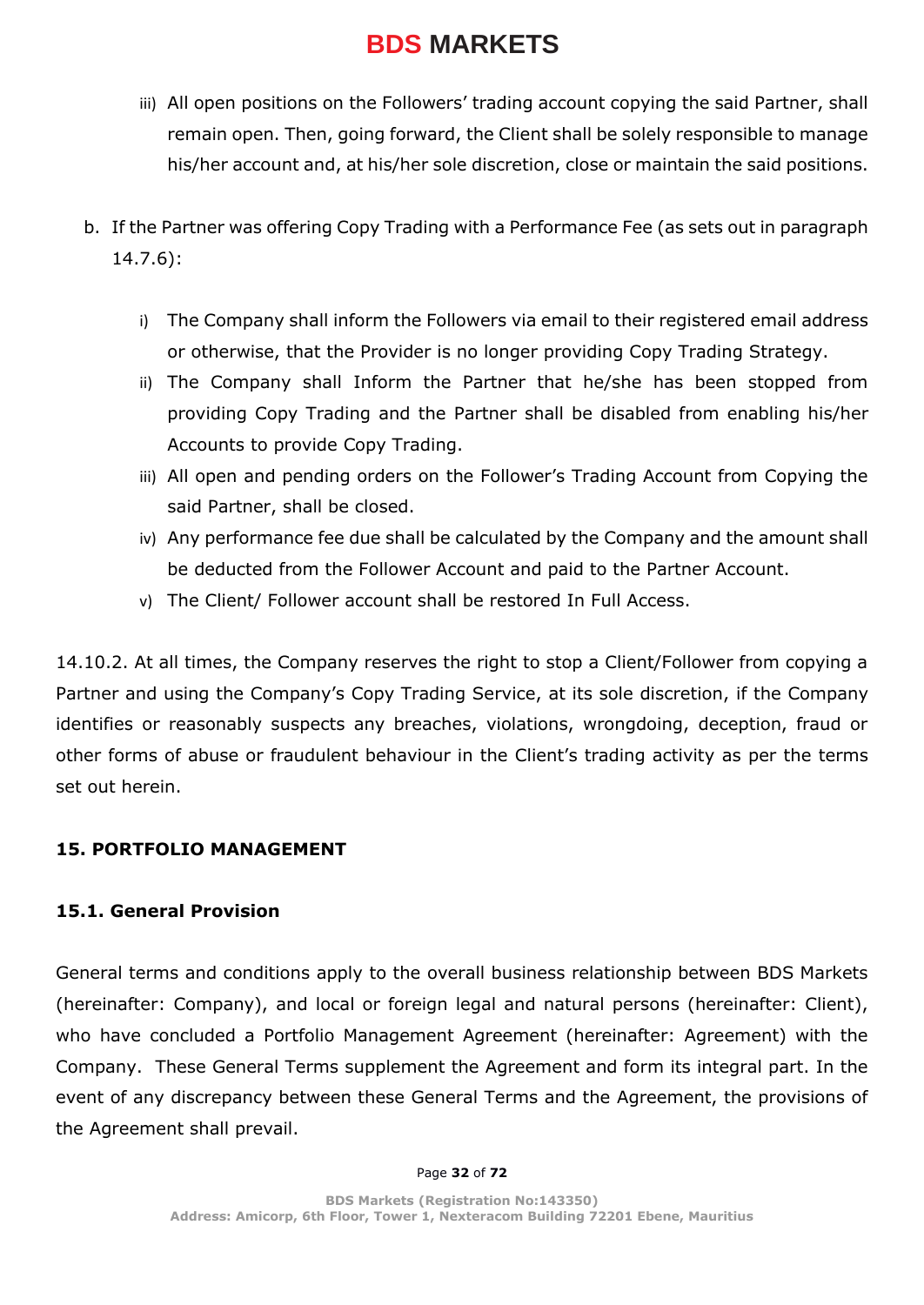iii) All open positions on the Followers' trading account copying the said Partner, shall remain open. Then, going forward, the Client shall be solely responsible to manage his/her account and, at his/her sole discretion, close or maintain the said positions.

b. If the Partner was offering Copy Trading with a Performance Fee (as sets out in paragraph 14.7.6):

   i) The Company shall inform the Followers via email to their registered email address or otherwise, that the Provider is no longer providing Copy Trading Strategy.
   ii) The Company shall Inform the Partner that he/she has been stopped from providing Copy Trading and the Partner shall be disabled from enabling his/her Accounts to provide Copy Trading.
   iii) All open and pending orders on the Follower's Trading Account from Copying the said Partner, shall be closed.
   iv) Any performance fee due shall be calculated by the Company and the amount shall be deducted from the Follower Account and paid to the Partner Account.
   v) The Client/ Follower account shall be restored In Full Access.

14.10.2. At all times, the Company reserves the right to stop a Client/Follower from copying a Partner and using the Company's Copy Trading Service, at its sole discretion, if the Company identifies or reasonably suspects any breaches, violations, wrongdoing, deception, fraud or other forms of abuse or fraudulent behaviour in the Client's trading activity as per the terms set out herein.

## 15. PORTFOLIO MANAGEMENT

### 15.1. General Provision

General terms and conditions apply to the overall business relationship between BDS Markets (hereinafter: Company), and local or foreign legal and natural persons (hereinafter: Client), who have concluded a Portfolio Management Agreement (hereinafter: Agreement) with the Company. These General Terms supplement the Agreement and form its integral part. In the event of any discrepancy between these General Terms and the Agreement, the provisions of the Agreement shall prevail.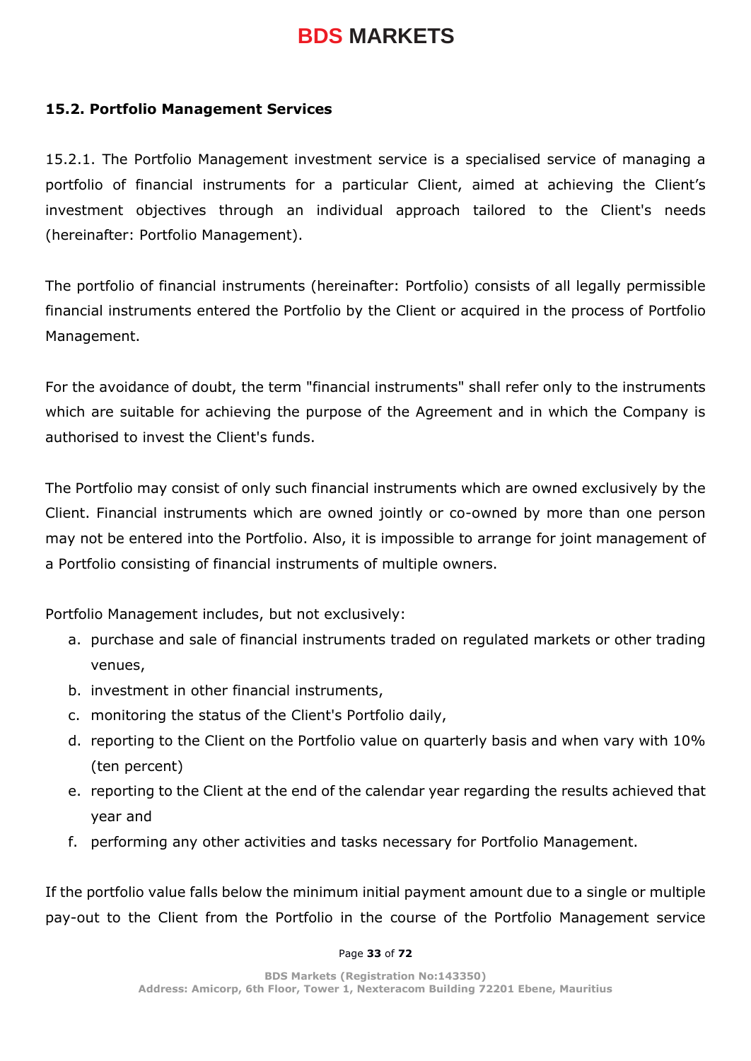### 15.2. Portfolio Management Services

15.2.1. The Portfolio Management investment service is a specialised service of managing a portfolio of financial instruments for a particular Client, aimed at achieving the Client's investment objectives through an individual approach tailored to the Client's needs (hereinafter: Portfolio Management).

The portfolio of financial instruments (hereinafter: Portfolio) consists of all legally permissible financial instruments entered the Portfolio by the Client or acquired in the process of Portfolio Management.

For the avoidance of doubt, the term "financial instruments" shall refer only to the instruments which are suitable for achieving the purpose of the Agreement and in which the Company is authorised to invest the Client's funds.

The Portfolio may consist of only such financial instruments which are owned exclusively by the Client. Financial instruments which are owned jointly or co-owned by more than one person may not be entered into the Portfolio. Also, it is impossible to arrange for joint management of a Portfolio consisting of financial instruments of multiple owners.

Portfolio Management includes, but not exclusively:

a. purchase and sale of financial instruments traded on regulated markets or other trading venues,
b. investment in other financial instruments,
c. monitoring the status of the Client's Portfolio daily,
d. reporting to the Client on the Portfolio value on quarterly basis and when vary with 10% (ten percent)
e. reporting to the Client at the end of the calendar year regarding the results achieved that year and
f. performing any other activities and tasks necessary for Portfolio Management.

If the portfolio value falls below the minimum initial payment amount due to a single or multiple pay-out to the Client from the Portfolio in the course of the Portfolio Management service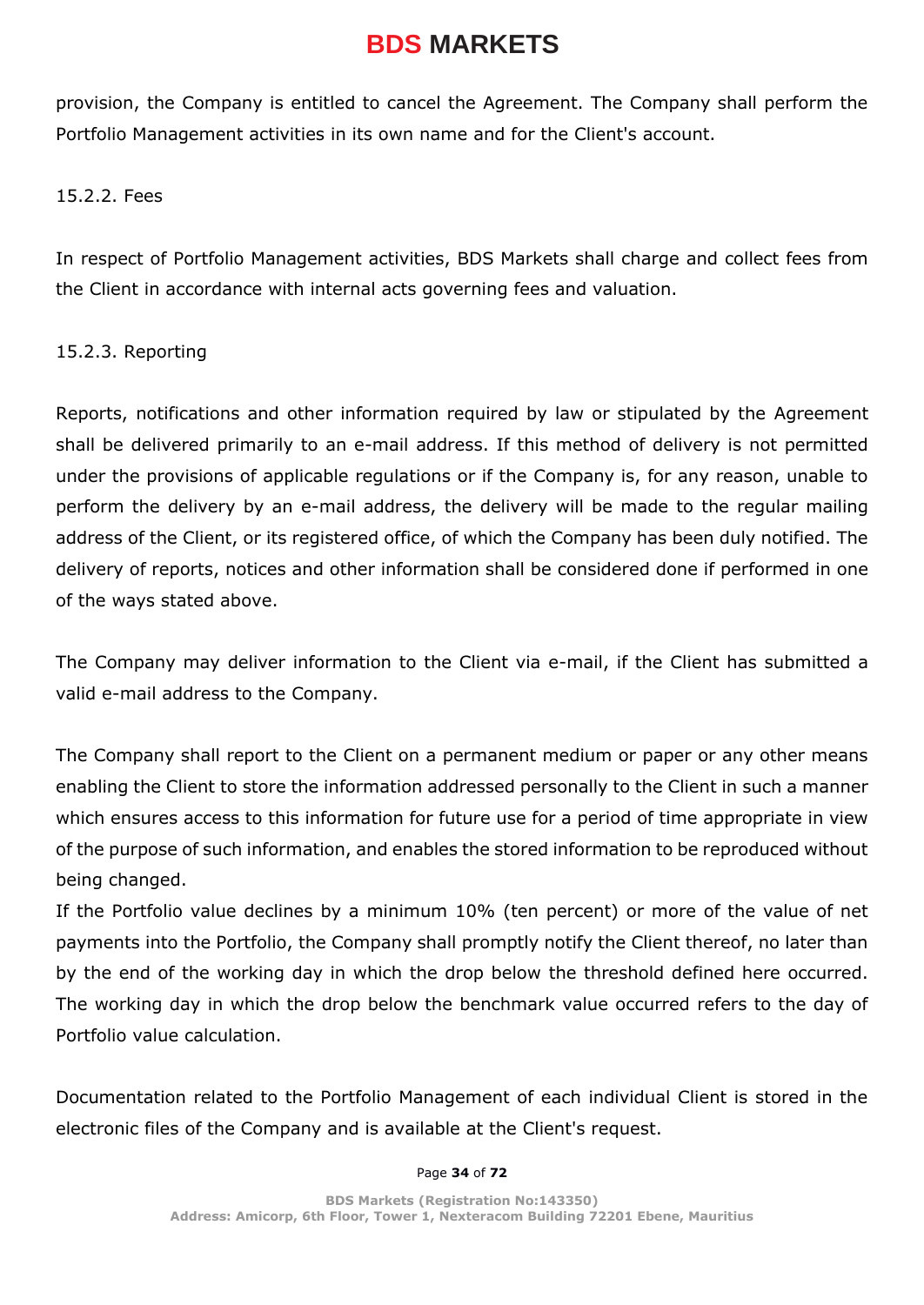provision, the Company is entitled to cancel the Agreement. The Company shall perform the Portfolio Management activities in its own name and for the Client's account.

15.2.2. Fees

In respect of Portfolio Management activities, BDS Markets shall charge and collect fees from the Client in accordance with internal acts governing fees and valuation.

15.2.3. Reporting

Reports, notifications and other information required by law or stipulated by the Agreement shall be delivered primarily to an e-mail address. If this method of delivery is not permitted under the provisions of applicable regulations or if the Company is, for any reason, unable to perform the delivery by an e-mail address, the delivery will be made to the regular mailing address of the Client, or its registered office, of which the Company has been duly notified. The delivery of reports, notices and other information shall be considered done if performed in one of the ways stated above.

The Company may deliver information to the Client via e-mail, if the Client has submitted a valid e-mail address to the Company.

The Company shall report to the Client on a permanent medium or paper or any other means enabling the Client to store the information addressed personally to the Client in such a manner which ensures access to this information for future use for a period of time appropriate in view of the purpose of such information, and enables the stored information to be reproduced without being changed.

If the Portfolio value declines by a minimum 10% (ten percent) or more of the value of net payments into the Portfolio, the Company shall promptly notify the Client thereof, no later than by the end of the working day in which the drop below the threshold defined here occurred. The working day in which the drop below the benchmark value occurred refers to the day of Portfolio value calculation.

Documentation related to the Portfolio Management of each individual Client is stored in the electronic files of the Company and is available at the Client's request.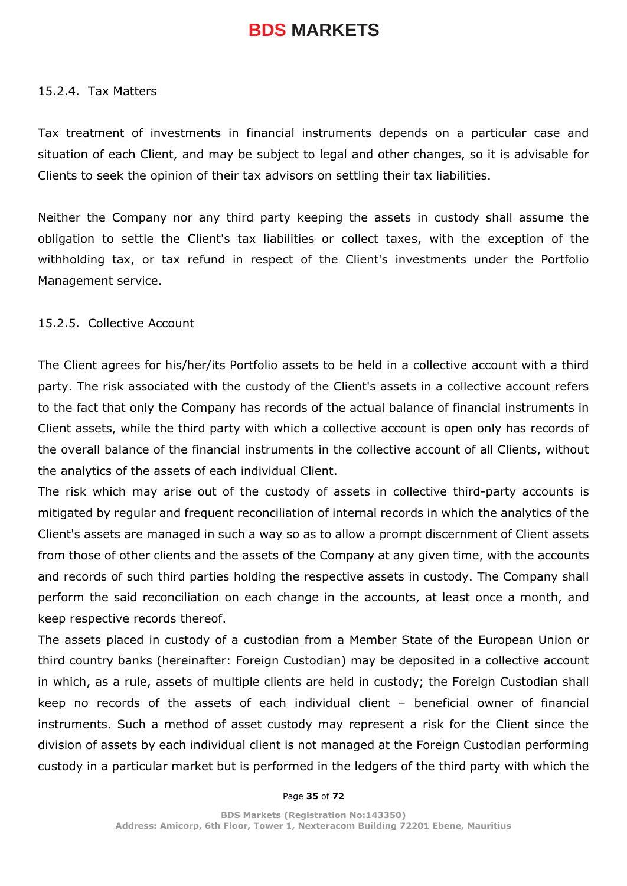#### 15.2.4. Tax Matters

Tax treatment of investments in financial instruments depends on a particular case and situation of each Client, and may be subject to legal and other changes, so it is advisable for Clients to seek the opinion of their tax advisors on settling their tax liabilities.

Neither the Company nor any third party keeping the assets in custody shall assume the obligation to settle the Client's tax liabilities or collect taxes, with the exception of the withholding tax, or tax refund in respect of the Client's investments under the Portfolio Management service.

#### 15.2.5. Collective Account

The Client agrees for his/her/its Portfolio assets to be held in a collective account with a third party. The risk associated with the custody of the Client's assets in a collective account refers to the fact that only the Company has records of the actual balance of financial instruments in Client assets, while the third party with which a collective account is open only has records of the overall balance of the financial instruments in the collective account of all Clients, without the analytics of the assets of each individual Client.

The risk which may arise out of the custody of assets in collective third-party accounts is mitigated by regular and frequent reconciliation of internal records in which the analytics of the Client's assets are managed in such a way so as to allow a prompt discernment of Client assets from those of other clients and the assets of the Company at any given time, with the accounts and records of such third parties holding the respective assets in custody. The Company shall perform the said reconciliation on each change in the accounts, at least once a month, and keep respective records thereof.

The assets placed in custody of a custodian from a Member State of the European Union or third country banks (hereinafter: Foreign Custodian) may be deposited in a collective account in which, as a rule, assets of multiple clients are held in custody; the Foreign Custodian shall keep no records of the assets of each individual client – beneficial owner of financial instruments. Such a method of asset custody may represent a risk for the Client since the division of assets by each individual client is not managed at the Foreign Custodian performing custody in a particular market but is performed in the ledgers of the third party with which the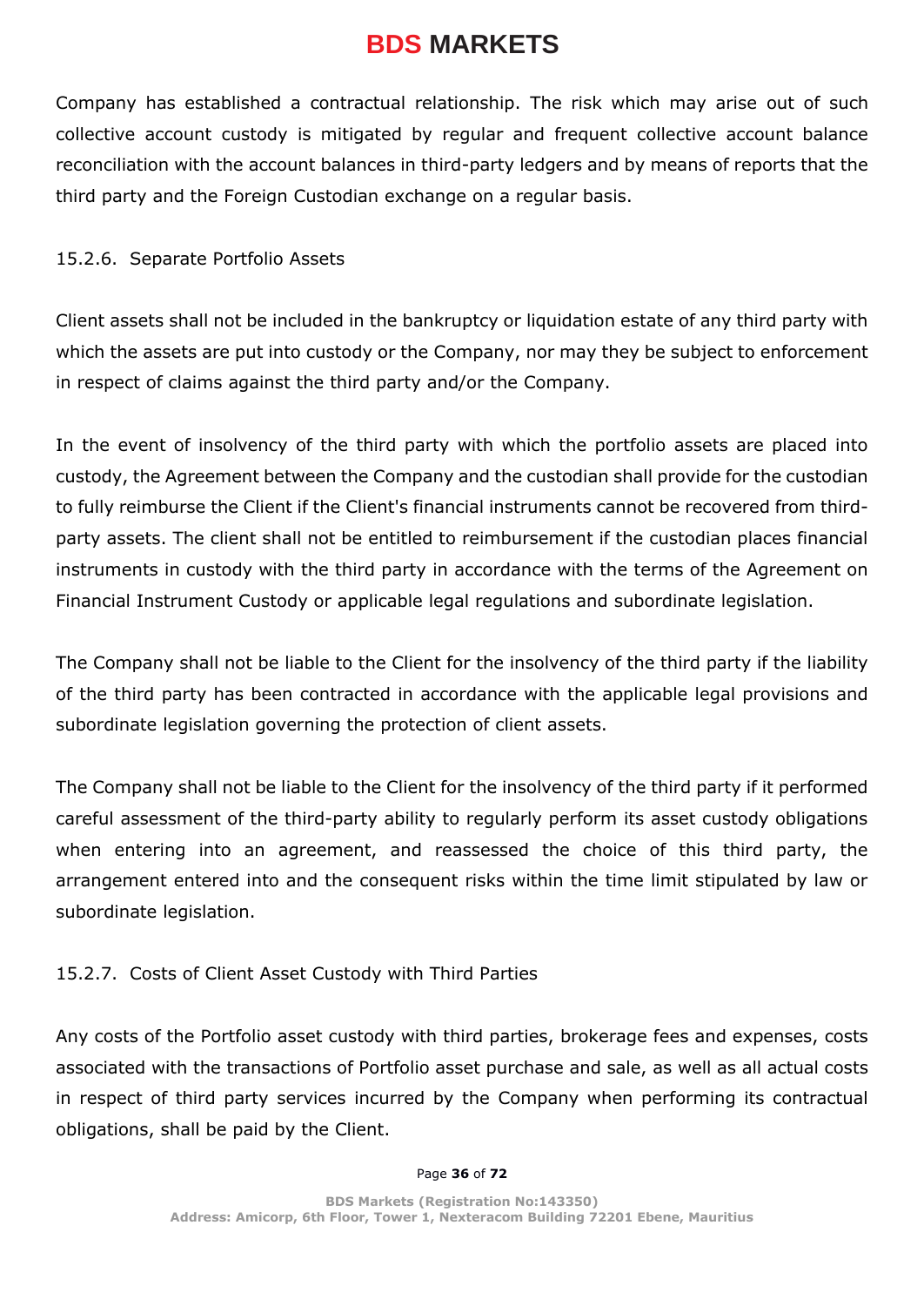Company has established a contractual relationship. The risk which may arise out of such collective account custody is mitigated by regular and frequent collective account balance reconciliation with the account balances in third-party ledgers and by means of reports that the third party and the Foreign Custodian exchange on a regular basis.

#### 15.2.6. Separate Portfolio Assets

Client assets shall not be included in the bankruptcy or liquidation estate of any third party with which the assets are put into custody or the Company, nor may they be subject to enforcement in respect of claims against the third party and/or the Company.

In the event of insolvency of the third party with which the portfolio assets are placed into custody, the Agreement between the Company and the custodian shall provide for the custodian to fully reimburse the Client if the Client's financial instruments cannot be recovered from third-party assets. The client shall not be entitled to reimbursement if the custodian places financial instruments in custody with the third party in accordance with the terms of the Agreement on Financial Instrument Custody or applicable legal regulations and subordinate legislation.

The Company shall not be liable to the Client for the insolvency of the third party if the liability of the third party has been contracted in accordance with the applicable legal provisions and subordinate legislation governing the protection of client assets.

The Company shall not be liable to the Client for the insolvency of the third party if it performed careful assessment of the third-party ability to regularly perform its asset custody obligations when entering into an agreement, and reassessed the choice of this third party, the arrangement entered into and the consequent risks within the time limit stipulated by law or subordinate legislation.

#### 15.2.7. Costs of Client Asset Custody with Third Parties

Any costs of the Portfolio asset custody with third parties, brokerage fees and expenses, costs associated with the transactions of Portfolio asset purchase and sale, as well as all actual costs in respect of third party services incurred by the Company when performing its contractual obligations, shall be paid by the Client.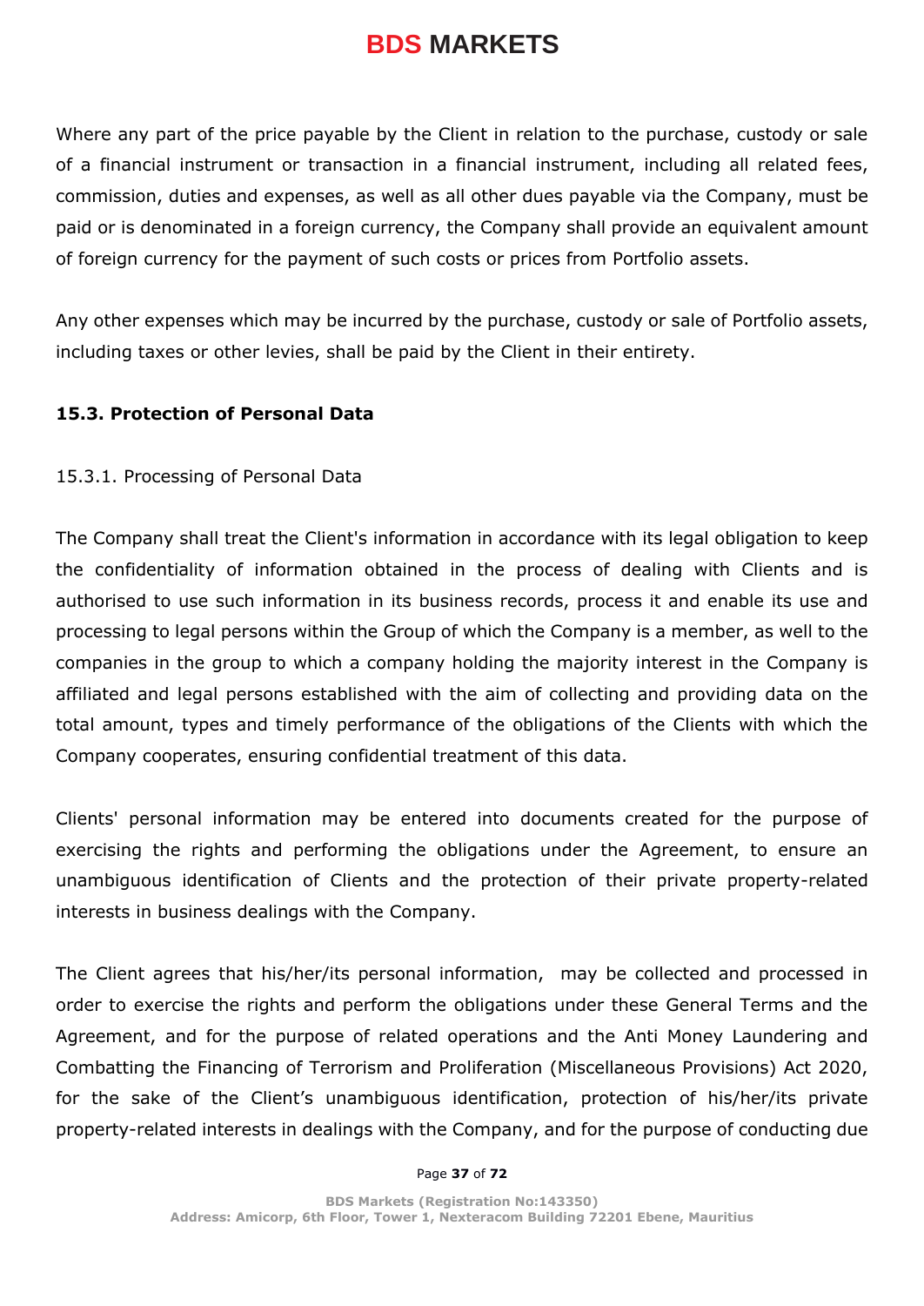Where any part of the price payable by the Client in relation to the purchase, custody or sale of a financial instrument or transaction in a financial instrument, including all related fees, commission, duties and expenses, as well as all other dues payable via the Company, must be paid or is denominated in a foreign currency, the Company shall provide an equivalent amount of foreign currency for the payment of such costs or prices from Portfolio assets.

Any other expenses which may be incurred by the purchase, custody or sale of Portfolio assets, including taxes or other levies, shall be paid by the Client in their entirety.

### 15.3. Protection of Personal Data

15.3.1. Processing of Personal Data

The Company shall treat the Client's information in accordance with its legal obligation to keep the confidentiality of information obtained in the process of dealing with Clients and is authorised to use such information in its business records, process it and enable its use and processing to legal persons within the Group of which the Company is a member, as well to the companies in the group to which a company holding the majority interest in the Company is affiliated and legal persons established with the aim of collecting and providing data on the total amount, types and timely performance of the obligations of the Clients with which the Company cooperates, ensuring confidential treatment of this data.

Clients' personal information may be entered into documents created for the purpose of exercising the rights and performing the obligations under the Agreement, to ensure an unambiguous identification of Clients and the protection of their private property-related interests in business dealings with the Company.

The Client agrees that his/her/its personal information,  may be collected and processed in order to exercise the rights and perform the obligations under these General Terms and the Agreement, and for the purpose of related operations and the Anti Money Laundering and Combatting the Financing of Terrorism and Proliferation (Miscellaneous Provisions) Act 2020, for the sake of the Client's unambiguous identification, protection of his/her/its private property-related interests in dealings with the Company, and for the purpose of conducting due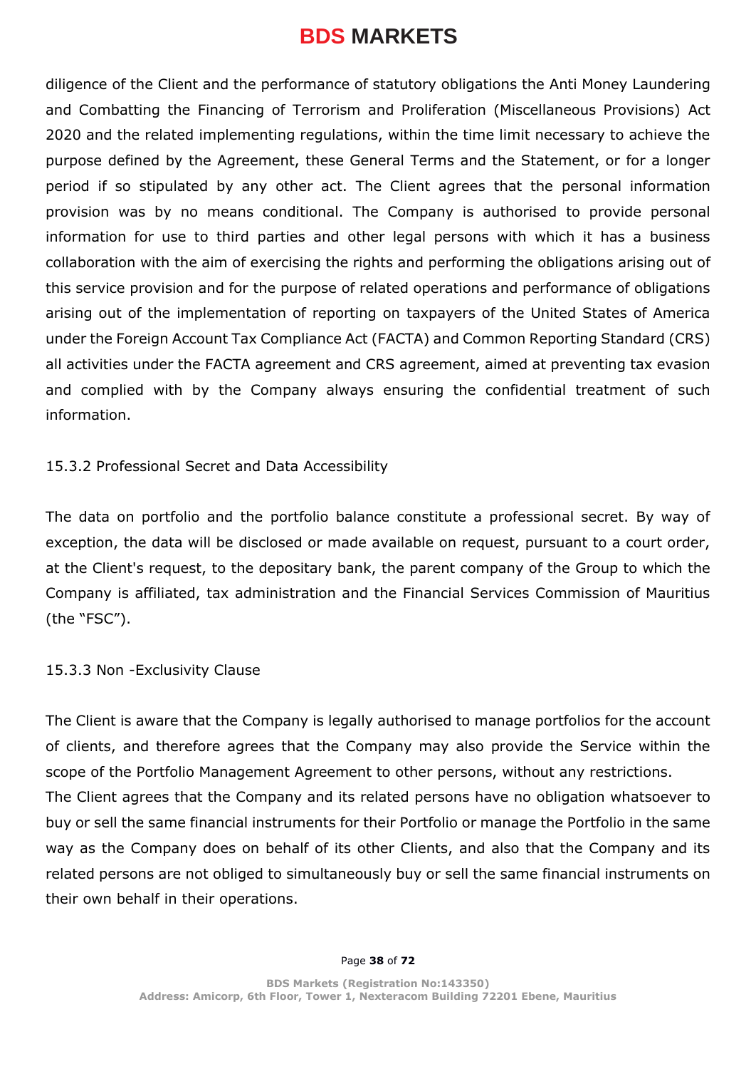diligence of the Client and the performance of statutory obligations the Anti Money Laundering and Combatting the Financing of Terrorism and Proliferation (Miscellaneous Provisions) Act 2020 and the related implementing regulations, within the time limit necessary to achieve the purpose defined by the Agreement, these General Terms and the Statement, or for a longer period if so stipulated by any other act. The Client agrees that the personal information provision was by no means conditional. The Company is authorised to provide personal information for use to third parties and other legal persons with which it has a business collaboration with the aim of exercising the rights and performing the obligations arising out of this service provision and for the purpose of related operations and performance of obligations arising out of the implementation of reporting on taxpayers of the United States of America under the Foreign Account Tax Compliance Act (FACTA) and Common Reporting Standard (CRS) all activities under the FACTA agreement and CRS agreement, aimed at preventing tax evasion and complied with by the Company always ensuring the confidential treatment of such information.

15.3.2 Professional Secret and Data Accessibility

The data on portfolio and the portfolio balance constitute a professional secret. By way of exception, the data will be disclosed or made available on request, pursuant to a court order, at the Client's request, to the depositary bank, the parent company of the Group to which the Company is affiliated, tax administration and the Financial Services Commission of Mauritius (the "FSC").

15.3.3 Non -Exclusivity Clause

The Client is aware that the Company is legally authorised to manage portfolios for the account of clients, and therefore agrees that the Company may also provide the Service within the scope of the Portfolio Management Agreement to other persons, without any restrictions.

The Client agrees that the Company and its related persons have no obligation whatsoever to buy or sell the same financial instruments for their Portfolio or manage the Portfolio in the same way as the Company does on behalf of its other Clients, and also that the Company and its related persons are not obliged to simultaneously buy or sell the same financial instruments on their own behalf in their operations.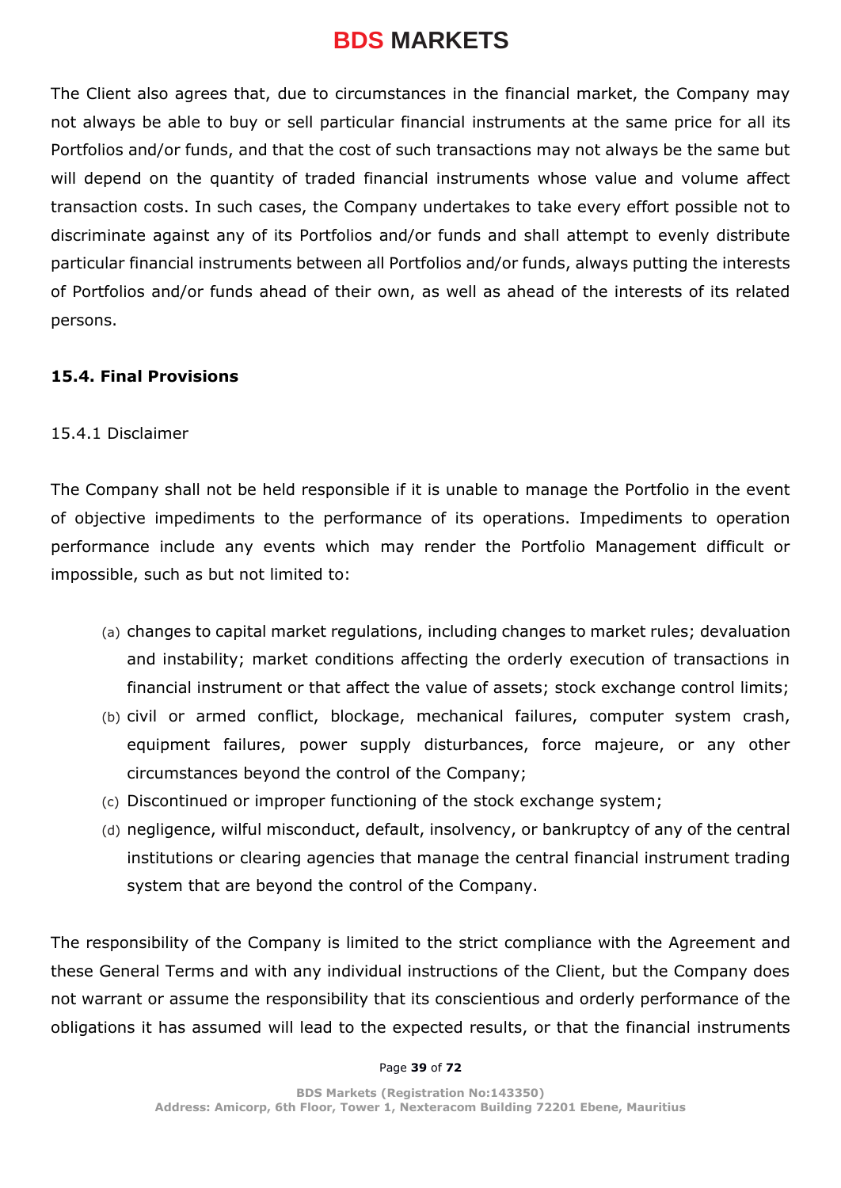The Client also agrees that, due to circumstances in the financial market, the Company may not always be able to buy or sell particular financial instruments at the same price for all its Portfolios and/or funds, and that the cost of such transactions may not always be the same but will depend on the quantity of traded financial instruments whose value and volume affect transaction costs. In such cases, the Company undertakes to take every effort possible not to discriminate against any of its Portfolios and/or funds and shall attempt to evenly distribute particular financial instruments between all Portfolios and/or funds, always putting the interests of Portfolios and/or funds ahead of their own, as well as ahead of the interests of its related persons.

### 15.4. Final Provisions

15.4.1 Disclaimer

The Company shall not be held responsible if it is unable to manage the Portfolio in the event of objective impediments to the performance of its operations. Impediments to operation performance include any events which may render the Portfolio Management difficult or impossible, such as but not limited to:

(a) changes to capital market regulations, including changes to market rules; devaluation and instability; market conditions affecting the orderly execution of transactions in financial instrument or that affect the value of assets; stock exchange control limits;
(b) civil or armed conflict, blockage, mechanical failures, computer system crash, equipment failures, power supply disturbances, force majeure, or any other circumstances beyond the control of the Company;
(c) Discontinued or improper functioning of the stock exchange system;
(d) negligence, wilful misconduct, default, insolvency, or bankruptcy of any of the central institutions or clearing agencies that manage the central financial instrument trading system that are beyond the control of the Company.

The responsibility of the Company is limited to the strict compliance with the Agreement and these General Terms and with any individual instructions of the Client, but the Company does not warrant or assume the responsibility that its conscientious and orderly performance of the obligations it has assumed will lead to the expected results, or that the financial instruments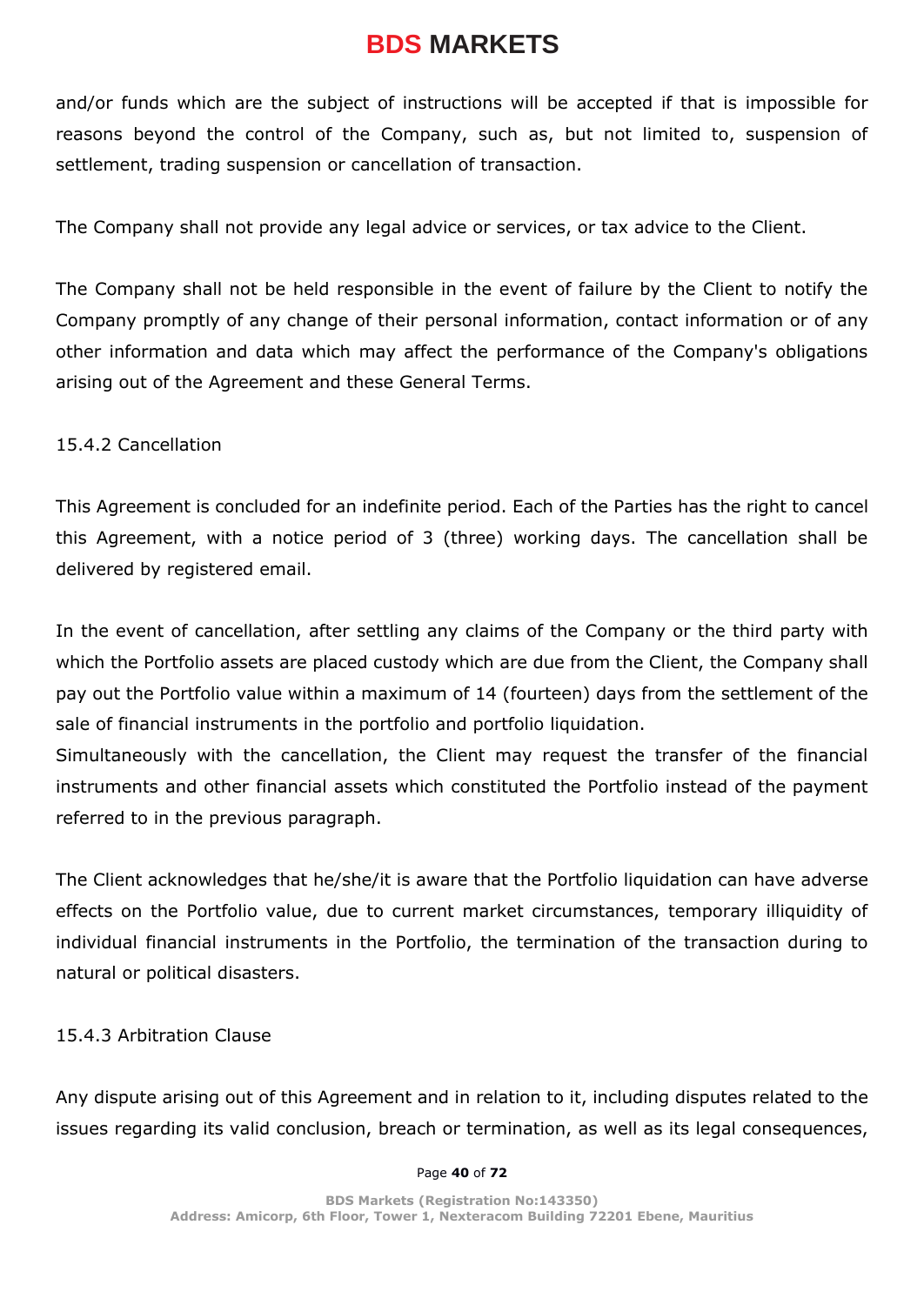and/or funds which are the subject of instructions will be accepted if that is impossible for reasons beyond the control of the Company, such as, but not limited to, suspension of settlement, trading suspension or cancellation of transaction.

The Company shall not provide any legal advice or services, or tax advice to the Client.

The Company shall not be held responsible in the event of failure by the Client to notify the Company promptly of any change of their personal information, contact information or of any other information and data which may affect the performance of the Company's obligations arising out of the Agreement and these General Terms.

15.4.2 Cancellation

This Agreement is concluded for an indefinite period. Each of the Parties has the right to cancel this Agreement, with a notice period of 3 (three) working days. The cancellation shall be delivered by registered email.

In the event of cancellation, after settling any claims of the Company or the third party with which the Portfolio assets are placed custody which are due from the Client, the Company shall pay out the Portfolio value within a maximum of 14 (fourteen) days from the settlement of the sale of financial instruments in the portfolio and portfolio liquidation.
Simultaneously with the cancellation, the Client may request the transfer of the financial instruments and other financial assets which constituted the Portfolio instead of the payment referred to in the previous paragraph.

The Client acknowledges that he/she/it is aware that the Portfolio liquidation can have adverse effects on the Portfolio value, due to current market circumstances, temporary illiquidity of individual financial instruments in the Portfolio, the termination of the transaction during to natural or political disasters.

15.4.3 Arbitration Clause

Any dispute arising out of this Agreement and in relation to it, including disputes related to the issues regarding its valid conclusion, breach or termination, as well as its legal consequences,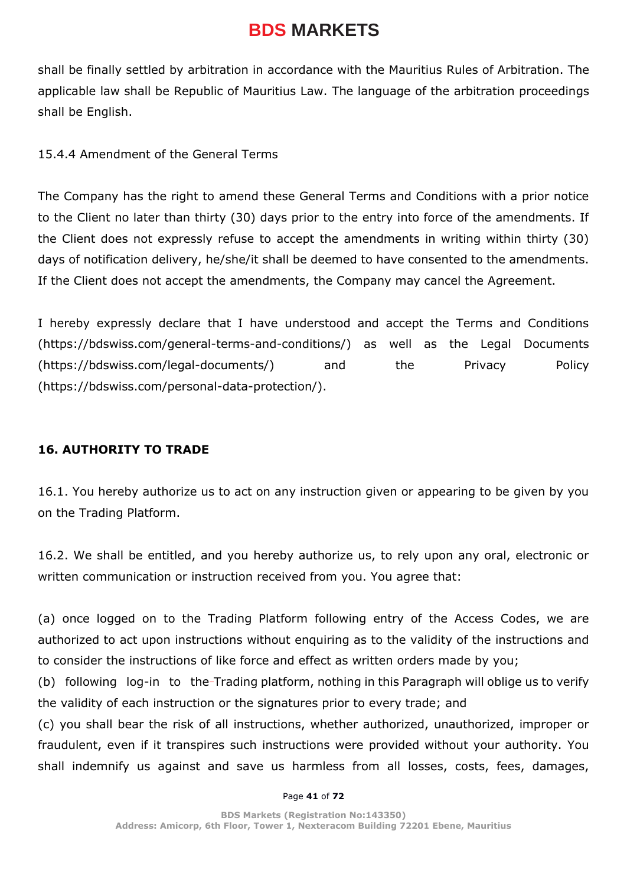shall be finally settled by arbitration in accordance with the Mauritius Rules of Arbitration. The applicable law shall be Republic of Mauritius Law. The language of the arbitration proceedings shall be English.

15.4.4 Amendment of the General Terms

The Company has the right to amend these General Terms and Conditions with a prior notice to the Client no later than thirty (30) days prior to the entry into force of the amendments. If the Client does not expressly refuse to accept the amendments in writing within thirty (30) days of notification delivery, he/she/it shall be deemed to have consented to the amendments. If the Client does not accept the amendments, the Company may cancel the Agreement.

I hereby expressly declare that I have understood and accept the Terms and Conditions (https://bdswiss.com/general-terms-and-conditions/) as well as the Legal Documents (https://bdswiss.com/legal-documents/) and the Privacy Policy (https://bdswiss.com/personal-data-protection/).

## 16. AUTHORITY TO TRADE

16.1. You hereby authorize us to act on any instruction given or appearing to be given by you on the Trading Platform.

16.2. We shall be entitled, and you hereby authorize us, to rely upon any oral, electronic or written communication or instruction received from you. You agree that:

(a) once logged on to the Trading Platform following entry of the Access Codes, we are authorized to act upon instructions without enquiring as to the validity of the instructions and to consider the instructions of like force and effect as written orders made by you;

(b) following log-in to the Trading platform, nothing in this Paragraph will oblige us to verify the validity of each instruction or the signatures prior to every trade; and

(c) you shall bear the risk of all instructions, whether authorized, unauthorized, improper or fraudulent, even if it transpires such instructions were provided without your authority. You shall indemnify us against and save us harmless from all losses, costs, fees, damages,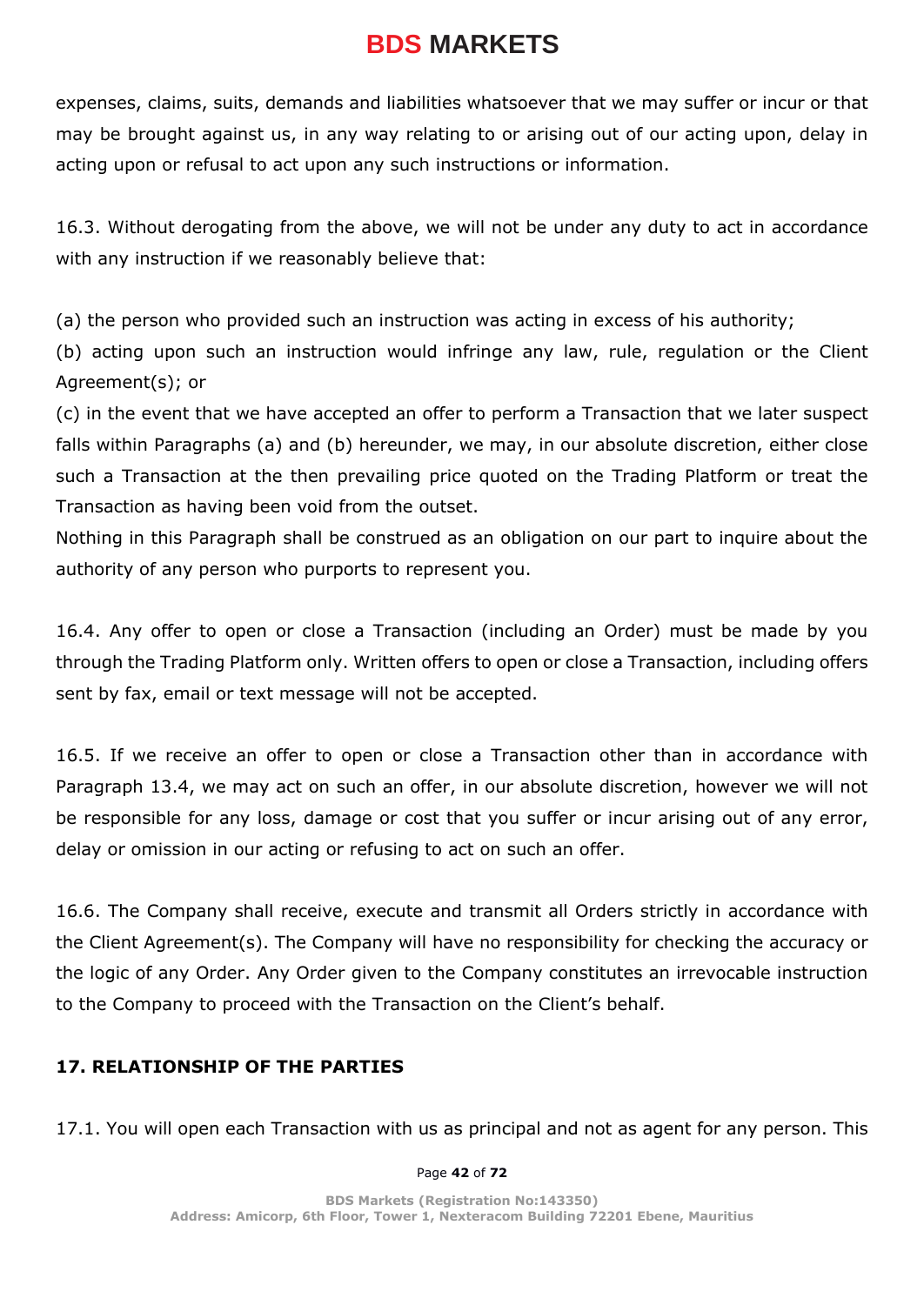expenses, claims, suits, demands and liabilities whatsoever that we may suffer or incur or that may be brought against us, in any way relating to or arising out of our acting upon, delay in acting upon or refusal to act upon any such instructions or information.

16.3. Without derogating from the above, we will not be under any duty to act in accordance with any instruction if we reasonably believe that:

(a) the person who provided such an instruction was acting in excess of his authority;
(b) acting upon such an instruction would infringe any law, rule, regulation or the Client Agreement(s); or
(c) in the event that we have accepted an offer to perform a Transaction that we later suspect falls within Paragraphs (a) and (b) hereunder, we may, in our absolute discretion, either close such a Transaction at the then prevailing price quoted on the Trading Platform or treat the Transaction as having been void from the outset.
Nothing in this Paragraph shall be construed as an obligation on our part to inquire about the authority of any person who purports to represent you.

16.4. Any offer to open or close a Transaction (including an Order) must be made by you through the Trading Platform only. Written offers to open or close a Transaction, including offers sent by fax, email or text message will not be accepted.

16.5. If we receive an offer to open or close a Transaction other than in accordance with Paragraph 13.4, we may act on such an offer, in our absolute discretion, however we will not be responsible for any loss, damage or cost that you suffer or incur arising out of any error, delay or omission in our acting or refusing to act on such an offer.

16.6. The Company shall receive, execute and transmit all Orders strictly in accordance with the Client Agreement(s). The Company will have no responsibility for checking the accuracy or the logic of any Order. Any Order given to the Company constitutes an irrevocable instruction to the Company to proceed with the Transaction on the Client's behalf.

## 17. RELATIONSHIP OF THE PARTIES

17.1. You will open each Transaction with us as principal and not as agent for any person. This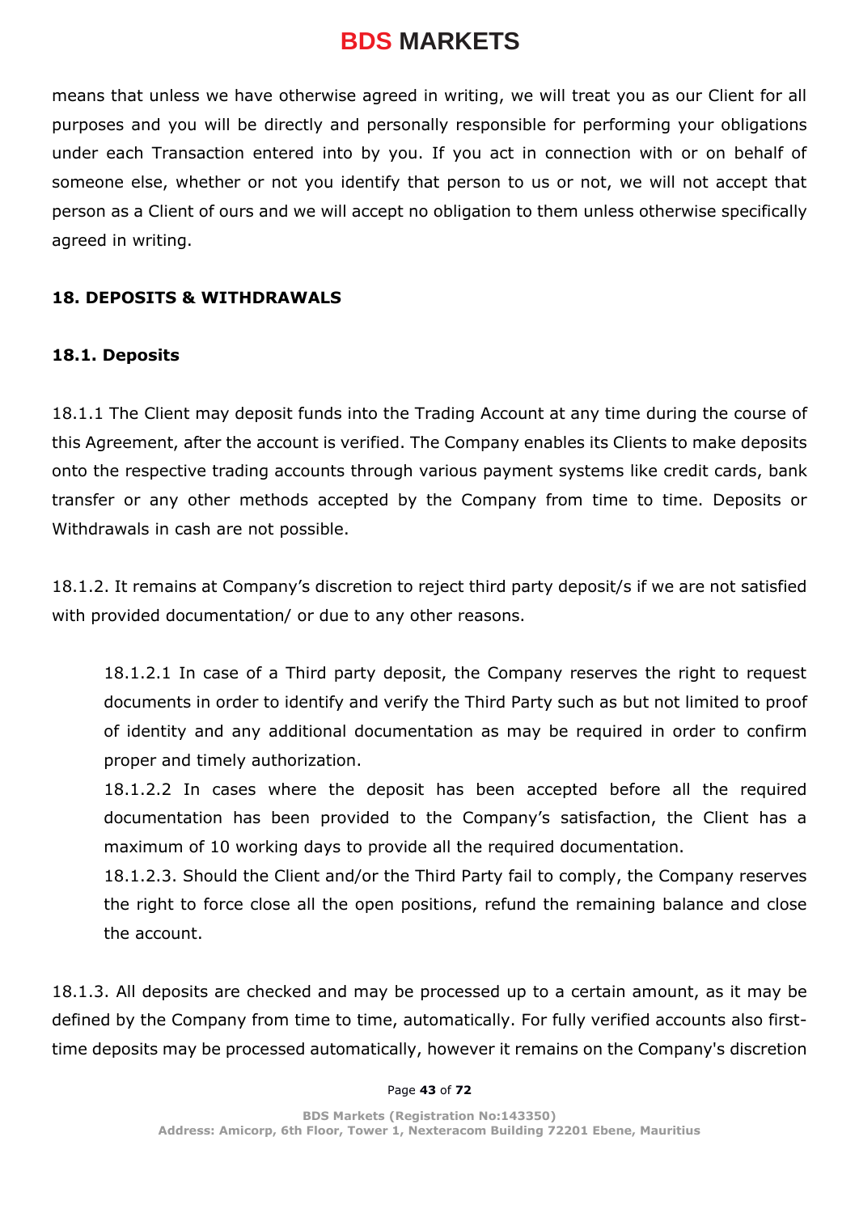means that unless we have otherwise agreed in writing, we will treat you as our Client for all purposes and you will be directly and personally responsible for performing your obligations under each Transaction entered into by you. If you act in connection with or on behalf of someone else, whether or not you identify that person to us or not, we will not accept that person as a Client of ours and we will accept no obligation to them unless otherwise specifically agreed in writing.

## 18. DEPOSITS & WITHDRAWALS

### 18.1. Deposits

18.1.1 The Client may deposit funds into the Trading Account at any time during the course of this Agreement, after the account is verified. The Company enables its Clients to make deposits onto the respective trading accounts through various payment systems like credit cards, bank transfer or any other methods accepted by the Company from time to time. Deposits or Withdrawals in cash are not possible.

18.1.2. It remains at Company's discretion to reject third party deposit/s if we are not satisfied with provided documentation/ or due to any other reasons.

> 18.1.2.1 In case of a Third party deposit, the Company reserves the right to request documents in order to identify and verify the Third Party such as but not limited to proof of identity and any additional documentation as may be required in order to confirm proper and timely authorization.
>
> 18.1.2.2 In cases where the deposit has been accepted before all the required documentation has been provided to the Company's satisfaction, the Client has a maximum of 10 working days to provide all the required documentation.
>
> 18.1.2.3. Should the Client and/or the Third Party fail to comply, the Company reserves the right to force close all the open positions, refund the remaining balance and close the account.

18.1.3. All deposits are checked and may be processed up to a certain amount, as it may be defined by the Company from time to time, automatically. For fully verified accounts also first-time deposits may be processed automatically, however it remains on the Company's discretion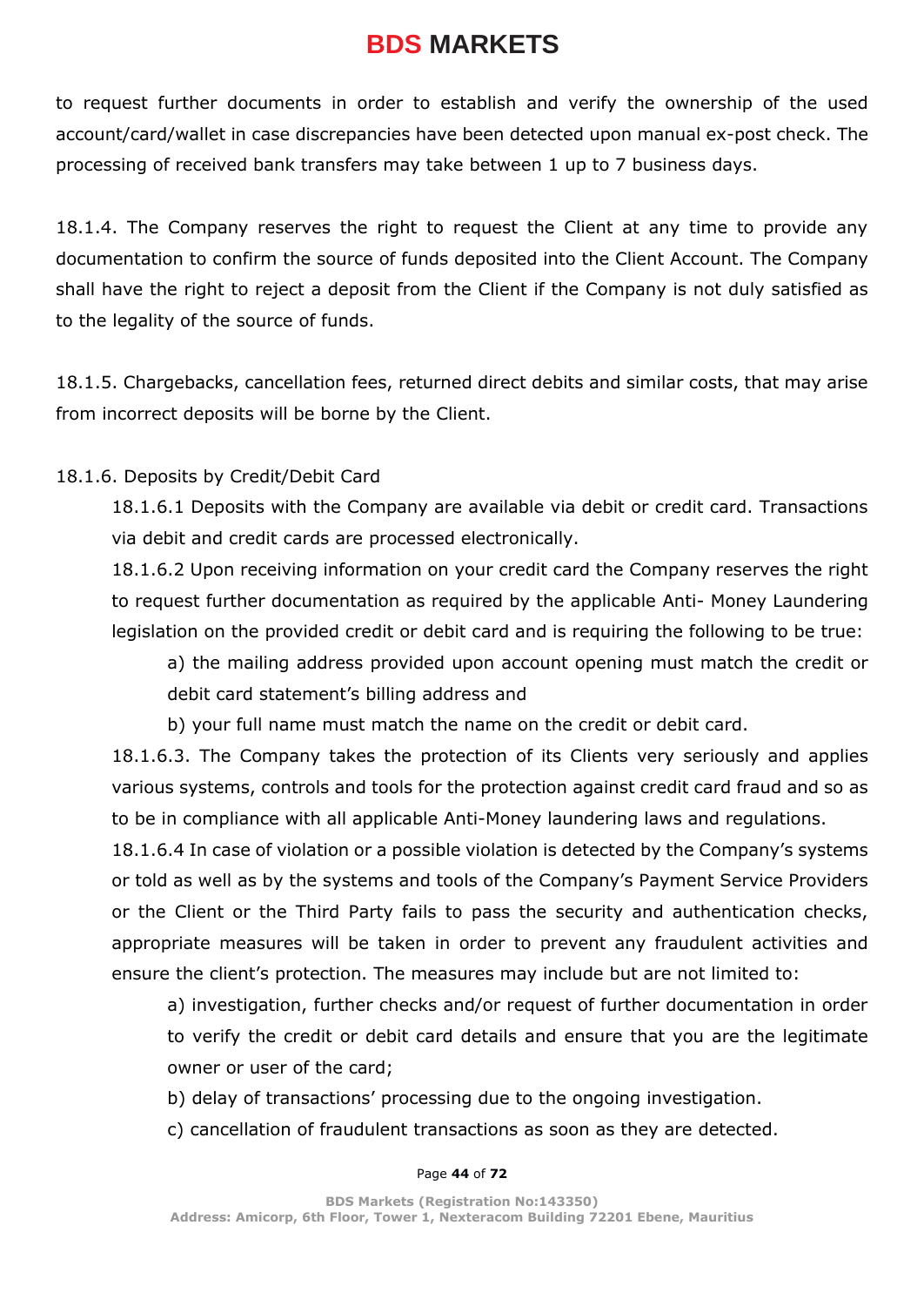to request further documents in order to establish and verify the ownership of the used account/card/wallet in case discrepancies have been detected upon manual ex-post check. The processing of received bank transfers may take between 1 up to 7 business days.

18.1.4. The Company reserves the right to request the Client at any time to provide any documentation to confirm the source of funds deposited into the Client Account. The Company shall have the right to reject a deposit from the Client if the Company is not duly satisfied as to the legality of the source of funds.

18.1.5. Chargebacks, cancellation fees, returned direct debits and similar costs, that may arise from incorrect deposits will be borne by the Client.

18.1.6. Deposits by Credit/Debit Card

18.1.6.1 Deposits with the Company are available via debit or credit card. Transactions via debit and credit cards are processed electronically.

18.1.6.2 Upon receiving information on your credit card the Company reserves the right to request further documentation as required by the applicable Anti- Money Laundering legislation on the provided credit or debit card and is requiring the following to be true:

a) the mailing address provided upon account opening must match the credit or debit card statement's billing address and

b) your full name must match the name on the credit or debit card.

18.1.6.3. The Company takes the protection of its Clients very seriously and applies various systems, controls and tools for the protection against credit card fraud and so as to be in compliance with all applicable Anti-Money laundering laws and regulations.

18.1.6.4 In case of violation or a possible violation is detected by the Company's systems or told as well as by the systems and tools of the Company's Payment Service Providers or the Client or the Third Party fails to pass the security and authentication checks, appropriate measures will be taken in order to prevent any fraudulent activities and ensure the client's protection. The measures may include but are not limited to:

a) investigation, further checks and/or request of further documentation in order to verify the credit or debit card details and ensure that you are the legitimate owner or user of the card;

b) delay of transactions' processing due to the ongoing investigation.

c) cancellation of fraudulent transactions as soon as they are detected.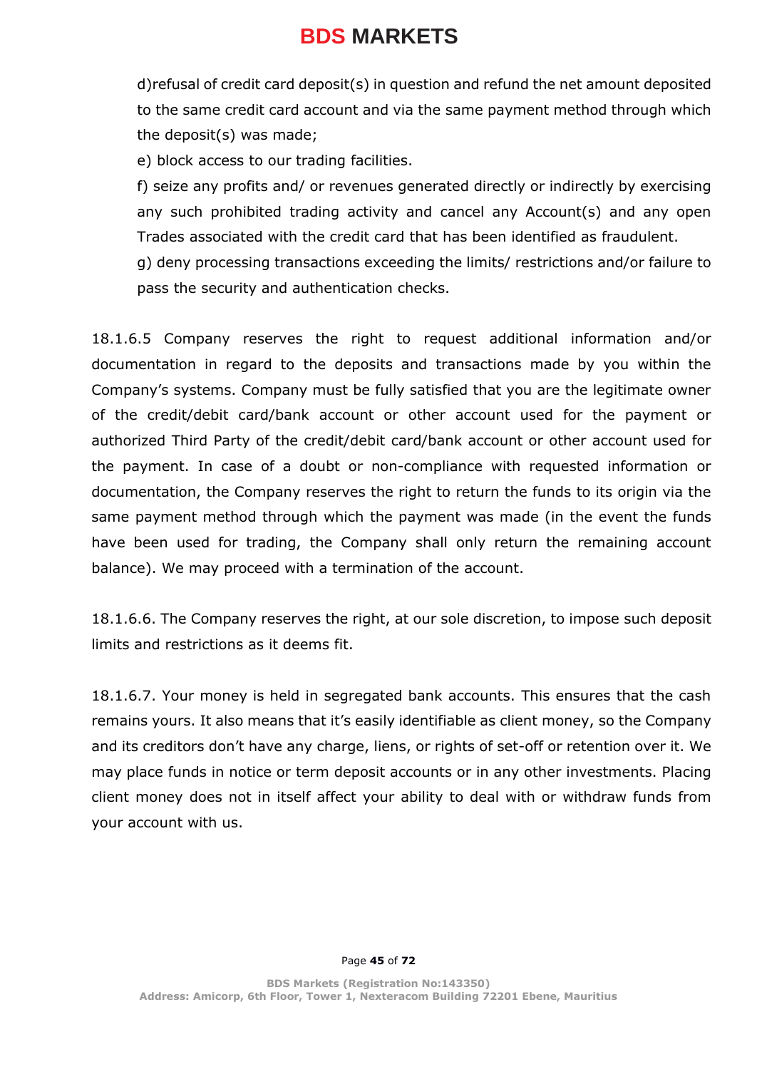d)refusal of credit card deposit(s) in question and refund the net amount deposited to the same credit card account and via the same payment method through which the deposit(s) was made;

e) block access to our trading facilities.

f) seize any profits and/ or revenues generated directly or indirectly by exercising any such prohibited trading activity and cancel any Account(s) and any open Trades associated with the credit card that has been identified as fraudulent.

g) deny processing transactions exceeding the limits/ restrictions and/or failure to pass the security and authentication checks.

18.1.6.5 Company reserves the right to request additional information and/or documentation in regard to the deposits and transactions made by you within the Company's systems. Company must be fully satisfied that you are the legitimate owner of the credit/debit card/bank account or other account used for the payment or authorized Third Party of the credit/debit card/bank account or other account used for the payment. In case of a doubt or non-compliance with requested information or documentation, the Company reserves the right to return the funds to its origin via the same payment method through which the payment was made (in the event the funds have been used for trading, the Company shall only return the remaining account balance). We may proceed with a termination of the account.

18.1.6.6. The Company reserves the right, at our sole discretion, to impose such deposit limits and restrictions as it deems fit.

18.1.6.7. Your money is held in segregated bank accounts. This ensures that the cash remains yours. It also means that it's easily identifiable as client money, so the Company and its creditors don't have any charge, liens, or rights of set-off or retention over it. We may place funds in notice or term deposit accounts or in any other investments. Placing client money does not in itself affect your ability to deal with or withdraw funds from your account with us.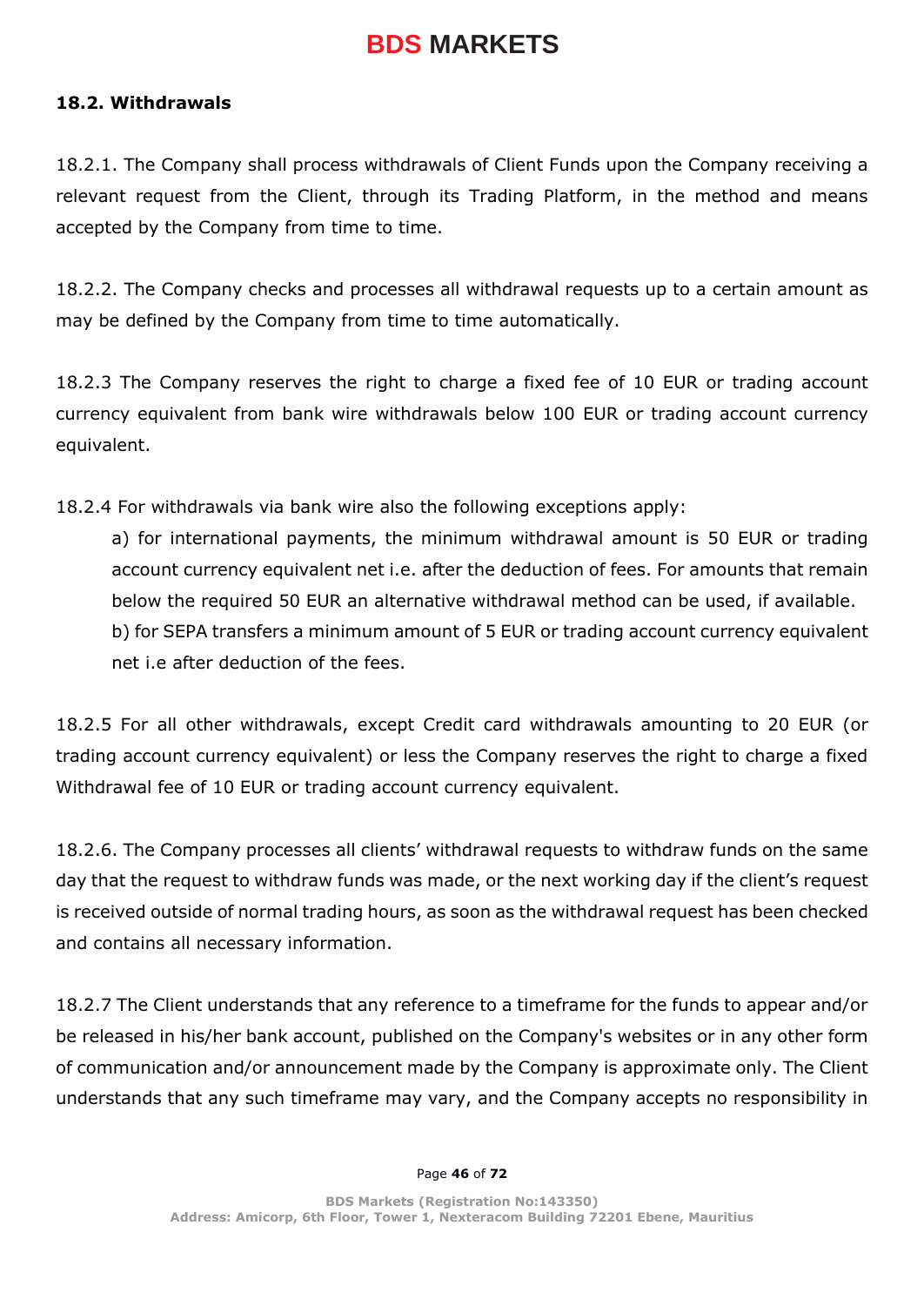### 18.2. Withdrawals

18.2.1. The Company shall process withdrawals of Client Funds upon the Company receiving a relevant request from the Client, through its Trading Platform, in the method and means accepted by the Company from time to time.

18.2.2. The Company checks and processes all withdrawal requests up to a certain amount as may be defined by the Company from time to time automatically.

18.2.3 The Company reserves the right to charge a fixed fee of 10 EUR or trading account currency equivalent from bank wire withdrawals below 100 EUR or trading account currency equivalent.

18.2.4 For withdrawals via bank wire also the following exceptions apply:

a) for international payments, the minimum withdrawal amount is 50 EUR or trading account currency equivalent net i.e. after the deduction of fees. For amounts that remain below the required 50 EUR an alternative withdrawal method can be used, if available.
b) for SEPA transfers a minimum amount of 5 EUR or trading account currency equivalent net i.e after deduction of the fees.

18.2.5 For all other withdrawals, except Credit card withdrawals amounting to 20 EUR (or trading account currency equivalent) or less the Company reserves the right to charge a fixed Withdrawal fee of 10 EUR or trading account currency equivalent.

18.2.6. The Company processes all clients' withdrawal requests to withdraw funds on the same day that the request to withdraw funds was made, or the next working day if the client's request is received outside of normal trading hours, as soon as the withdrawal request has been checked and contains all necessary information.

18.2.7 The Client understands that any reference to a timeframe for the funds to appear and/or be released in his/her bank account, published on the Company's websites or in any other form of communication and/or announcement made by the Company is approximate only. The Client understands that any such timeframe may vary, and the Company accepts no responsibility in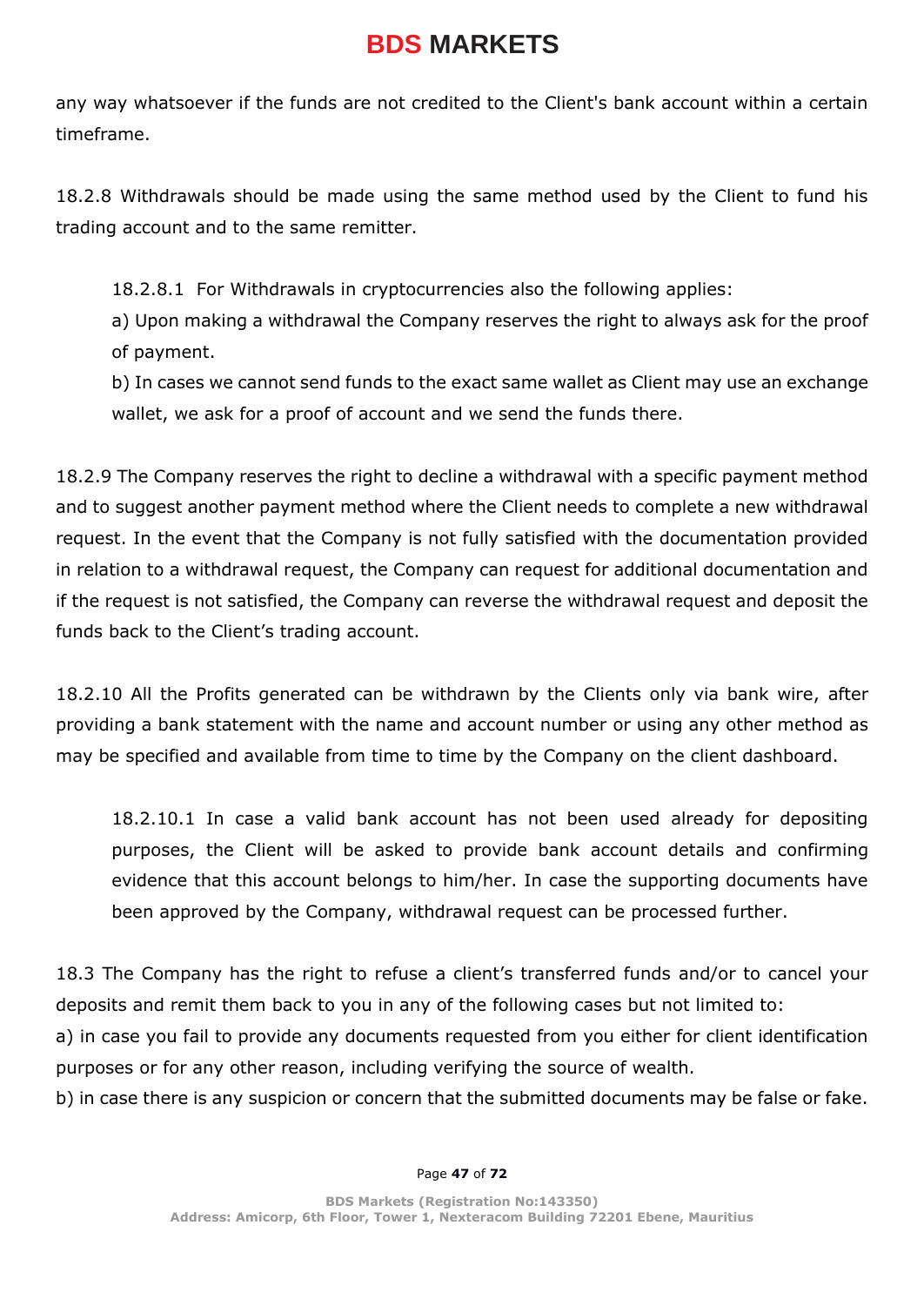any way whatsoever if the funds are not credited to the Client's bank account within a certain timeframe.

18.2.8 Withdrawals should be made using the same method used by the Client to fund his trading account and to the same remitter.

> 18.2.8.1 For Withdrawals in cryptocurrencies also the following applies:
>
> a) Upon making a withdrawal the Company reserves the right to always ask for the proof of payment.
>
> b) In cases we cannot send funds to the exact same wallet as Client may use an exchange wallet, we ask for a proof of account and we send the funds there.

18.2.9 The Company reserves the right to decline a withdrawal with a specific payment method and to suggest another payment method where the Client needs to complete a new withdrawal request. In the event that the Company is not fully satisfied with the documentation provided in relation to a withdrawal request, the Company can request for additional documentation and if the request is not satisfied, the Company can reverse the withdrawal request and deposit the funds back to the Client's trading account.

18.2.10 All the Profits generated can be withdrawn by the Clients only via bank wire, after providing a bank statement with the name and account number or using any other method as may be specified and available from time to time by the Company on the client dashboard.

> 18.2.10.1 In case a valid bank account has not been used already for depositing purposes, the Client will be asked to provide bank account details and confirming evidence that this account belongs to him/her. In case the supporting documents have been approved by the Company, withdrawal request can be processed further.

18.3 The Company has the right to refuse a client's transferred funds and/or to cancel your deposits and remit them back to you in any of the following cases but not limited to:

a) in case you fail to provide any documents requested from you either for client identification purposes or for any other reason, including verifying the source of wealth.

b) in case there is any suspicion or concern that the submitted documents may be false or fake.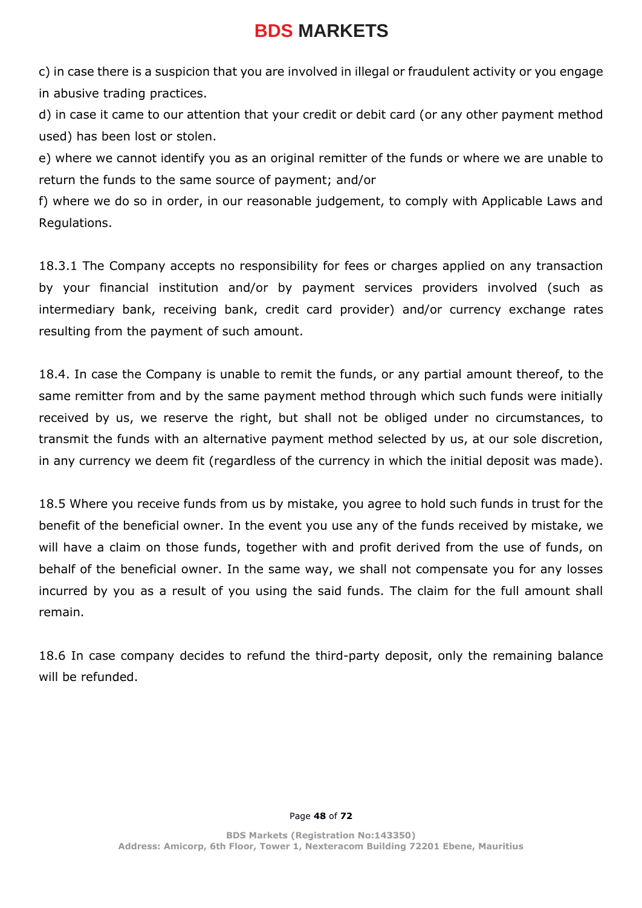c) in case there is a suspicion that you are involved in illegal or fraudulent activity or you engage in abusive trading practices.

d) in case it came to our attention that your credit or debit card (or any other payment method used) has been lost or stolen.

e) where we cannot identify you as an original remitter of the funds or where we are unable to return the funds to the same source of payment; and/or

f) where we do so in order, in our reasonable judgement, to comply with Applicable Laws and Regulations.

18.3.1 The Company accepts no responsibility for fees or charges applied on any transaction by your financial institution and/or by payment services providers involved (such as intermediary bank, receiving bank, credit card provider) and/or currency exchange rates resulting from the payment of such amount.

18.4. In case the Company is unable to remit the funds, or any partial amount thereof, to the same remitter from and by the same payment method through which such funds were initially received by us, we reserve the right, but shall not be obliged under no circumstances, to transmit the funds with an alternative payment method selected by us, at our sole discretion, in any currency we deem fit (regardless of the currency in which the initial deposit was made).

18.5 Where you receive funds from us by mistake, you agree to hold such funds in trust for the benefit of the beneficial owner. In the event you use any of the funds received by mistake, we will have a claim on those funds, together with and profit derived from the use of funds, on behalf of the beneficial owner. In the same way, we shall not compensate you for any losses incurred by you as a result of you using the said funds. The claim for the full amount shall remain.

18.6 In case company decides to refund the third-party deposit, only the remaining balance will be refunded.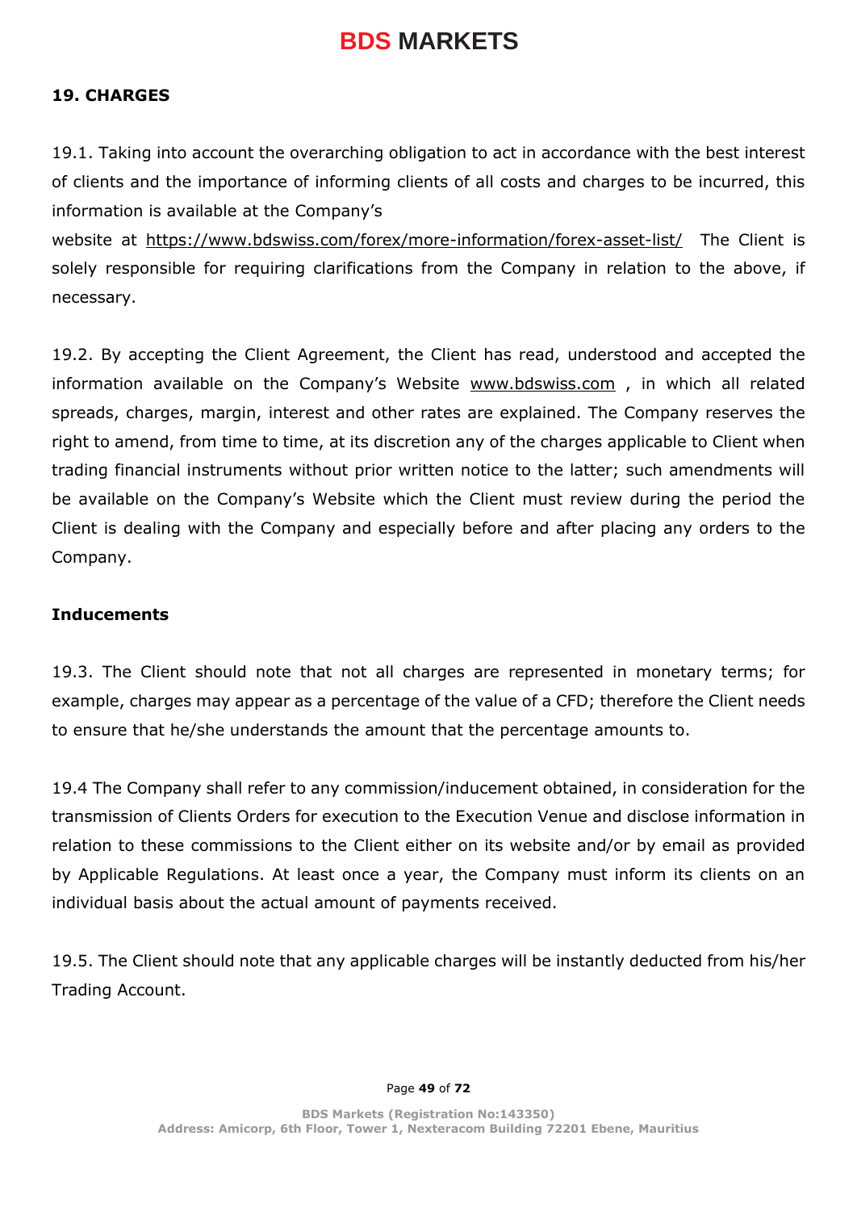## 19. CHARGES

19.1. Taking into account the overarching obligation to act in accordance with the best interest of clients and the importance of informing clients of all costs and charges to be incurred, this information is available at the Company's website at https://www.bdswiss.com/forex/more-information/forex-asset-list/ The Client is solely responsible for requiring clarifications from the Company in relation to the above, if necessary.

19.2. By accepting the Client Agreement, the Client has read, understood and accepted the information available on the Company's Website www.bdswiss.com , in which all related spreads, charges, margin, interest and other rates are explained. The Company reserves the right to amend, from time to time, at its discretion any of the charges applicable to Client when trading financial instruments without prior written notice to the latter; such amendments will be available on the Company's Website which the Client must review during the period the Client is dealing with the Company and especially before and after placing any orders to the Company.

### Inducements

19.3. The Client should note that not all charges are represented in monetary terms; for example, charges may appear as a percentage of the value of a CFD; therefore the Client needs to ensure that he/she understands the amount that the percentage amounts to.

19.4 The Company shall refer to any commission/inducement obtained, in consideration for the transmission of Clients Orders for execution to the Execution Venue and disclose information in relation to these commissions to the Client either on its website and/or by email as provided by Applicable Regulations. At least once a year, the Company must inform its clients on an individual basis about the actual amount of payments received.

19.5. The Client should note that any applicable charges will be instantly deducted from his/her Trading Account.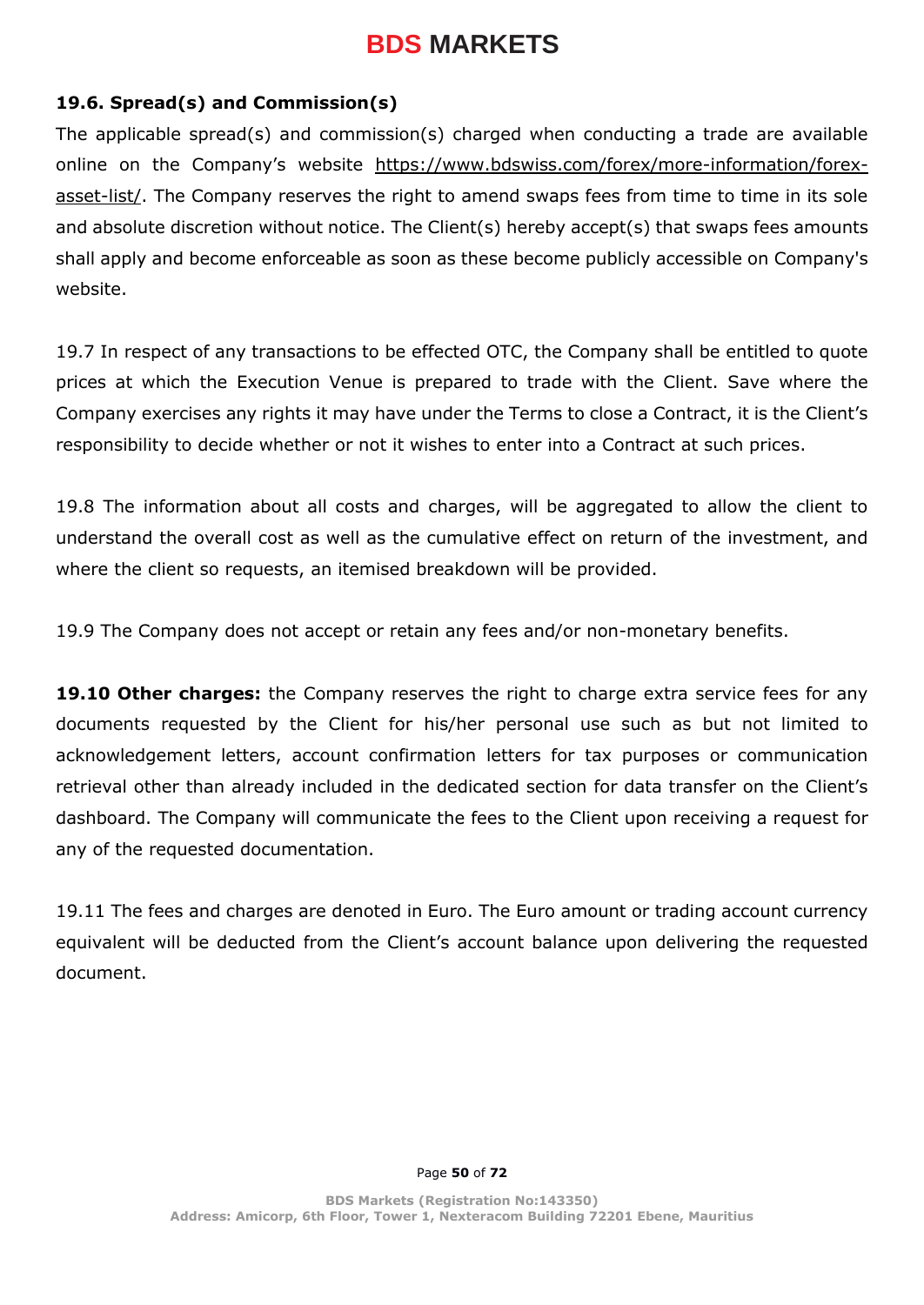### 19.6. Spread(s) and Commission(s)

The applicable spread(s) and commission(s) charged when conducting a trade are available online on the Company's website https://www.bdswiss.com/forex/more-information/forex-asset-list/. The Company reserves the right to amend swaps fees from time to time in its sole and absolute discretion without notice. The Client(s) hereby accept(s) that swaps fees amounts shall apply and become enforceable as soon as these become publicly accessible on Company's website.

19.7 In respect of any transactions to be effected OTC, the Company shall be entitled to quote prices at which the Execution Venue is prepared to trade with the Client. Save where the Company exercises any rights it may have under the Terms to close a Contract, it is the Client's responsibility to decide whether or not it wishes to enter into a Contract at such prices.

19.8 The information about all costs and charges, will be aggregated to allow the client to understand the overall cost as well as the cumulative effect on return of the investment, and where the client so requests, an itemised breakdown will be provided.

19.9 The Company does not accept or retain any fees and/or non-monetary benefits.

**19.10 Other charges:** the Company reserves the right to charge extra service fees for any documents requested by the Client for his/her personal use such as but not limited to acknowledgement letters, account confirmation letters for tax purposes or communication retrieval other than already included in the dedicated section for data transfer on the Client's dashboard. The Company will communicate the fees to the Client upon receiving a request for any of the requested documentation.

19.11 The fees and charges are denoted in Euro. The Euro amount or trading account currency equivalent will be deducted from the Client's account balance upon delivering the requested document.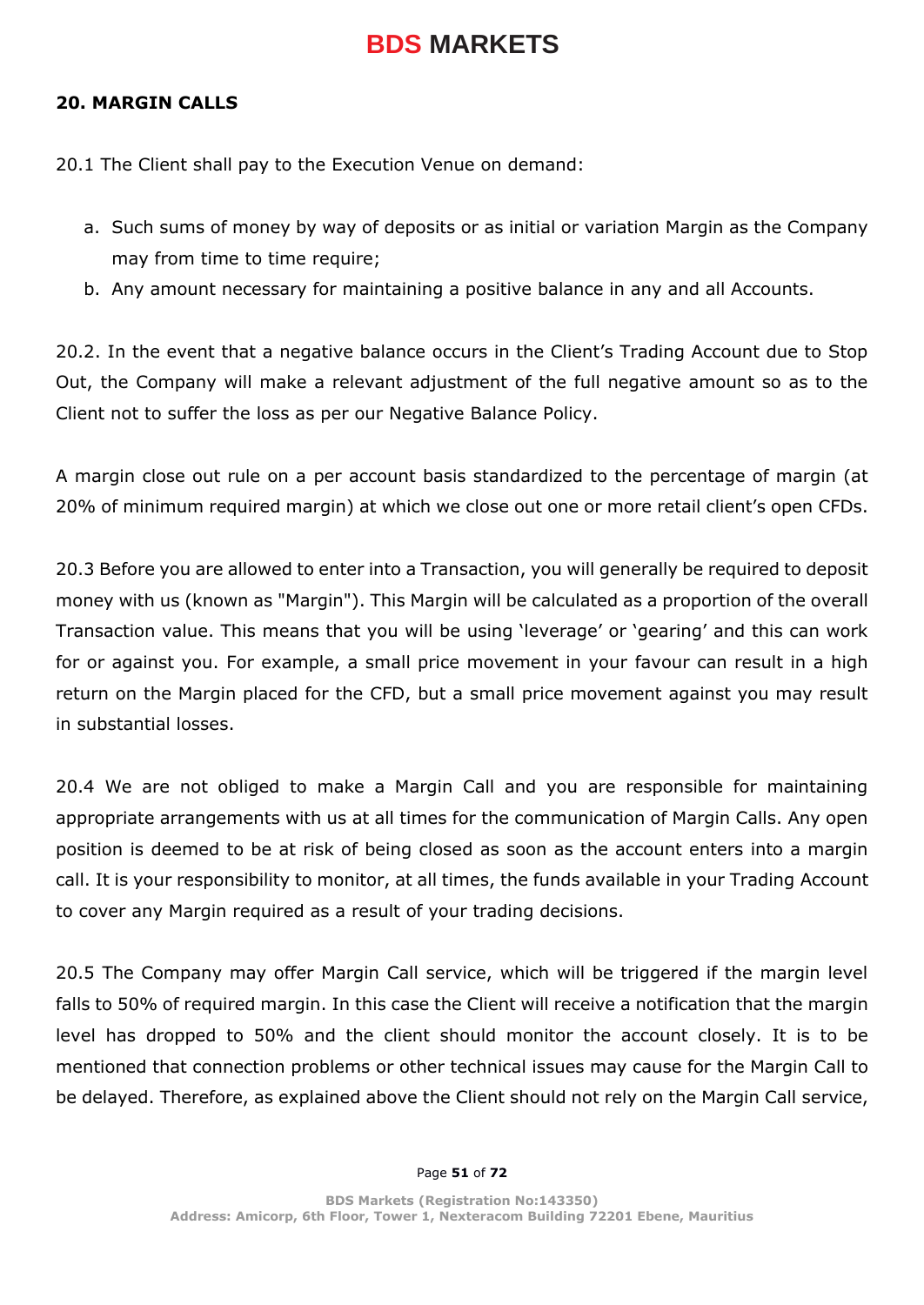## 20. MARGIN CALLS

20.1 The Client shall pay to the Execution Venue on demand:

a. Such sums of money by way of deposits or as initial or variation Margin as the Company may from time to time require;
b. Any amount necessary for maintaining a positive balance in any and all Accounts.

20.2. In the event that a negative balance occurs in the Client's Trading Account due to Stop Out, the Company will make a relevant adjustment of the full negative amount so as to the Client not to suffer the loss as per our Negative Balance Policy.

A margin close out rule on a per account basis standardized to the percentage of margin (at 20% of minimum required margin) at which we close out one or more retail client's open CFDs.

20.3 Before you are allowed to enter into a Transaction, you will generally be required to deposit money with us (known as "Margin"). This Margin will be calculated as a proportion of the overall Transaction value. This means that you will be using 'leverage' or 'gearing' and this can work for or against you. For example, a small price movement in your favour can result in a high return on the Margin placed for the CFD, but a small price movement against you may result in substantial losses.

20.4 We are not obliged to make a Margin Call and you are responsible for maintaining appropriate arrangements with us at all times for the communication of Margin Calls. Any open position is deemed to be at risk of being closed as soon as the account enters into a margin call. It is your responsibility to monitor, at all times, the funds available in your Trading Account to cover any Margin required as a result of your trading decisions.

20.5 The Company may offer Margin Call service, which will be triggered if the margin level falls to 50% of required margin. In this case the Client will receive a notification that the margin level has dropped to 50% and the client should monitor the account closely. It is to be mentioned that connection problems or other technical issues may cause for the Margin Call to be delayed. Therefore, as explained above the Client should not rely on the Margin Call service,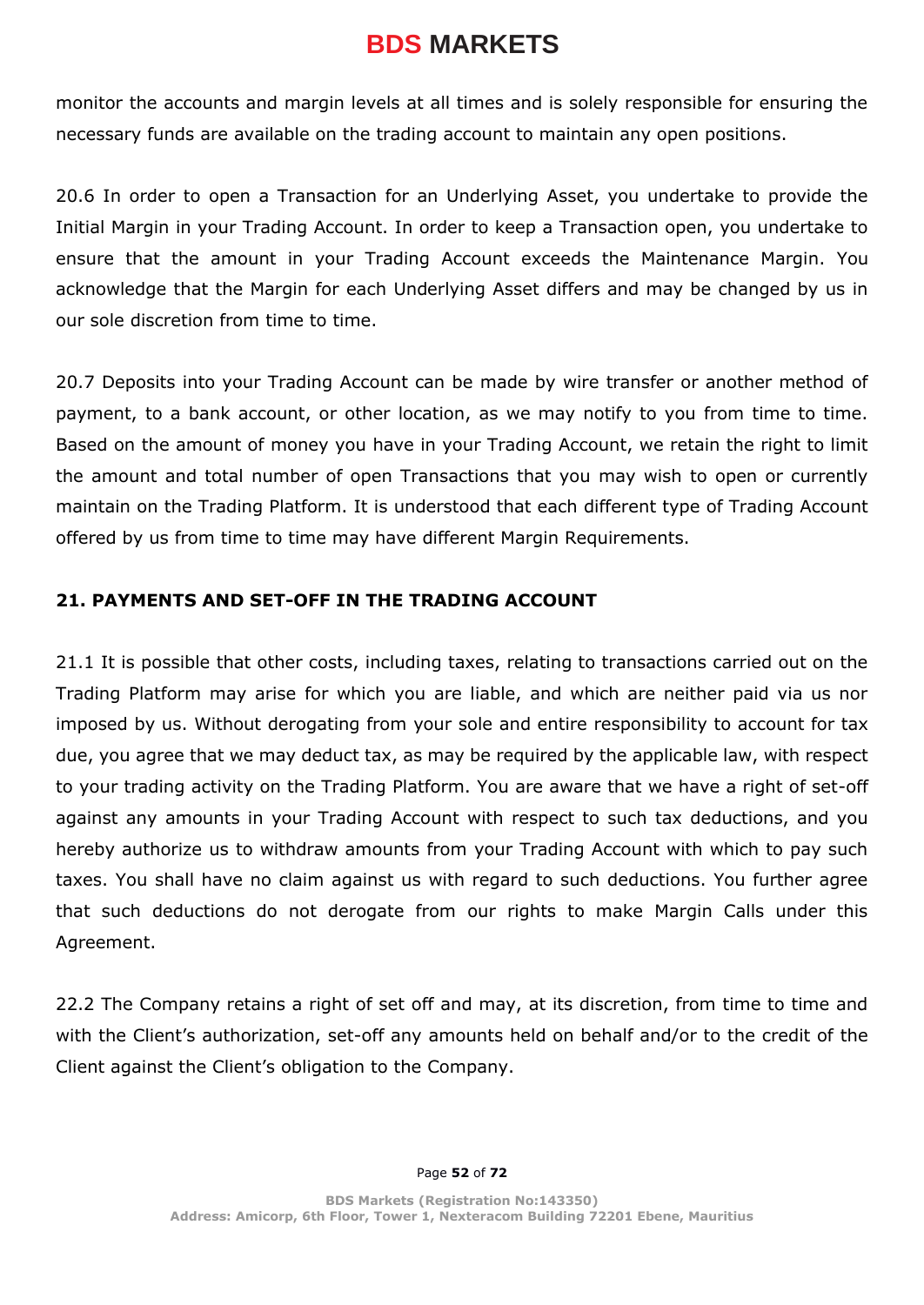monitor the accounts and margin levels at all times and is solely responsible for ensuring the necessary funds are available on the trading account to maintain any open positions.

20.6 In order to open a Transaction for an Underlying Asset, you undertake to provide the Initial Margin in your Trading Account. In order to keep a Transaction open, you undertake to ensure that the amount in your Trading Account exceeds the Maintenance Margin. You acknowledge that the Margin for each Underlying Asset differs and may be changed by us in our sole discretion from time to time.

20.7 Deposits into your Trading Account can be made by wire transfer or another method of payment, to a bank account, or other location, as we may notify to you from time to time. Based on the amount of money you have in your Trading Account, we retain the right to limit the amount and total number of open Transactions that you may wish to open or currently maintain on the Trading Platform. It is understood that each different type of Trading Account offered by us from time to time may have different Margin Requirements.

## 21. PAYMENTS AND SET-OFF IN THE TRADING ACCOUNT

21.1 It is possible that other costs, including taxes, relating to transactions carried out on the Trading Platform may arise for which you are liable, and which are neither paid via us nor imposed by us. Without derogating from your sole and entire responsibility to account for tax due, you agree that we may deduct tax, as may be required by the applicable law, with respect to your trading activity on the Trading Platform. You are aware that we have a right of set-off against any amounts in your Trading Account with respect to such tax deductions, and you hereby authorize us to withdraw amounts from your Trading Account with which to pay such taxes. You shall have no claim against us with regard to such deductions. You further agree that such deductions do not derogate from our rights to make Margin Calls under this Agreement.

22.2 The Company retains a right of set off and may, at its discretion, from time to time and with the Client's authorization, set-off any amounts held on behalf and/or to the credit of the Client against the Client's obligation to the Company.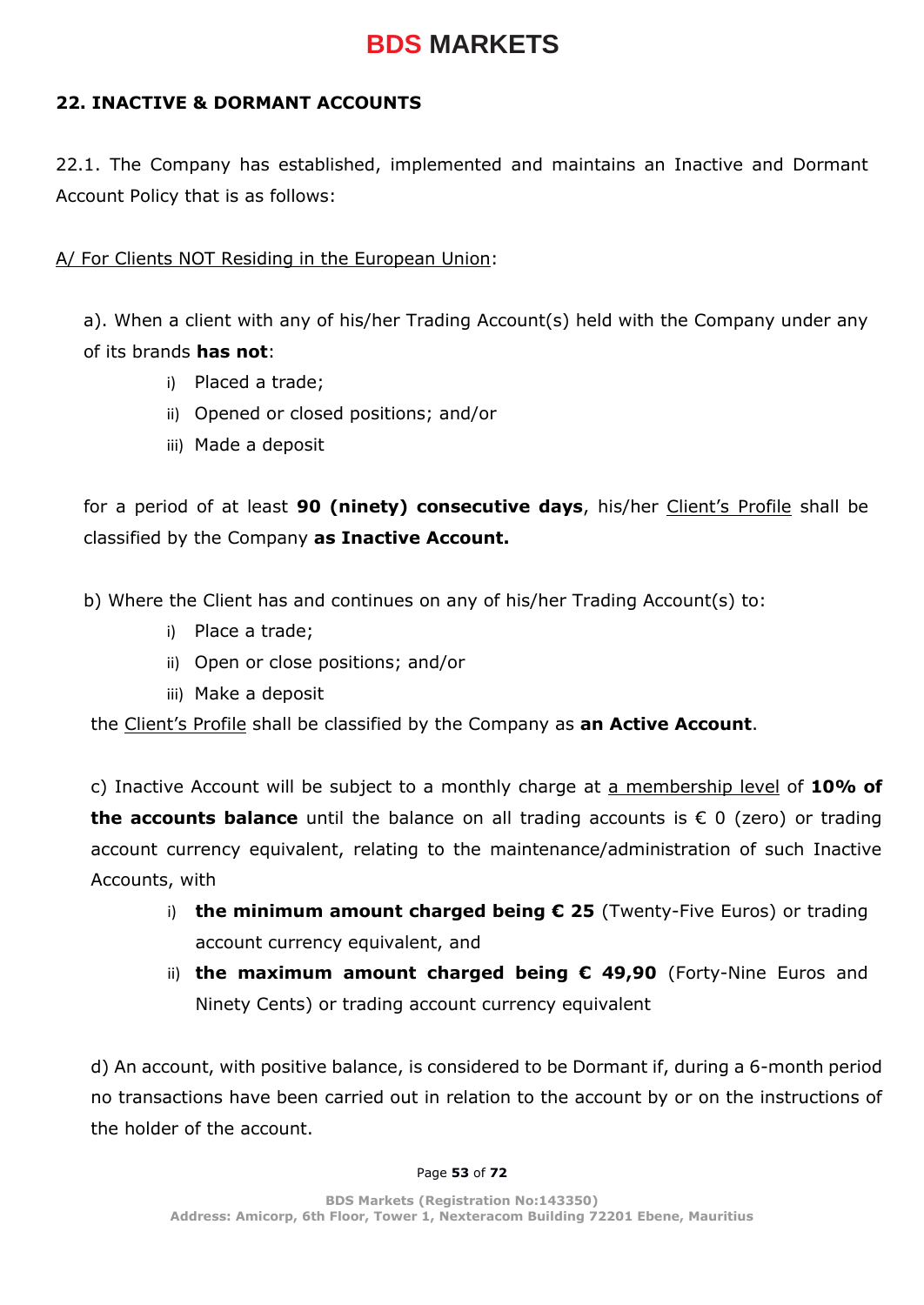## 22. INACTIVE & DORMANT ACCOUNTS

22.1. The Company has established, implemented and maintains an Inactive and Dormant Account Policy that is as follows:

A/ For Clients NOT Residing in the European Union:

a). When a client with any of his/her Trading Account(s) held with the Company under any of its brands **has not**:

i) Placed a trade;
ii) Opened or closed positions; and/or
iii) Made a deposit

for a period of at least **90 (ninety) consecutive days**, his/her Client's Profile shall be classified by the Company **as Inactive Account.**

b) Where the Client has and continues on any of his/her Trading Account(s) to:

i) Place a trade;
ii) Open or close positions; and/or
iii) Make a deposit

the Client's Profile shall be classified by the Company as **an Active Account**.

c) Inactive Account will be subject to a monthly charge at a membership level of **10% of the accounts balance** until the balance on all trading accounts is € 0 (zero) or trading account currency equivalent, relating to the maintenance/administration of such Inactive Accounts, with

i) **the minimum amount charged being € 25** (Twenty-Five Euros) or trading account currency equivalent, and
ii) **the maximum amount charged being € 49,90** (Forty-Nine Euros and Ninety Cents) or trading account currency equivalent

d) An account, with positive balance, is considered to be Dormant if, during a 6-month period no transactions have been carried out in relation to the account by or on the instructions of the holder of the account.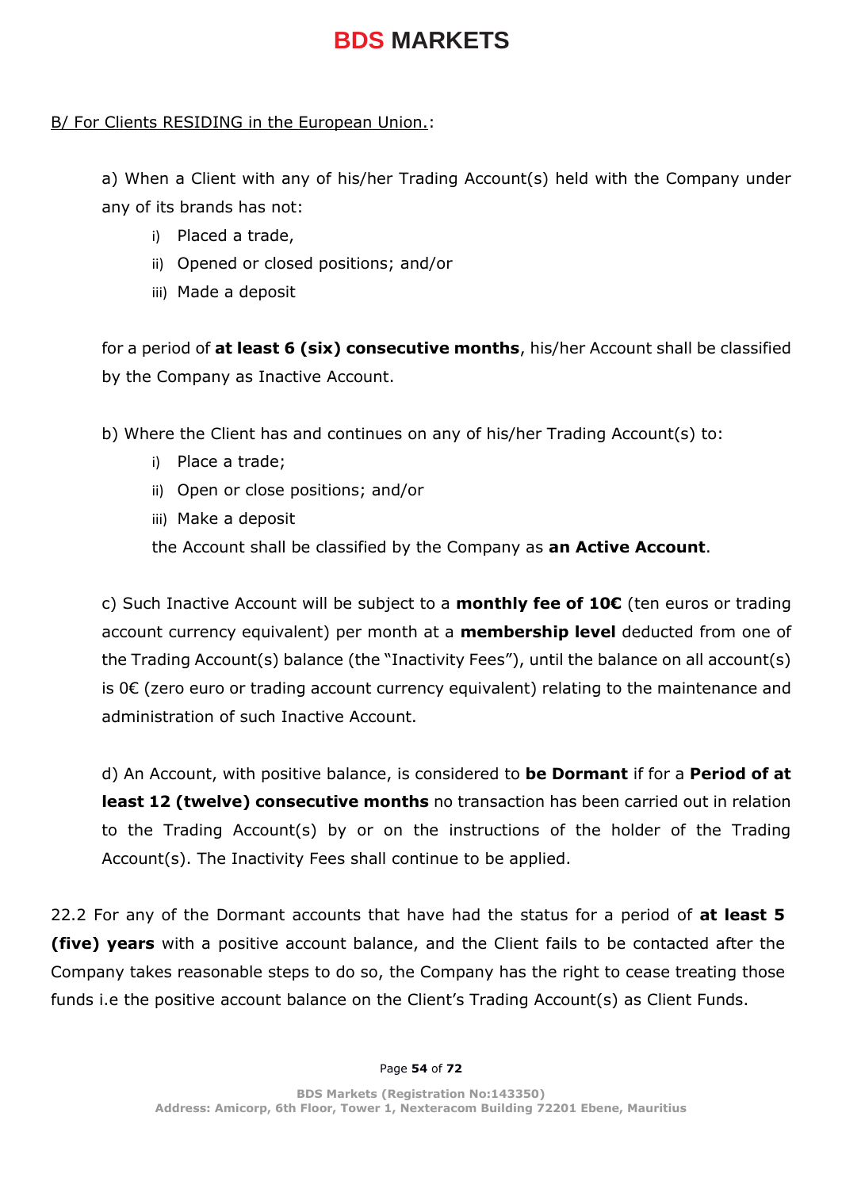B/ For Clients RESIDING in the European Union.:

a) When a Client with any of his/her Trading Account(s) held with the Company under any of its brands has not:

i) Placed a trade,
ii) Opened or closed positions; and/or
iii) Made a deposit

for a period of **at least 6 (six) consecutive months**, his/her Account shall be classified by the Company as Inactive Account.

b) Where the Client has and continues on any of his/her Trading Account(s) to:

i) Place a trade;
ii) Open or close positions; and/or
iii) Make a deposit

the Account shall be classified by the Company as **an Active Account**.

c) Such Inactive Account will be subject to a **monthly fee of 10€** (ten euros or trading account currency equivalent) per month at a **membership level** deducted from one of the Trading Account(s) balance (the "Inactivity Fees"), until the balance on all account(s) is 0€ (zero euro or trading account currency equivalent) relating to the maintenance and administration of such Inactive Account.

d) An Account, with positive balance, is considered to **be Dormant** if for a **Period of at least 12 (twelve) consecutive months** no transaction has been carried out in relation to the Trading Account(s) by or on the instructions of the holder of the Trading Account(s). The Inactivity Fees shall continue to be applied.

22.2 For any of the Dormant accounts that have had the status for a period of **at least 5 (five) years** with a positive account balance, and the Client fails to be contacted after the Company takes reasonable steps to do so, the Company has the right to cease treating those funds i.e the positive account balance on the Client's Trading Account(s) as Client Funds.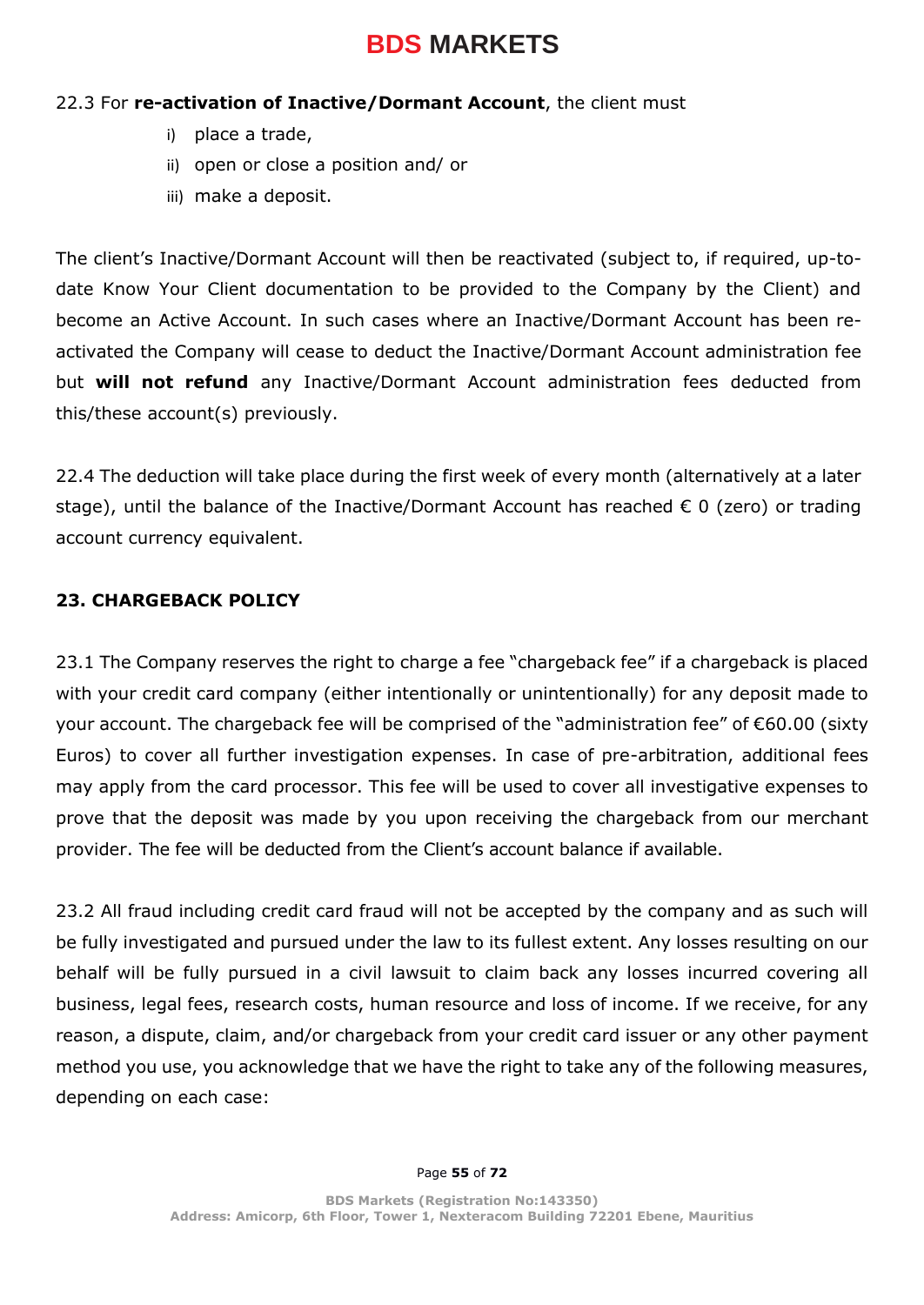22.3 For **re-activation of Inactive/Dormant Account**, the client must

i) place a trade,
ii) open or close a position and/ or
iii) make a deposit.

The client's Inactive/Dormant Account will then be reactivated (subject to, if required, up-to-date Know Your Client documentation to be provided to the Company by the Client) and become an Active Account. In such cases where an Inactive/Dormant Account has been re-activated the Company will cease to deduct the Inactive/Dormant Account administration fee but **will not refund** any Inactive/Dormant Account administration fees deducted from this/these account(s) previously.

22.4 The deduction will take place during the first week of every month (alternatively at a later stage), until the balance of the Inactive/Dormant Account has reached € 0 (zero) or trading account currency equivalent.

## 23. CHARGEBACK POLICY

23.1 The Company reserves the right to charge a fee "chargeback fee" if a chargeback is placed with your credit card company (either intentionally or unintentionally) for any deposit made to your account. The chargeback fee will be comprised of the "administration fee" of €60.00 (sixty Euros) to cover all further investigation expenses. In case of pre-arbitration, additional fees may apply from the card processor. This fee will be used to cover all investigative expenses to prove that the deposit was made by you upon receiving the chargeback from our merchant provider. The fee will be deducted from the Client's account balance if available.

23.2 All fraud including credit card fraud will not be accepted by the company and as such will be fully investigated and pursued under the law to its fullest extent. Any losses resulting on our behalf will be fully pursued in a civil lawsuit to claim back any losses incurred covering all business, legal fees, research costs, human resource and loss of income. If we receive, for any reason, a dispute, claim, and/or chargeback from your credit card issuer or any other payment method you use, you acknowledge that we have the right to take any of the following measures, depending on each case: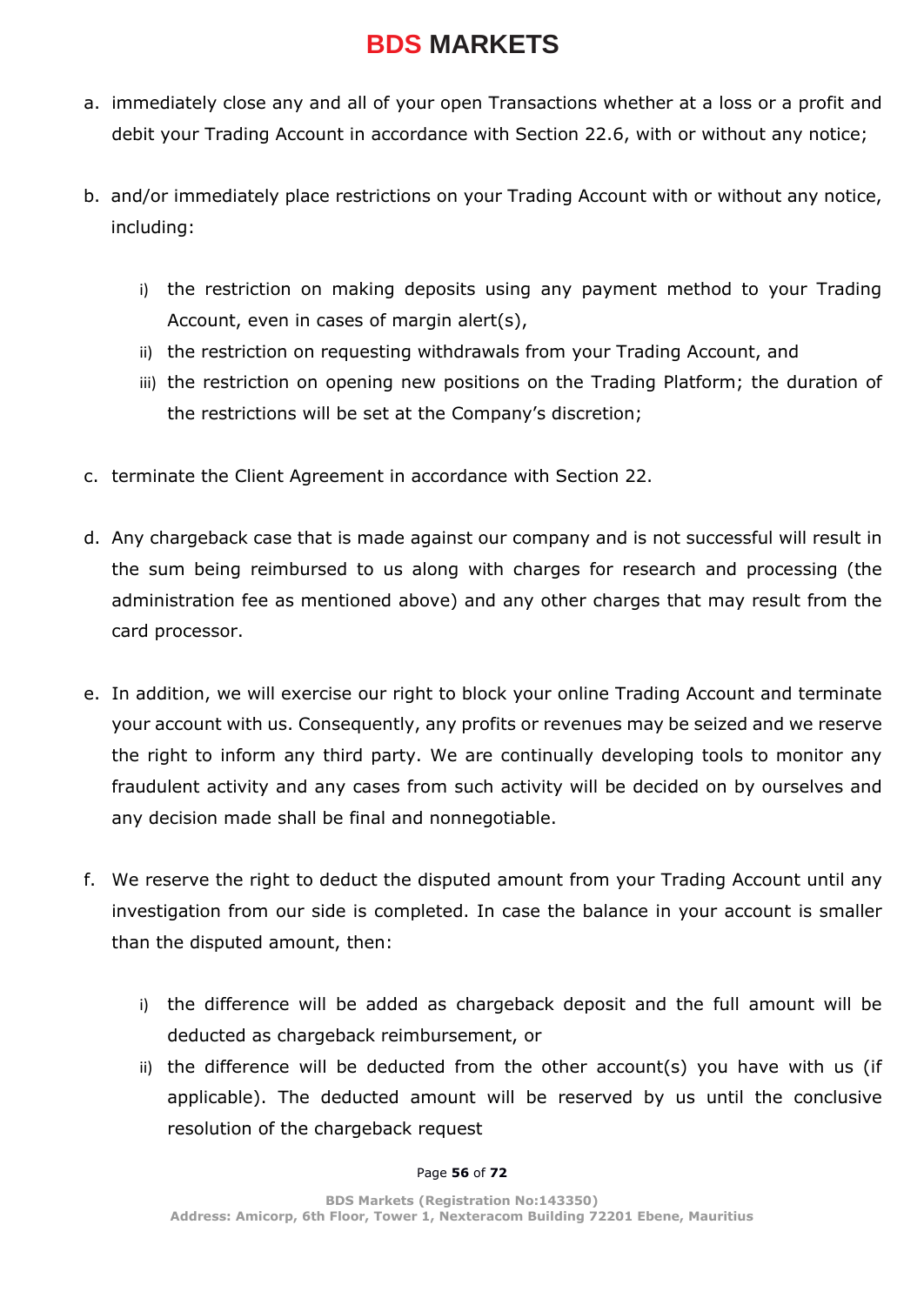a. immediately close any and all of your open Transactions whether at a loss or a profit and debit your Trading Account in accordance with Section 22.6, with or without any notice;

b. and/or immediately place restrictions on your Trading Account with or without any notice, including:

   i) the restriction on making deposits using any payment method to your Trading Account, even in cases of margin alert(s),
   ii) the restriction on requesting withdrawals from your Trading Account, and
   iii) the restriction on opening new positions on the Trading Platform; the duration of the restrictions will be set at the Company's discretion;

c. terminate the Client Agreement in accordance with Section 22.

d. Any chargeback case that is made against our company and is not successful will result in the sum being reimbursed to us along with charges for research and processing (the administration fee as mentioned above) and any other charges that may result from the card processor.

e. In addition, we will exercise our right to block your online Trading Account and terminate your account with us. Consequently, any profits or revenues may be seized and we reserve the right to inform any third party. We are continually developing tools to monitor any fraudulent activity and any cases from such activity will be decided on by ourselves and any decision made shall be final and nonnegotiable.

f. We reserve the right to deduct the disputed amount from your Trading Account until any investigation from our side is completed. In case the balance in your account is smaller than the disputed amount, then:

   i) the difference will be added as chargeback deposit and the full amount will be deducted as chargeback reimbursement, or
   ii) the difference will be deducted from the other account(s) you have with us (if applicable). The deducted amount will be reserved by us until the conclusive resolution of the chargeback request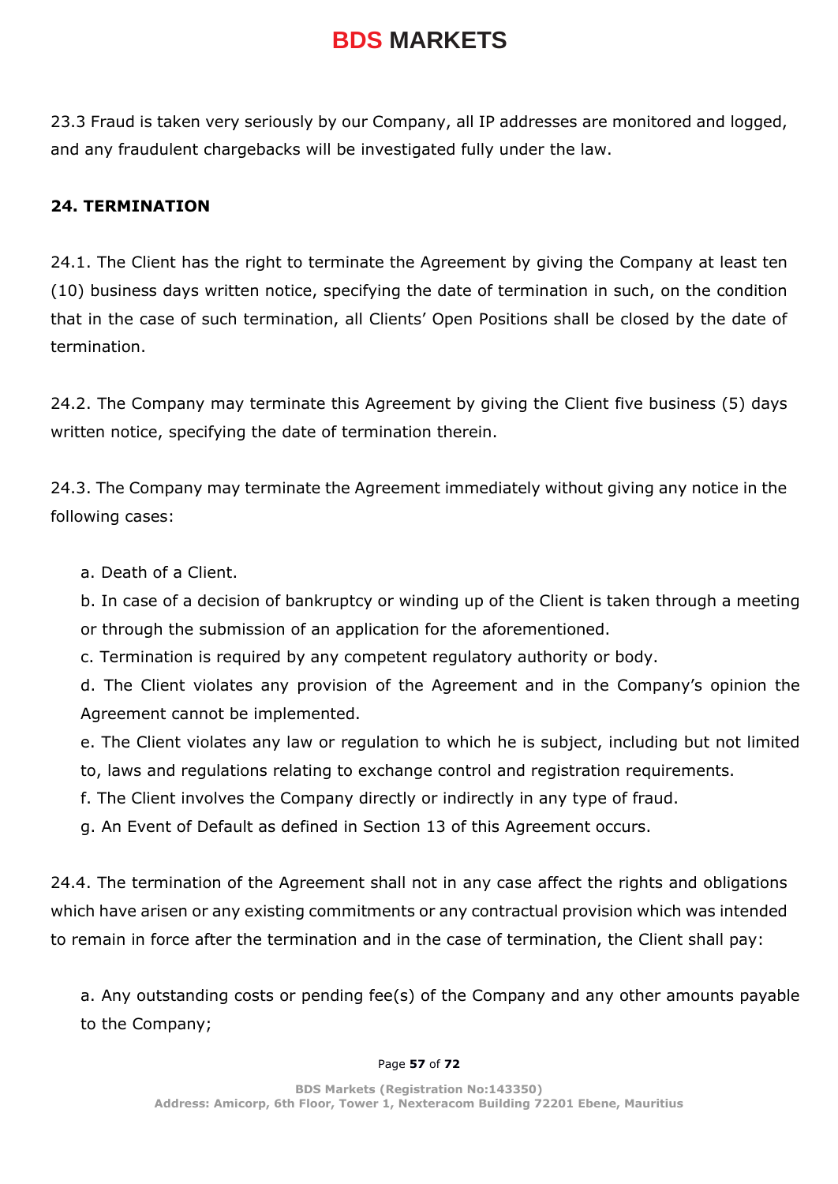23.3 Fraud is taken very seriously by our Company, all IP addresses are monitored and logged, and any fraudulent chargebacks will be investigated fully under the law.

**24. TERMINATION**

24.1. The Client has the right to terminate the Agreement by giving the Company at least ten (10) business days written notice, specifying the date of termination in such, on the condition that in the case of such termination, all Clients' Open Positions shall be closed by the date of termination.

24.2. The Company may terminate this Agreement by giving the Client five business (5) days written notice, specifying the date of termination therein.

24.3. The Company may terminate the Agreement immediately without giving any notice in the following cases:

a. Death of a Client.

b. In case of a decision of bankruptcy or winding up of the Client is taken through a meeting or through the submission of an application for the aforementioned.

c. Termination is required by any competent regulatory authority or body.

d. The Client violates any provision of the Agreement and in the Company's opinion the Agreement cannot be implemented.

e. The Client violates any law or regulation to which he is subject, including but not limited to, laws and regulations relating to exchange control and registration requirements.

f. The Client involves the Company directly or indirectly in any type of fraud.

g. An Event of Default as defined in Section 13 of this Agreement occurs.

24.4. The termination of the Agreement shall not in any case affect the rights and obligations which have arisen or any existing commitments or any contractual provision which was intended to remain in force after the termination and in the case of termination, the Client shall pay:

a. Any outstanding costs or pending fee(s) of the Company and any other amounts payable to the Company;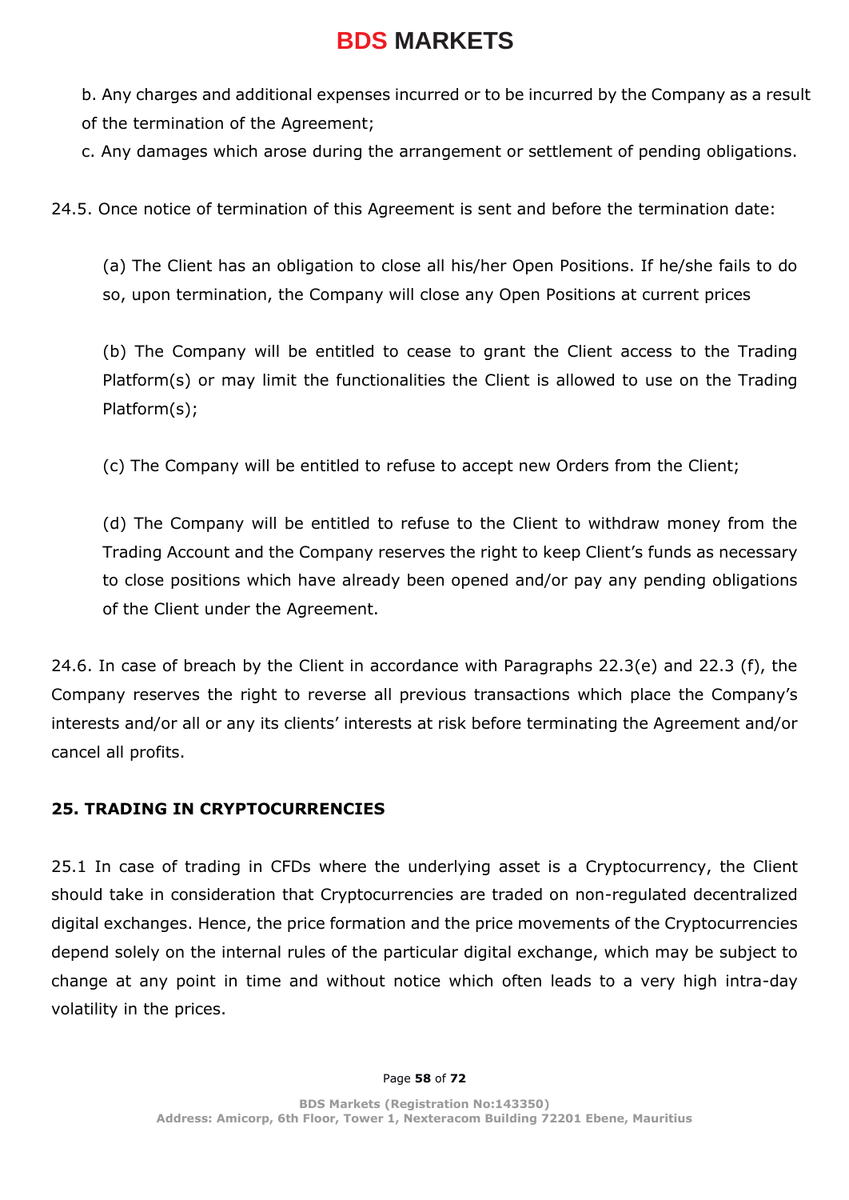b. Any charges and additional expenses incurred or to be incurred by the Company as a result of the termination of the Agreement;

c. Any damages which arose during the arrangement or settlement of pending obligations.

24.5. Once notice of termination of this Agreement is sent and before the termination date:

(a) The Client has an obligation to close all his/her Open Positions. If he/she fails to do so, upon termination, the Company will close any Open Positions at current prices

(b) The Company will be entitled to cease to grant the Client access to the Trading Platform(s) or may limit the functionalities the Client is allowed to use on the Trading Platform(s);

(c) The Company will be entitled to refuse to accept new Orders from the Client;

(d) The Company will be entitled to refuse to the Client to withdraw money from the Trading Account and the Company reserves the right to keep Client's funds as necessary to close positions which have already been opened and/or pay any pending obligations of the Client under the Agreement.

24.6. In case of breach by the Client in accordance with Paragraphs 22.3(e) and 22.3 (f), the Company reserves the right to reverse all previous transactions which place the Company's interests and/or all or any its clients' interests at risk before terminating the Agreement and/or cancel all profits.

## 25. TRADING IN CRYPTOCURRENCIES

25.1 In case of trading in CFDs where the underlying asset is a Cryptocurrency, the Client should take in consideration that Cryptocurrencies are traded on non-regulated decentralized digital exchanges. Hence, the price formation and the price movements of the Cryptocurrencies depend solely on the internal rules of the particular digital exchange, which may be subject to change at any point in time and without notice which often leads to a very high intra-day volatility in the prices.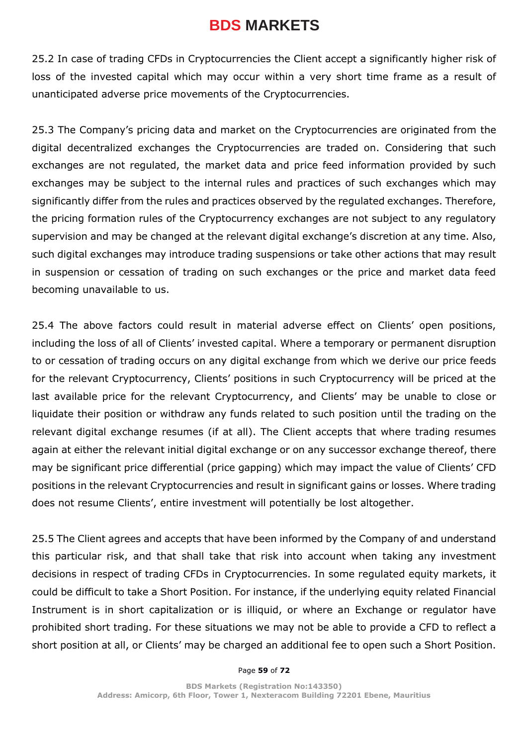25.2 In case of trading CFDs in Cryptocurrencies the Client accept a significantly higher risk of loss of the invested capital which may occur within a very short time frame as a result of unanticipated adverse price movements of the Cryptocurrencies.

25.3 The Company's pricing data and market on the Cryptocurrencies are originated from the digital decentralized exchanges the Cryptocurrencies are traded on. Considering that such exchanges are not regulated, the market data and price feed information provided by such exchanges may be subject to the internal rules and practices of such exchanges which may significantly differ from the rules and practices observed by the regulated exchanges. Therefore, the pricing formation rules of the Cryptocurrency exchanges are not subject to any regulatory supervision and may be changed at the relevant digital exchange's discretion at any time. Also, such digital exchanges may introduce trading suspensions or take other actions that may result in suspension or cessation of trading on such exchanges or the price and market data feed becoming unavailable to us.

25.4 The above factors could result in material adverse effect on Clients' open positions, including the loss of all of Clients' invested capital. Where a temporary or permanent disruption to or cessation of trading occurs on any digital exchange from which we derive our price feeds for the relevant Cryptocurrency, Clients' positions in such Cryptocurrency will be priced at the last available price for the relevant Cryptocurrency, and Clients' may be unable to close or liquidate their position or withdraw any funds related to such position until the trading on the relevant digital exchange resumes (if at all). The Client accepts that where trading resumes again at either the relevant initial digital exchange or on any successor exchange thereof, there may be significant price differential (price gapping) which may impact the value of Clients' CFD positions in the relevant Cryptocurrencies and result in significant gains or losses. Where trading does not resume Clients', entire investment will potentially be lost altogether.

25.5 The Client agrees and accepts that have been informed by the Company of and understand this particular risk, and that shall take that risk into account when taking any investment decisions in respect of trading CFDs in Cryptocurrencies. In some regulated equity markets, it could be difficult to take a Short Position. For instance, if the underlying equity related Financial Instrument is in short capitalization or is illiquid, or where an Exchange or regulator have prohibited short trading. For these situations we may not be able to provide a CFD to reflect a short position at all, or Clients' may be charged an additional fee to open such a Short Position.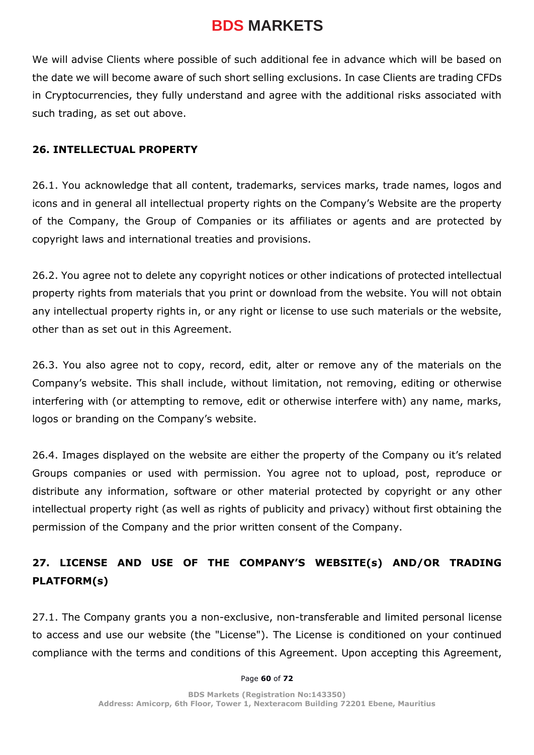We will advise Clients where possible of such additional fee in advance which will be based on the date we will become aware of such short selling exclusions. In case Clients are trading CFDs in Cryptocurrencies, they fully understand and agree with the additional risks associated with such trading, as set out above.

## 26. INTELLECTUAL PROPERTY

26.1. You acknowledge that all content, trademarks, services marks, trade names, logos and icons and in general all intellectual property rights on the Company's Website are the property of the Company, the Group of Companies or its affiliates or agents and are protected by copyright laws and international treaties and provisions.

26.2. You agree not to delete any copyright notices or other indications of protected intellectual property rights from materials that you print or download from the website. You will not obtain any intellectual property rights in, or any right or license to use such materials or the website, other than as set out in this Agreement.

26.3. You also agree not to copy, record, edit, alter or remove any of the materials on the Company's website. This shall include, without limitation, not removing, editing or otherwise interfering with (or attempting to remove, edit or otherwise interfere with) any name, marks, logos or branding on the Company's website.

26.4. Images displayed on the website are either the property of the Company ou it's related Groups companies or used with permission. You agree not to upload, post, reproduce or distribute any information, software or other material protected by copyright or any other intellectual property right (as well as rights of publicity and privacy) without first obtaining the permission of the Company and the prior written consent of the Company.

## 27. LICENSE AND USE OF THE COMPANY'S WEBSITE(s) AND/OR TRADING PLATFORM(s)

27.1. The Company grants you a non-exclusive, non-transferable and limited personal license to access and use our website (the "License"). The License is conditioned on your continued compliance with the terms and conditions of this Agreement. Upon accepting this Agreement,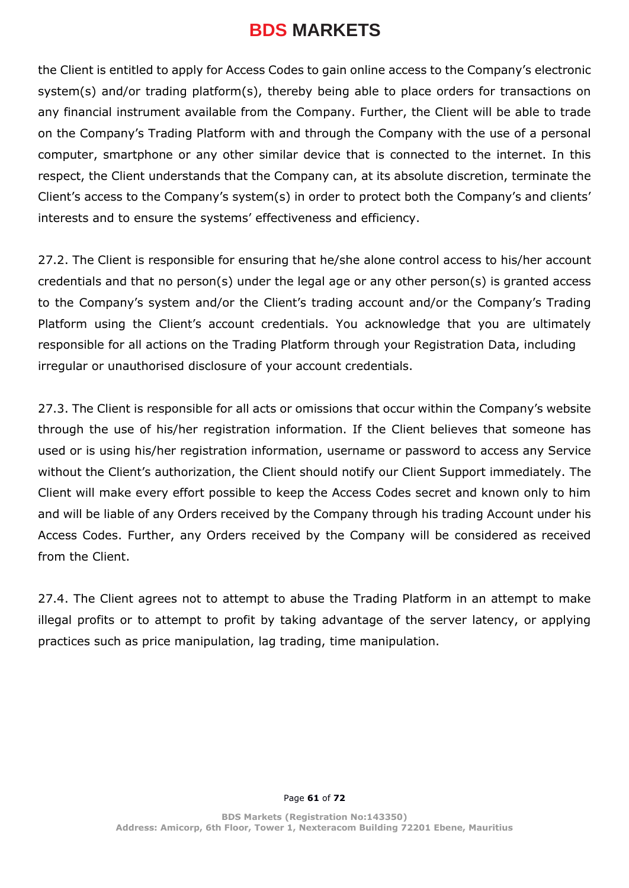the Client is entitled to apply for Access Codes to gain online access to the Company's electronic system(s) and/or trading platform(s), thereby being able to place orders for transactions on any financial instrument available from the Company. Further, the Client will be able to trade on the Company's Trading Platform with and through the Company with the use of a personal computer, smartphone or any other similar device that is connected to the internet. In this respect, the Client understands that the Company can, at its absolute discretion, terminate the Client's access to the Company's system(s) in order to protect both the Company's and clients' interests and to ensure the systems' effectiveness and efficiency.

27.2. The Client is responsible for ensuring that he/she alone control access to his/her account credentials and that no person(s) under the legal age or any other person(s) is granted access to the Company's system and/or the Client's trading account and/or the Company's Trading Platform using the Client's account credentials. You acknowledge that you are ultimately responsible for all actions on the Trading Platform through your Registration Data, including irregular or unauthorised disclosure of your account credentials.

27.3. The Client is responsible for all acts or omissions that occur within the Company's website through the use of his/her registration information. If the Client believes that someone has used or is using his/her registration information, username or password to access any Service without the Client's authorization, the Client should notify our Client Support immediately. The Client will make every effort possible to keep the Access Codes secret and known only to him and will be liable of any Orders received by the Company through his trading Account under his Access Codes. Further, any Orders received by the Company will be considered as received from the Client.

27.4. The Client agrees not to attempt to abuse the Trading Platform in an attempt to make illegal profits or to attempt to profit by taking advantage of the server latency, or applying practices such as price manipulation, lag trading, time manipulation.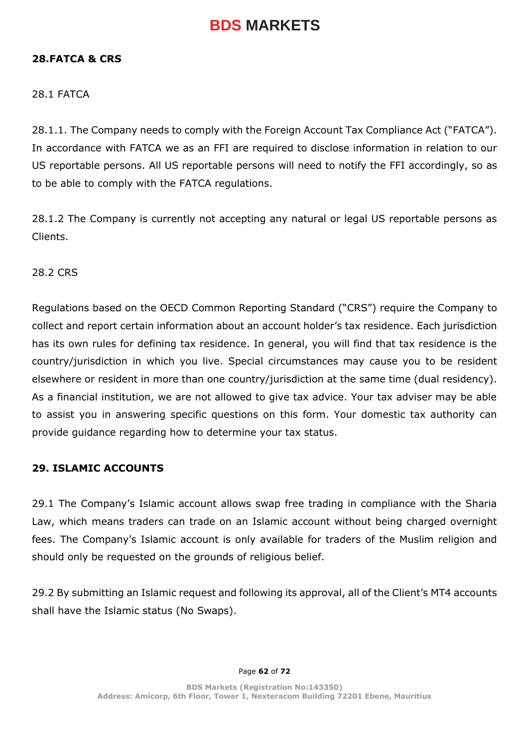## 28.FATCA & CRS

28.1 FATCA

28.1.1. The Company needs to comply with the Foreign Account Tax Compliance Act ("FATCA"). In accordance with FATCA we as an FFI are required to disclose information in relation to our US reportable persons. All US reportable persons will need to notify the FFI accordingly, so as to be able to comply with the FATCA regulations.

28.1.2 The Company is currently not accepting any natural or legal US reportable persons as Clients.

28.2 CRS

Regulations based on the OECD Common Reporting Standard ("CRS") require the Company to collect and report certain information about an account holder's tax residence. Each jurisdiction has its own rules for defining tax residence. In general, you will find that tax residence is the country/jurisdiction in which you live. Special circumstances may cause you to be resident elsewhere or resident in more than one country/jurisdiction at the same time (dual residency). As a financial institution, we are not allowed to give tax advice. Your tax adviser may be able to assist you in answering specific questions on this form. Your domestic tax authority can provide guidance regarding how to determine your tax status.

## 29. ISLAMIC ACCOUNTS

29.1 The Company's Islamic account allows swap free trading in compliance with the Sharia Law, which means traders can trade on an Islamic account without being charged overnight fees. The Company's Islamic account is only available for traders of the Muslim religion and should only be requested on the grounds of religious belief.

29.2 By submitting an Islamic request and following its approval, all of the Client's MT4 accounts shall have the Islamic status (No Swaps).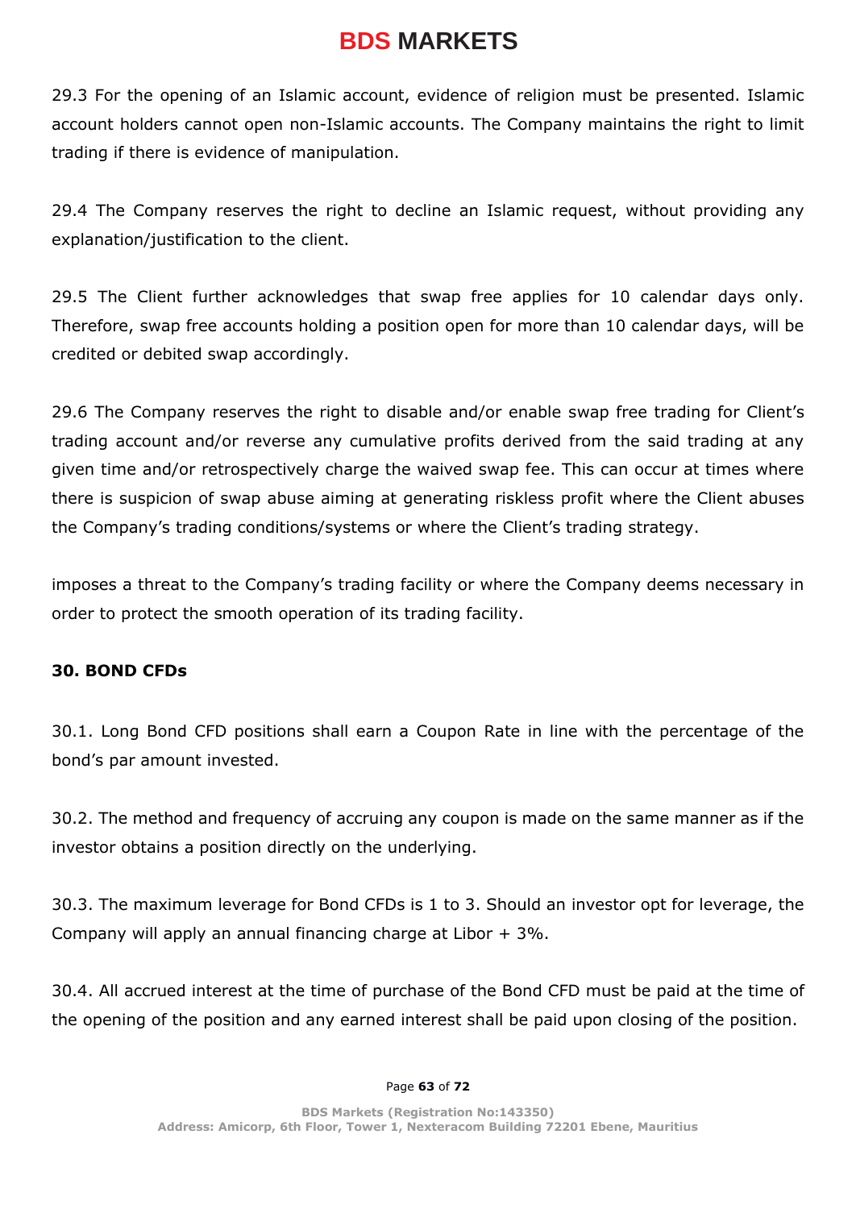29.3 For the opening of an Islamic account, evidence of religion must be presented. Islamic account holders cannot open non-Islamic accounts. The Company maintains the right to limit trading if there is evidence of manipulation.

29.4 The Company reserves the right to decline an Islamic request, without providing any explanation/justification to the client.

29.5 The Client further acknowledges that swap free applies for 10 calendar days only. Therefore, swap free accounts holding a position open for more than 10 calendar days, will be credited or debited swap accordingly.

29.6 The Company reserves the right to disable and/or enable swap free trading for Client's trading account and/or reverse any cumulative profits derived from the said trading at any given time and/or retrospectively charge the waived swap fee. This can occur at times where there is suspicion of swap abuse aiming at generating riskless profit where the Client abuses the Company's trading conditions/systems or where the Client's trading strategy.

imposes a threat to the Company's trading facility or where the Company deems necessary in order to protect the smooth operation of its trading facility.

**30. BOND CFDs**

30.1. Long Bond CFD positions shall earn a Coupon Rate in line with the percentage of the bond's par amount invested.

30.2. The method and frequency of accruing any coupon is made on the same manner as if the investor obtains a position directly on the underlying.

30.3. The maximum leverage for Bond CFDs is 1 to 3. Should an investor opt for leverage, the Company will apply an annual financing charge at Libor + 3%.

30.4. All accrued interest at the time of purchase of the Bond CFD must be paid at the time of the opening of the position and any earned interest shall be paid upon closing of the position.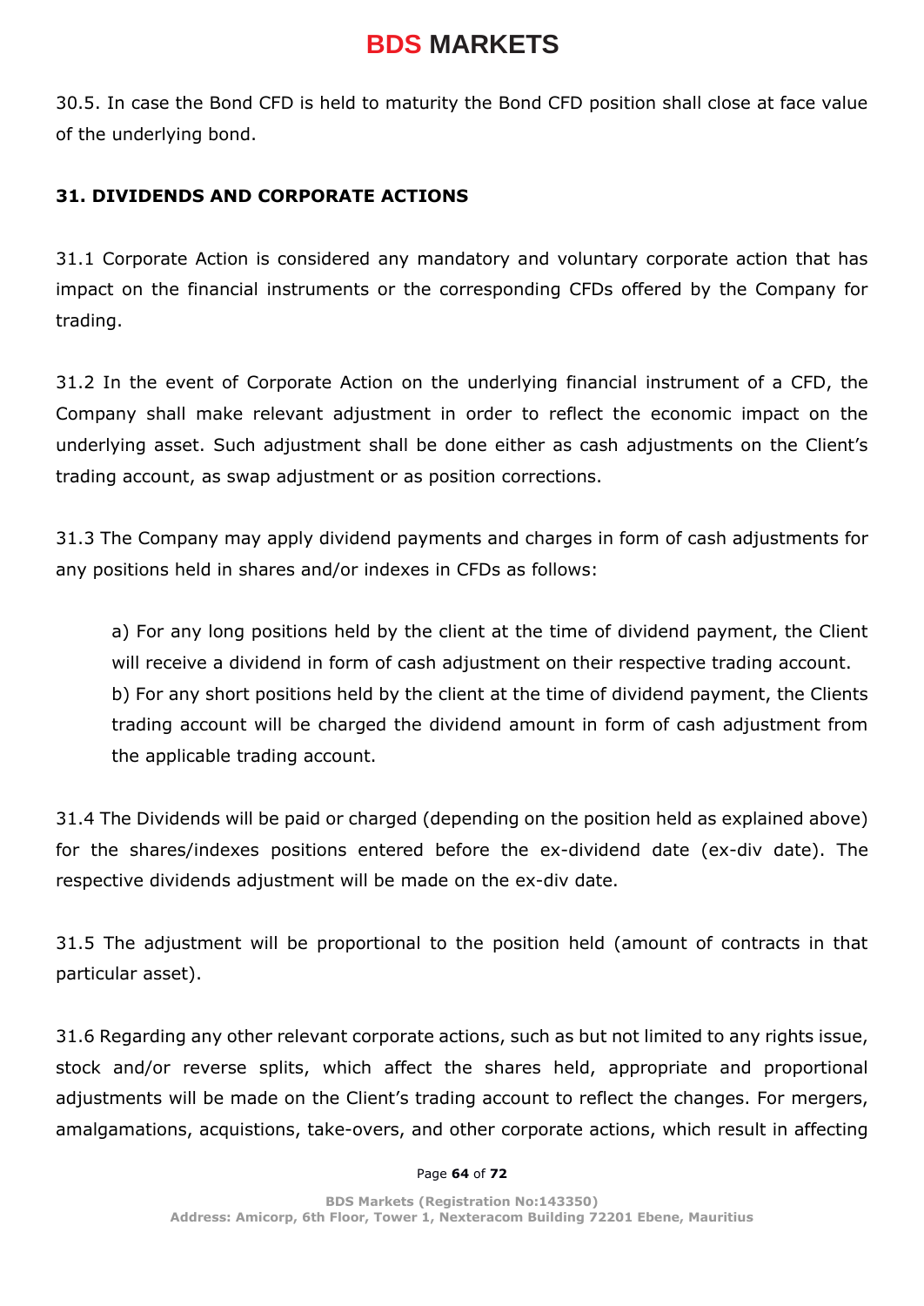30.5. In case the Bond CFD is held to maturity the Bond CFD position shall close at face value of the underlying bond.

**31. DIVIDENDS AND CORPORATE ACTIONS**

31.1 Corporate Action is considered any mandatory and voluntary corporate action that has impact on the financial instruments or the corresponding CFDs offered by the Company for trading.

31.2 In the event of Corporate Action on the underlying financial instrument of a CFD, the Company shall make relevant adjustment in order to reflect the economic impact on the underlying asset. Such adjustment shall be done either as cash adjustments on the Client's trading account, as swap adjustment or as position corrections.

31.3 The Company may apply dividend payments and charges in form of cash adjustments for any positions held in shares and/or indexes in CFDs as follows:

> a) For any long positions held by the client at the time of dividend payment, the Client will receive a dividend in form of cash adjustment on their respective trading account.
> b) For any short positions held by the client at the time of dividend payment, the Clients trading account will be charged the dividend amount in form of cash adjustment from the applicable trading account.

31.4 The Dividends will be paid or charged (depending on the position held as explained above) for the shares/indexes positions entered before the ex-dividend date (ex-div date). The respective dividends adjustment will be made on the ex-div date.

31.5 The adjustment will be proportional to the position held (amount of contracts in that particular asset).

31.6 Regarding any other relevant corporate actions, such as but not limited to any rights issue, stock and/or reverse splits, which affect the shares held, appropriate and proportional adjustments will be made on the Client's trading account to reflect the changes. For mergers, amalgamations, acquistions, take-overs, and other corporate actions, which result in affecting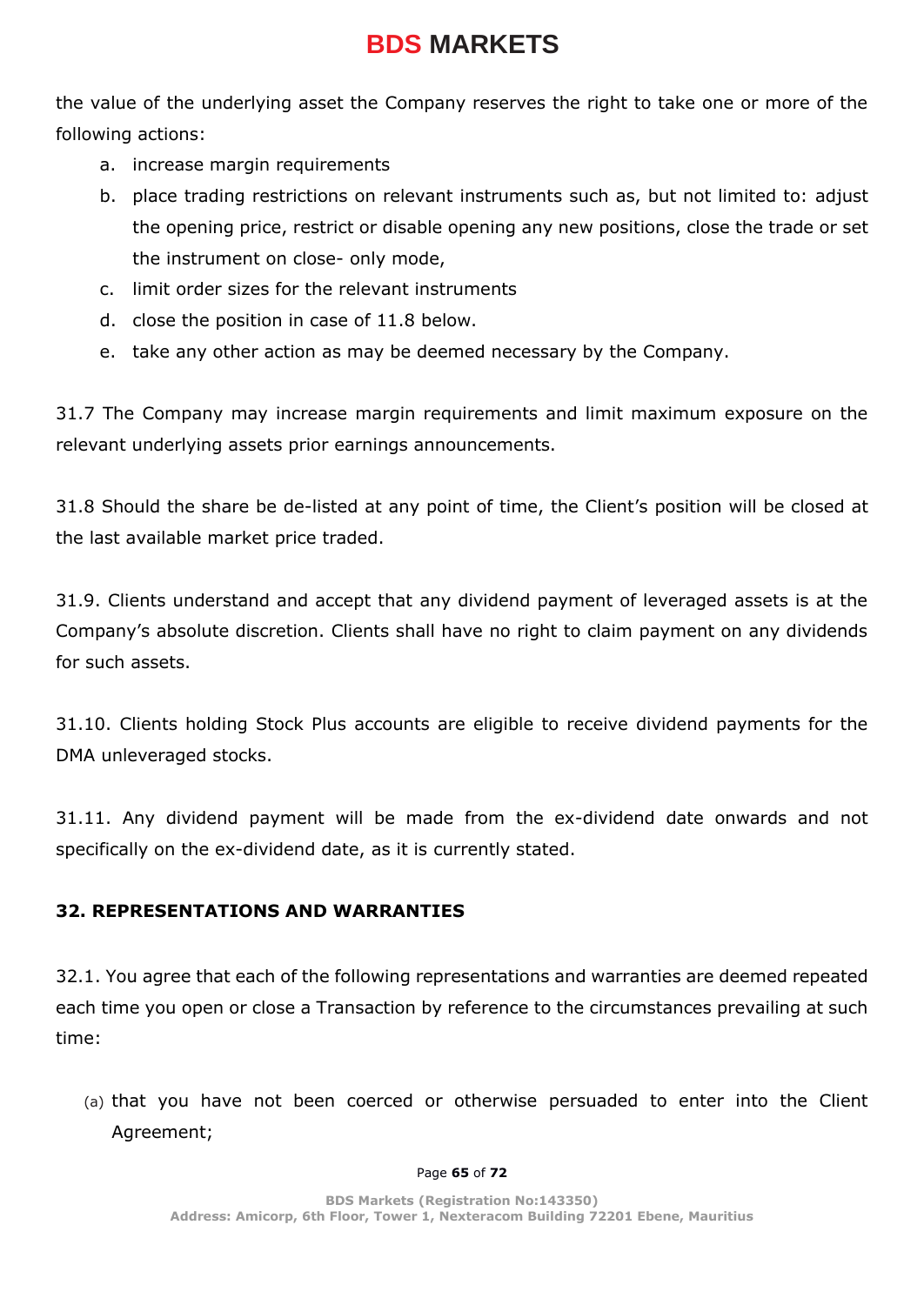the value of the underlying asset the Company reserves the right to take one or more of the following actions:

a. increase margin requirements
b. place trading restrictions on relevant instruments such as, but not limited to: adjust the opening price, restrict or disable opening any new positions, close the trade or set the instrument on close- only mode,
c. limit order sizes for the relevant instruments
d. close the position in case of 11.8 below.
e. take any other action as may be deemed necessary by the Company.

31.7 The Company may increase margin requirements and limit maximum exposure on the relevant underlying assets prior earnings announcements.

31.8 Should the share be de-listed at any point of time, the Client's position will be closed at the last available market price traded.

31.9. Clients understand and accept that any dividend payment of leveraged assets is at the Company's absolute discretion. Clients shall have no right to claim payment on any dividends for such assets.

31.10. Clients holding Stock Plus accounts are eligible to receive dividend payments for the DMA unleveraged stocks.

31.11. Any dividend payment will be made from the ex-dividend date onwards and not specifically on the ex-dividend date, as it is currently stated.

## 32. REPRESENTATIONS AND WARRANTIES

32.1. You agree that each of the following representations and warranties are deemed repeated each time you open or close a Transaction by reference to the circumstances prevailing at such time:

(a) that you have not been coerced or otherwise persuaded to enter into the Client Agreement;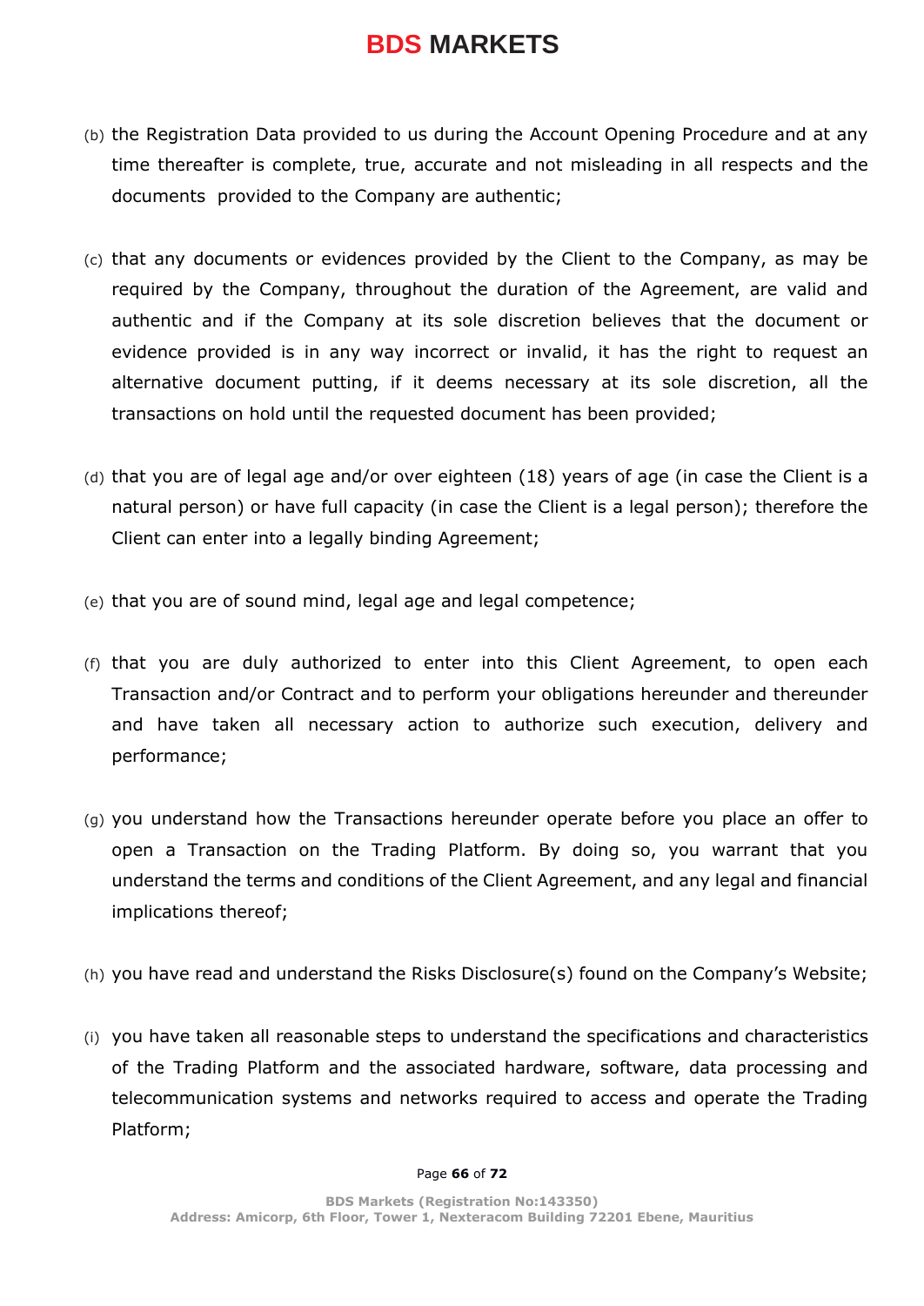(b) the Registration Data provided to us during the Account Opening Procedure and at any time thereafter is complete, true, accurate and not misleading in all respects and the documents provided to the Company are authentic;

(c) that any documents or evidences provided by the Client to the Company, as may be required by the Company, throughout the duration of the Agreement, are valid and authentic and if the Company at its sole discretion believes that the document or evidence provided is in any way incorrect or invalid, it has the right to request an alternative document putting, if it deems necessary at its sole discretion, all the transactions on hold until the requested document has been provided;

(d) that you are of legal age and/or over eighteen (18) years of age (in case the Client is a natural person) or have full capacity (in case the Client is a legal person); therefore the Client can enter into a legally binding Agreement;

(e) that you are of sound mind, legal age and legal competence;

(f) that you are duly authorized to enter into this Client Agreement, to open each Transaction and/or Contract and to perform your obligations hereunder and thereunder and have taken all necessary action to authorize such execution, delivery and performance;

(g) you understand how the Transactions hereunder operate before you place an offer to open a Transaction on the Trading Platform. By doing so, you warrant that you understand the terms and conditions of the Client Agreement, and any legal and financial implications thereof;

(h) you have read and understand the Risks Disclosure(s) found on the Company's Website;

(i) you have taken all reasonable steps to understand the specifications and characteristics of the Trading Platform and the associated hardware, software, data processing and telecommunication systems and networks required to access and operate the Trading Platform;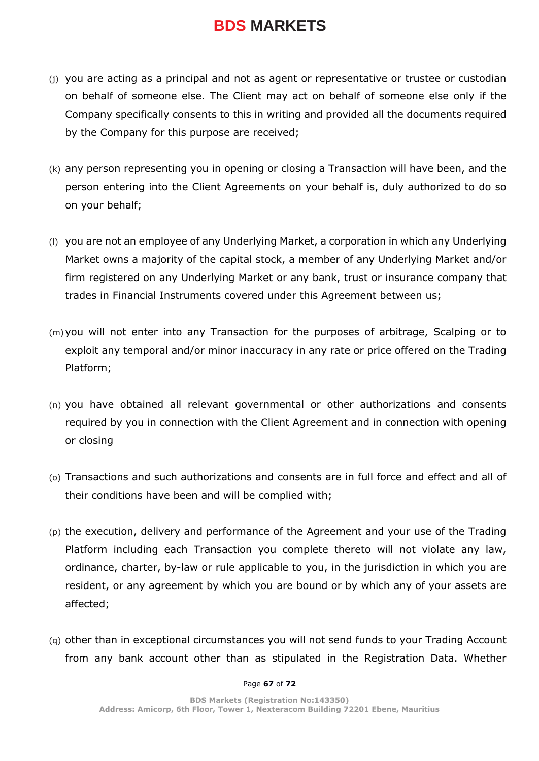(j) you are acting as a principal and not as agent or representative or trustee or custodian on behalf of someone else. The Client may act on behalf of someone else only if the Company specifically consents to this in writing and provided all the documents required by the Company for this purpose are received;

(k) any person representing you in opening or closing a Transaction will have been, and the person entering into the Client Agreements on your behalf is, duly authorized to do so on your behalf;

(l) you are not an employee of any Underlying Market, a corporation in which any Underlying Market owns a majority of the capital stock, a member of any Underlying Market and/or firm registered on any Underlying Market or any bank, trust or insurance company that trades in Financial Instruments covered under this Agreement between us;

(m) you will not enter into any Transaction for the purposes of arbitrage, Scalping or to exploit any temporal and/or minor inaccuracy in any rate or price offered on the Trading Platform;

(n) you have obtained all relevant governmental or other authorizations and consents required by you in connection with the Client Agreement and in connection with opening or closing

(o) Transactions and such authorizations and consents are in full force and effect and all of their conditions have been and will be complied with;

(p) the execution, delivery and performance of the Agreement and your use of the Trading Platform including each Transaction you complete thereto will not violate any law, ordinance, charter, by-law or rule applicable to you, in the jurisdiction in which you are resident, or any agreement by which you are bound or by which any of your assets are affected;

(q) other than in exceptional circumstances you will not send funds to your Trading Account from any bank account other than as stipulated in the Registration Data. Whether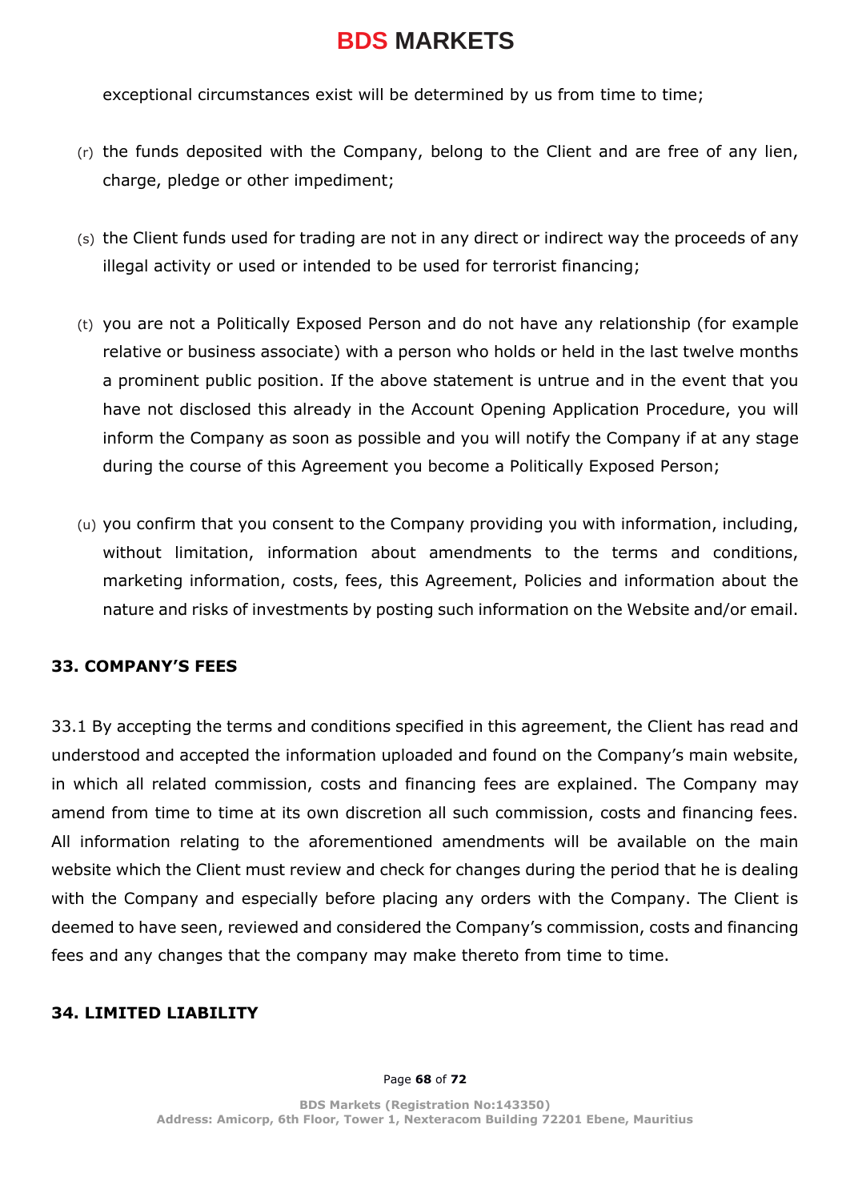exceptional circumstances exist will be determined by us from time to time;

(r) the funds deposited with the Company, belong to the Client and are free of any lien, charge, pledge or other impediment;

(s) the Client funds used for trading are not in any direct or indirect way the proceeds of any illegal activity or used or intended to be used for terrorist financing;

(t) you are not a Politically Exposed Person and do not have any relationship (for example relative or business associate) with a person who holds or held in the last twelve months a prominent public position. If the above statement is untrue and in the event that you have not disclosed this already in the Account Opening Application Procedure, you will inform the Company as soon as possible and you will notify the Company if at any stage during the course of this Agreement you become a Politically Exposed Person;

(u) you confirm that you consent to the Company providing you with information, including, without limitation, information about amendments to the terms and conditions, marketing information, costs, fees, this Agreement, Policies and information about the nature and risks of investments by posting such information on the Website and/or email.

## 33. COMPANY'S FEES

33.1 By accepting the terms and conditions specified in this agreement, the Client has read and understood and accepted the information uploaded and found on the Company's main website, in which all related commission, costs and financing fees are explained. The Company may amend from time to time at its own discretion all such commission, costs and financing fees. All information relating to the aforementioned amendments will be available on the main website which the Client must review and check for changes during the period that he is dealing with the Company and especially before placing any orders with the Company. The Client is deemed to have seen, reviewed and considered the Company's commission, costs and financing fees and any changes that the company may make thereto from time to time.

## 34. LIMITED LIABILITY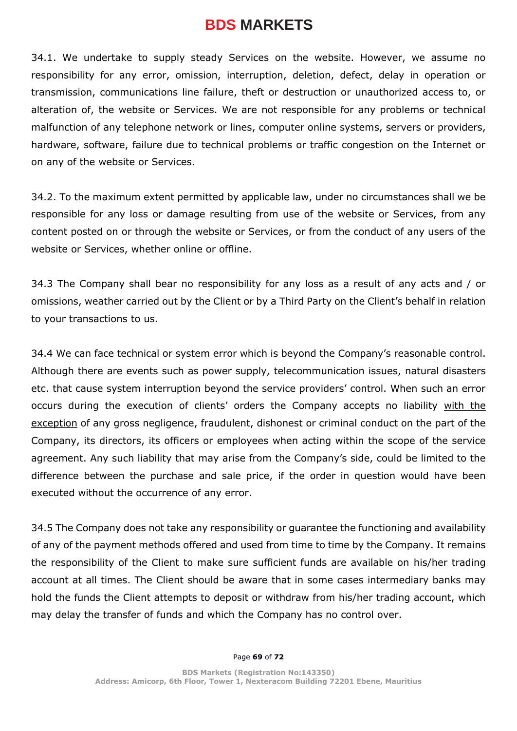34.1. We undertake to supply steady Services on the website. However, we assume no responsibility for any error, omission, interruption, deletion, defect, delay in operation or transmission, communications line failure, theft or destruction or unauthorized access to, or alteration of, the website or Services. We are not responsible for any problems or technical malfunction of any telephone network or lines, computer online systems, servers or providers, hardware, software, failure due to technical problems or traffic congestion on the Internet or on any of the website or Services.

34.2. To the maximum extent permitted by applicable law, under no circumstances shall we be responsible for any loss or damage resulting from use of the website or Services, from any content posted on or through the website or Services, or from the conduct of any users of the website or Services, whether online or offline.

34.3 The Company shall bear no responsibility for any loss as a result of any acts and / or omissions, weather carried out by the Client or by a Third Party on the Client's behalf in relation to your transactions to us.

34.4 We can face technical or system error which is beyond the Company's reasonable control. Although there are events such as power supply, telecommunication issues, natural disasters etc. that cause system interruption beyond the service providers' control. When such an error occurs during the execution of clients' orders the Company accepts no liability with the exception of any gross negligence, fraudulent, dishonest or criminal conduct on the part of the Company, its directors, its officers or employees when acting within the scope of the service agreement. Any such liability that may arise from the Company's side, could be limited to the difference between the purchase and sale price, if the order in question would have been executed without the occurrence of any error.

34.5 The Company does not take any responsibility or guarantee the functioning and availability of any of the payment methods offered and used from time to time by the Company. It remains the responsibility of the Client to make sure sufficient funds are available on his/her trading account at all times. The Client should be aware that in some cases intermediary banks may hold the funds the Client attempts to deposit or withdraw from his/her trading account, which may delay the transfer of funds and which the Company has no control over.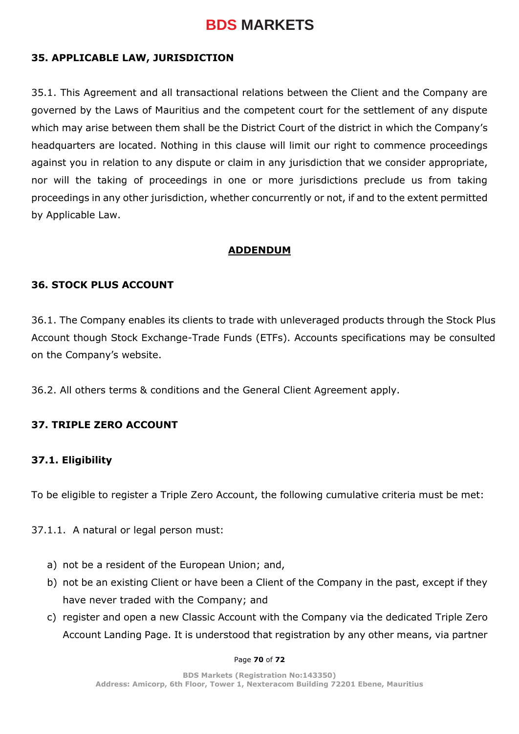## 35. APPLICABLE LAW, JURISDICTION

35.1. This Agreement and all transactional relations between the Client and the Company are governed by the Laws of Mauritius and the competent court for the settlement of any dispute which may arise between them shall be the District Court of the district in which the Company's headquarters are located. Nothing in this clause will limit our right to commence proceedings against you in relation to any dispute or claim in any jurisdiction that we consider appropriate, nor will the taking of proceedings in one or more jurisdictions preclude us from taking proceedings in any other jurisdiction, whether concurrently or not, if and to the extent permitted by Applicable Law.

# ADDENDUM

## 36. STOCK PLUS ACCOUNT

36.1. The Company enables its clients to trade with unleveraged products through the Stock Plus Account though Stock Exchange-Trade Funds (ETFs). Accounts specifications may be consulted on the Company's website.

36.2. All others terms & conditions and the General Client Agreement apply.

## 37. TRIPLE ZERO ACCOUNT

### 37.1. Eligibility

To be eligible to register a Triple Zero Account, the following cumulative criteria must be met:

37.1.1. A natural or legal person must:

a) not be a resident of the European Union; and,
b) not be an existing Client or have been a Client of the Company in the past, except if they have never traded with the Company; and
c) register and open a new Classic Account with the Company via the dedicated Triple Zero Account Landing Page. It is understood that registration by any other means, via partner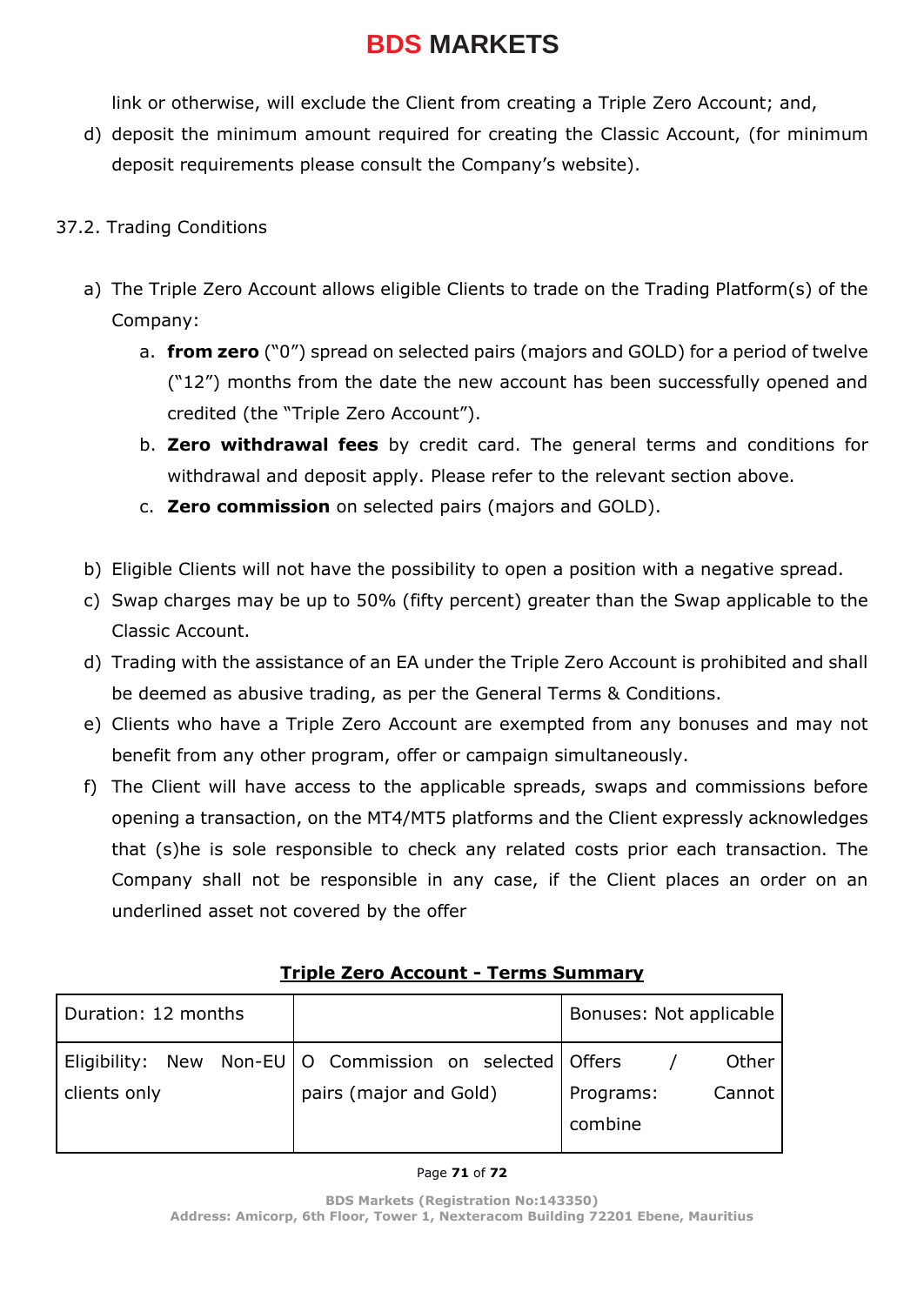link or otherwise, will exclude the Client from creating a Triple Zero Account; and,

d) deposit the minimum amount required for creating the Classic Account, (for minimum deposit requirements please consult the Company's website).

37.2. Trading Conditions

a) The Triple Zero Account allows eligible Clients to trade on the Trading Platform(s) of the Company:
   a. **from zero** ("0") spread on selected pairs (majors and GOLD) for a period of twelve ("12") months from the date the new account has been successfully opened and credited (the "Triple Zero Account").
   b. **Zero withdrawal fees** by credit card. The general terms and conditions for withdrawal and deposit apply. Please refer to the relevant section above.
   c. **Zero commission** on selected pairs (majors and GOLD).

b) Eligible Clients will not have the possibility to open a position with a negative spread.

c) Swap charges may be up to 50% (fifty percent) greater than the Swap applicable to the Classic Account.

d) Trading with the assistance of an EA under the Triple Zero Account is prohibited and shall be deemed as abusive trading, as per the General Terms & Conditions.

e) Clients who have a Triple Zero Account are exempted from any bonuses and may not benefit from any other program, offer or campaign simultaneously.

f) The Client will have access to the applicable spreads, swaps and commissions before opening a transaction, on the MT4/MT5 platforms and the Client expressly acknowledges that (s)he is sole responsible to check any related costs prior each transaction. The Company shall not be responsible in any case, if the Client places an order on an underlined asset not covered by the offer

**Triple Zero Account - Terms Summary**

| Duration: 12 months | | Bonuses: Not applicable |
|---|---|---|
| Eligibility: New Non-EU clients only | O Commission on selected pairs (major and Gold) | Offers / Other Programs: Cannot combine |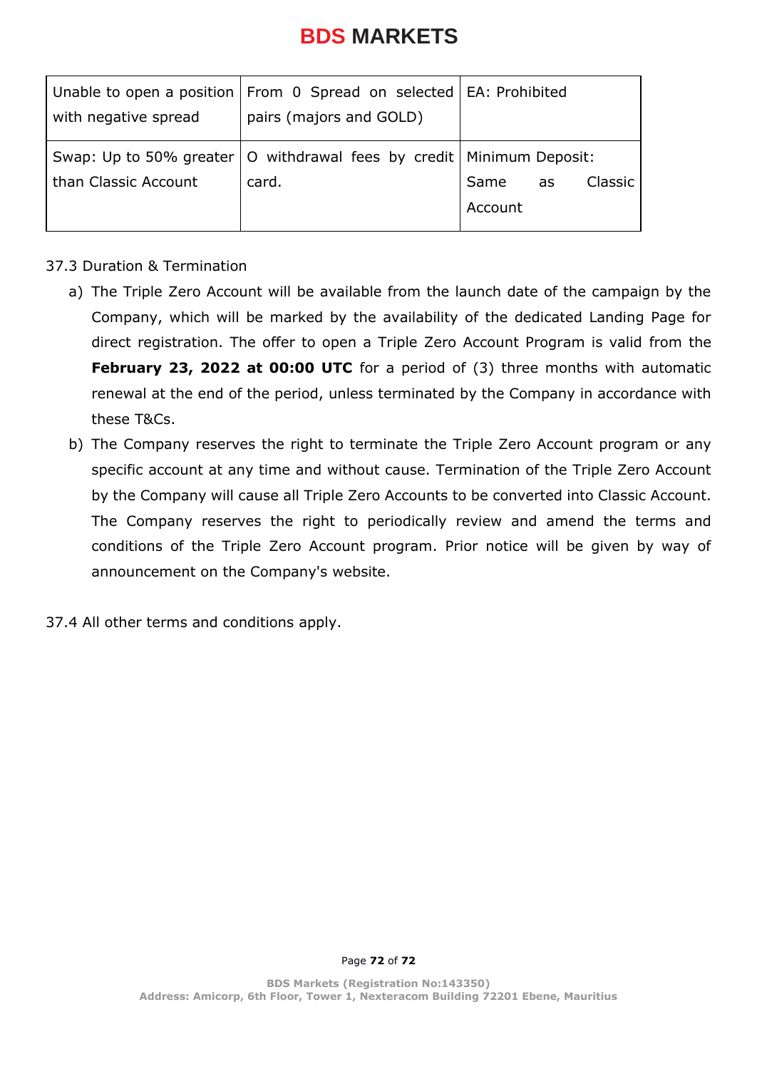| | | |
|---|---|---|
| Unable to open a position with negative spread | From 0 Spread on selected pairs (majors and GOLD) | EA: Prohibited |
| Swap: Up to 50% greater than Classic Account | O withdrawal fees by credit card. | Minimum Deposit: Same as Classic Account |

37.3 Duration & Termination

a) The Triple Zero Account will be available from the launch date of the campaign by the Company, which will be marked by the availability of the dedicated Landing Page for direct registration. The offer to open a Triple Zero Account Program is valid from the **February 23, 2022 at 00:00 UTC** for a period of (3) three months with automatic renewal at the end of the period, unless terminated by the Company in accordance with these T&Cs.

b) The Company reserves the right to terminate the Triple Zero Account program or any specific account at any time and without cause. Termination of the Triple Zero Account by the Company will cause all Triple Zero Accounts to be converted into Classic Account. The Company reserves the right to periodically review and amend the terms and conditions of the Triple Zero Account program. Prior notice will be given by way of announcement on the Company's website.

37.4 All other terms and conditions apply.